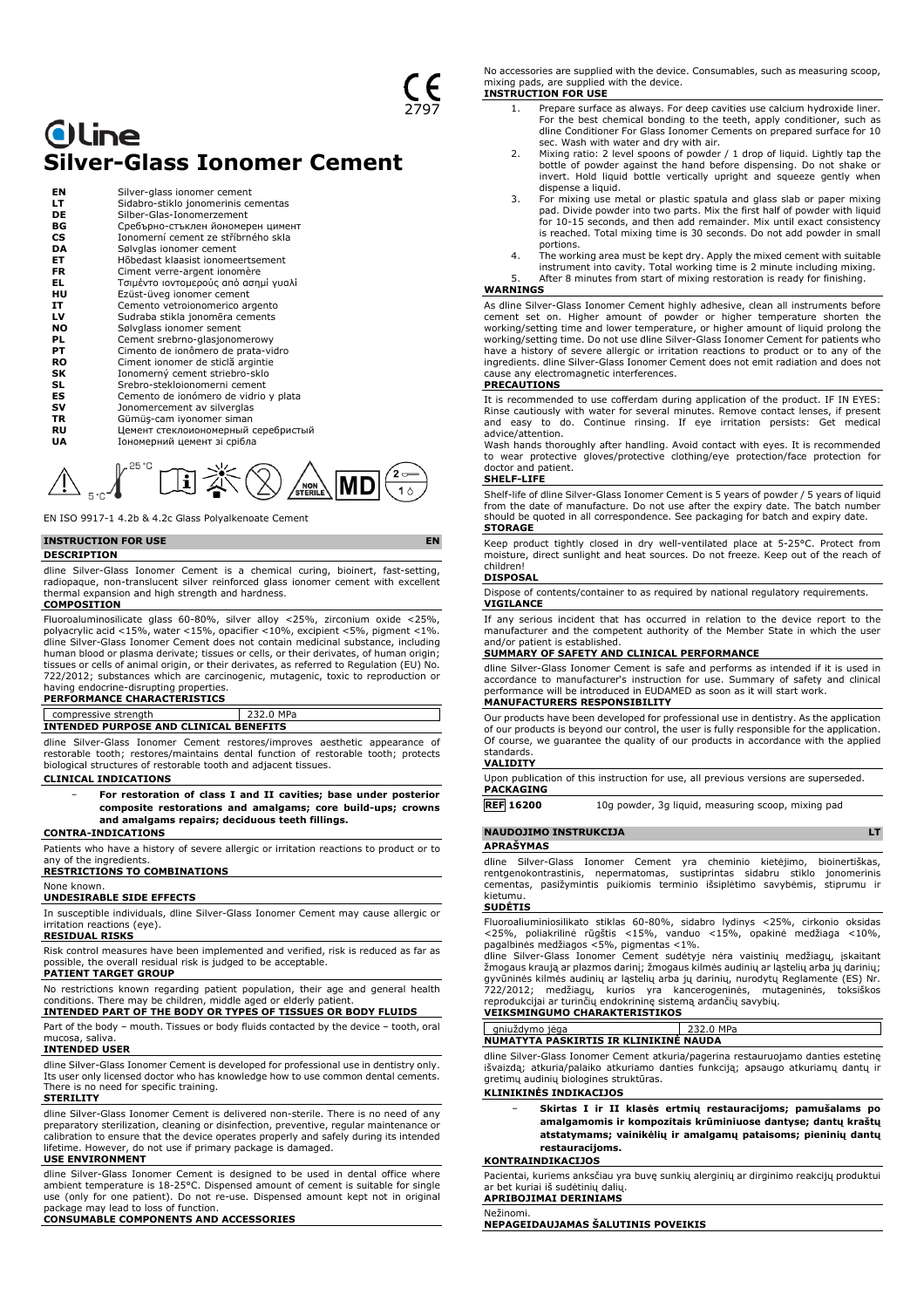CE 2797

dline

# Silver-Glass Ionomer Cement

| | |
|---|---|
| **EN** | Silver-glass ionomer cement |
| **LT** | Sidabro-stiklo jonomerinis cementas |
| **DE** | Silber-Glas-Ionomerzement |
| **BG** | Сребърно-стъклен йономерен цимент |
| **CS** | Ionomerní cement ze stříbrného skla |
| **DA** | Sølvglas ionomer cement |
| **ET** | Hõbedast klaasist ionomeertsement |
| **FR** | Ciment verre-argent ionomère |
| **EL** | Τσιμέντο ιοντομερούς από ασημί γυαλί |
| **HU** | Ezüst-üveg ionomer cement |
| **IT** | Cemento vetroionomerico argento |
| **LV** | Sudraba stikla jonomēra cements |
| **NO** | Sølvglass ionomer sement |
| **PL** | Cement srebrno-glasjonomerowy |
| **PT** | Cimento de ionômero de prata-vidro |
| **RO** | Ciment ionomer de sticlă argintie |
| **SK** | Ionomerný cement striebro-sklo |
| **SL** | Srebro-stekloionomerni cement |
| **ES** | Cemento de ionómero de vidrio y plata |
| **SV** | Jonomercement av silverglas |
| **TR** | Gümüş-cam iyonomer siman |
| **RU** | Цемент стеклоиономерный серебристый |
| **UA** | Іономерний цемент зі срібла |

5°C 25°C NON STERILE MD 2 1

EN ISO 9917-1 4.2b & 4.2c Glass Polyalkenoate Cement

## INSTRUCTION FOR USE EN

### DESCRIPTION

dline Silver-Glass Ionomer Cement is a chemical curing, bioinert, fast-setting, radiopaque, non-translucent silver reinforced glass ionomer cement with excellent thermal expansion and high strength and hardness.

### COMPOSITION

Fluoroaluminosilicate glass 60-80%, silver alloy <25%, zirconium oxide <25%, polyacrylic acid <15%, water <15%, opacifier <10%, excipient <5%, pigment <1%.
dline Silver-Glass Ionomer Cement does not contain medicinal substance, including human blood or plasma derivate; tissues or cells, or their derivates, of human origin; tissues or cells of animal origin, or their derivates, as referred to Regulation (EU) No. 722/2012; substances which are carcinogenic, mutagenic, toxic to reproduction or having endocrine-disrupting properties.

### PERFORMANCE CHARACTERISTICS

| compressive strength | 232.0 MPa |
|---|---|

### INTENDED PURPOSE AND CLINICAL BENEFITS

dline Silver-Glass Ionomer Cement restores/improves aesthetic appearance of restorable tooth; restores/maintains dental function of restorable tooth; protects biological structures of restorable tooth and adjacent tissues.

### CLINICAL INDICATIONS

- **For restoration of class I and II cavities; base under posterior composite restorations and amalgams; core build-ups; crowns and amalgams repairs; deciduous teeth fillings.**

### CONTRA-INDICATIONS

Patients who have a history of severe allergic or irritation reactions to product or to any of the ingredients.

### RESTRICTIONS TO COMBINATIONS

None known.

### UNDESIRABLE SIDE EFFECTS

In susceptible individuals, dline Silver-Glass Ionomer Cement may cause allergic or irritation reactions (eye).

### RESIDUAL RISKS

Risk control measures have been implemented and verified, risk is reduced as far as possible, the overall residual risk is judged to be acceptable.

### PATIENT TARGET GROUP

No restrictions known regarding patient population, their age and general health conditions. There may be children, middle aged or elderly patient.

### INTENDED PART OF THE BODY OR TYPES OF TISSUES OR BODY FLUIDS

Part of the body – mouth. Tissues or body fluids contacted by the device – tooth, oral mucosa, saliva.

### INTENDED USER

dline Silver-Glass Ionomer Cement is developed for professional use in dentistry only. Its user only licensed doctor who has knowledge how to use common dental cements. There is no need for specific training.

### STERILITY

dline Silver-Glass Ionomer Cement is delivered non-sterile. There is no need of any preparatory sterilization, cleaning or disinfection, preventive, regular maintenance or calibration to ensure that the device operates properly and safely during its intended lifetime. However, do not use if primary package is damaged.

### USE ENVIRONMENT

dline Silver-Glass Ionomer Cement is designed to be used in dental office where ambient temperature is 18-25°C. Dispensed amount of cement is suitable for single use (only for one patient). Do not re-use. Dispensed amount kept not in original package may lead to loss of function.

### CONSUMABLE COMPONENTS AND ACCESSORIES

No accessories are supplied with the device. Consumables, such as measuring scoop, mixing pads, are supplied with the device.

### INSTRUCTION FOR USE

1. Prepare surface as always. For deep cavities use calcium hydroxide liner. For the best chemical bonding to the teeth, apply conditioner, such as dline Conditioner For Glass Ionomer Cements on prepared surface for 10 sec. Wash with water and dry with air.
2. Mixing ratio: 2 level spoons of powder / 1 drop of liquid. Lightly tap the bottle of powder against the hand before dispensing. Do not shake or invert. Hold liquid bottle vertically upright and squeeze gently when dispense a liquid.
3. For mixing use metal or plastic spatula and glass slab or paper mixing pad. Divide powder into two parts. Mix the first half of powder with liquid for 10-15 seconds, and then add remainder. Mix until exact consistency is reached. Total mixing time is 30 seconds. Do not add powder in small portions.
4. The working area must be kept dry. Apply the mixed cement with suitable instrument into cavity. Total working time is 2 minute including mixing.
5. After 8 minutes from start of mixing restoration is ready for finishing.

### WARNINGS

As dline Silver-Glass Ionomer Cement highly adhesive, clean all instruments before cement set on. Higher amount of powder or higher temperature shorten the working/setting time and lower temperature, or higher amount of liquid prolong the working/setting time. Do not use dline Silver-Glass Ionomer Cement for patients who have a history of severe allergic or irritation reactions to product or to any of the ingredients. dline Silver-Glass Ionomer Cement does not emit radiation and does not cause any electromagnetic interferences.

### PRECAUTIONS

It is recommended to use cofferdam during application of the product. IF IN EYES: Rinse cautiously with water for several minutes. Remove contact lenses, if present and easy to do. Continue rinsing. If eye irritation persists: Get medical advice/attention.
Wash hands thoroughly after handling. Avoid contact with eyes. It is recommended to wear protective gloves/protective clothing/eye protection/face protection for doctor and patient.

### SHELF-LIFE

Shelf-life of dline Silver-Glass Ionomer Cement is 5 years of powder / 5 years of liquid from the date of manufacture. Do not use after the expiry date. The batch number should be quoted in all correspondence. See packaging for batch and expiry date.

### STORAGE

Keep product tightly closed in dry well-ventilated place at 5-25°C. Protect from moisture, direct sunlight and heat sources. Do not freeze. Keep out of the reach of children!

### DISPOSAL

Dispose of contents/container to as required by national regulatory requirements.

### VIGILANCE

If any serious incident that has occurred in relation to the device report to the manufacturer and the competent authority of the Member State in which the user and/or patient is established.

### SUMMARY OF SAFETY AND CLINICAL PERFORMANCE

dline Silver-Glass Ionomer Cement is safe and performs as intended if it is used in accordance to manufacturer's instruction for use. Summary of safety and clinical performance will be introduced in EUDAMED as soon as it will start work.

### MANUFACTURERS RESPONSIBILITY

Our products have been developed for professional use in dentistry. As the application of our products is beyond our control, the user is fully responsible for the application. Of course, we guarantee the quality of our products in accordance with the applied standards.

### VALIDITY

Upon publication of this instruction for use, all previous versions are superseded.

### PACKAGING

| REF 16200 | 10g powder, 3g liquid, measuring scoop, mixing pad |
|---|---|

## NAUDOJIMO INSTRUKCIJA LT

### APRAŠYMAS

dline Silver-Glass Ionomer Cement yra cheminio kietėjimo, bioinertiškas, rentgenokontrastinis, nepermatomas, sustiprintas sidabru stiklo jonomerinis cementas, pasižymintis puikiomis terminio išsiplėtimo savybėmis, stiprumu ir kietumu.

### SUDĖTIS

Fluoroaliuminiosilikato stiklas 60-80%, sidabro lydinys <25%, cirkonio oksidas <25%, poliakrilinė rūgštis <15%, vanduo <15%, opakinė medžiaga <10%, pagalbinės medžiagos <5%, pigmentas <1%.
dline Silver-Glass Ionomer Cement sudėtyje nėra vaistinių medžiagų, įskaitant žmogaus kraują ar plazmos darinį; žmogaus kilmės audinių ar ląstelių arba jų darinių; gyvūninės kilmės audinių ar ląstelių arba jų darinių, nurodytų Reglamente (ES) Nr. 722/2012; medžiagų, kurios yra kancerogeninės, mutageninės, toksiškos reprodukcijai ar turinčių endokrininę sistemą ardančių savybių.

### VEIKSMINGUMO CHARAKTERISTIKOS

| gniuždymo jėga | 232.0 MPa |
|---|---|

### NUMATYTA PASKIRTIS IR KLINIKINĖ NAUDA

dline Silver-Glass Ionomer Cement atkuria/pagerina restauruojamo danties estetinę išvaizdą; atkuria/palaiko atkuriamo danties funkciją; apsaugo atkuriamų dantų ir gretimų audinių biologines struktūras.

### KLINIKINĖS INDIKACIJOS

- **Skirtas I ir II klasės ertmių restauracijoms; pamušalams po amalgamomis ir kompozitais krūminiuose dantyse; dantų kraštų atstatymams; vainikėlių ir amalgamų pataisoms; pieninių dantų restauracijoms.**

### KONTRAINDIKACIJOS

Pacientai, kuriems anksčiau yra buvę sunkių alerginių ar dirginimo reakcijų produktui ar bet kuriai iš sudėtinių dalių.

### APRIBOJIMAI DERINIAMS

Nežinomi.

### NEPAGEIDAUJAMAS ŠALUTINIS POVEIKIS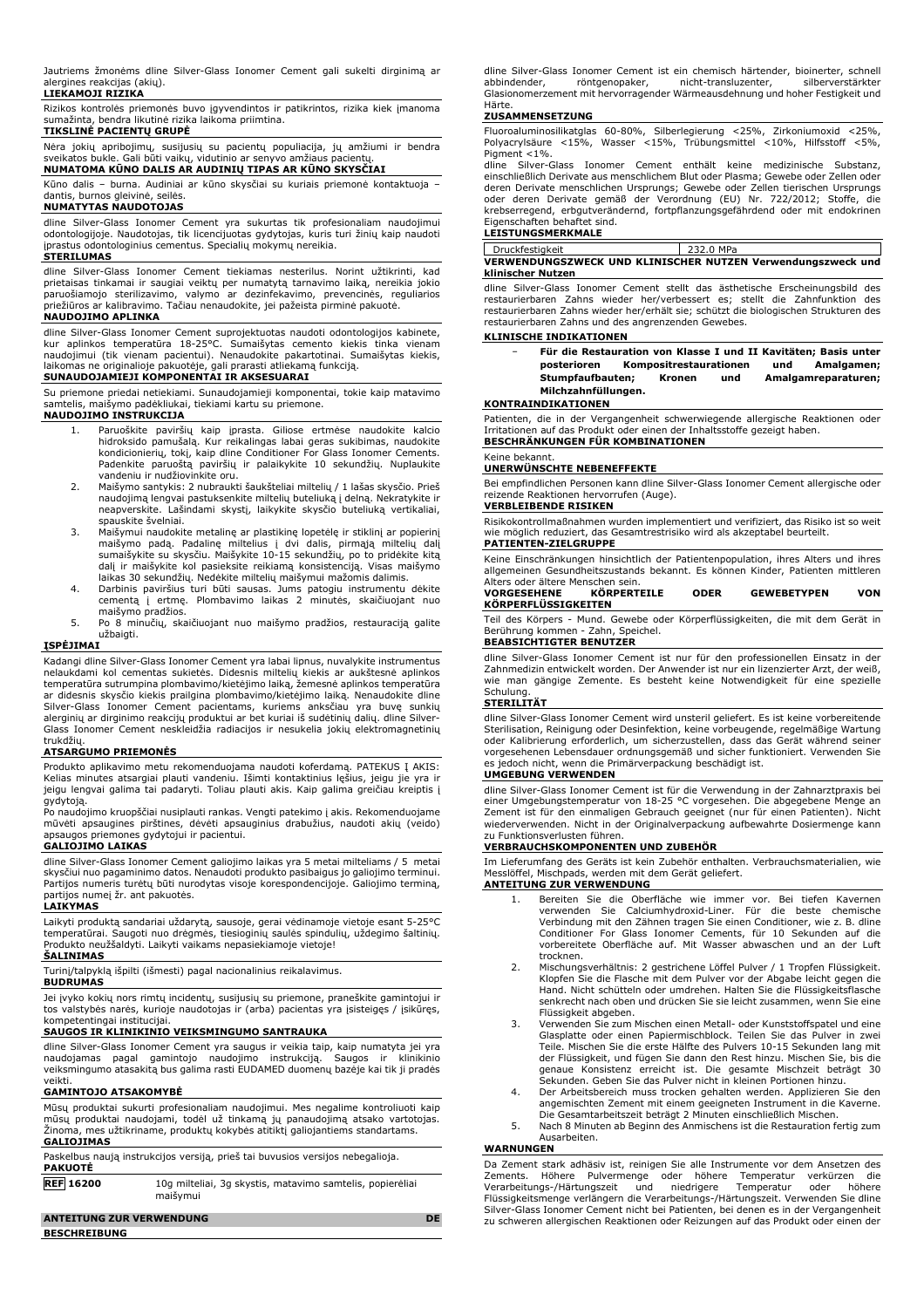Jautriems žmonėms dline Silver-Glass Ionomer Cement gali sukelti dirginimą ar alergines reakcijas (akių).

**LIEKAMOJI RIZIKA**

Rizikos kontrolės priemonės buvo įgyvendintos ir patikrintos, rizika kiek įmanoma sumažinta, bendra likutinė rizika laikoma priimtina.

**TIKSLINĖ PACIENTŲ GRUPĖ**

Nėra jokių apribojimų, susijusių su pacientų populiacija, jų amžiumi ir bendra sveikatos būkle. Gali būti vaikų, vidutinio ar senyvo amžiaus pacientų.

**NUMATOMA KŪNO DALIS AR AUDINIŲ TIPAS AR KŪNO SKYSČIAI**

Kūno dalis – burna. Audiniai ar kūno skysčiai su kuriais priemonė kontaktuoja – dantis, burnos gleivinė, seilės.

**NUMATYTAS NAUDOTOJAS**

dline Silver-Glass Ionomer Cement yra sukurtas tik profesionaliam naudojimui odontologijoje. Naudotojas, tik licencijuotas gydytojas, kuris turi žinių kaip naudoti įprastus odontologinius cementus. Specialių mokymų nereikia.

**STERILUMAS**

dline Silver-Glass Ionomer Cement tiekiamas nesterilus. Norint užtikrinti, kad prietaisas tinkamai ir saugiai veiktų per numatytą tarnavimo laiką, nereikia jokio paruošiamojo sterilizavimo, valymo ar dezinfekavimo, prevencinės, reguliarios priežiūros ar kalibravimo. Tačiau nenaudokite, jei pažeista pirminė pakuotė.

**NAUDOJIMO APLINKA**

dline Silver-Glass Ionomer Cement suprojektuotas naudoti odontologijos kabinete, kur aplinkos temperatūra 18-25°C. Sumaišytas cemento kiekis tinka vienam naudojimui (tik vienam pacientui). Nenaudokite pakartotinai. Sumaišytas kiekis, laikomas ne originalioje pakuotėje, gali prarasti atliekamą funkciją.

**SUNAUDOJAMIEJI KOMPONENTAI IR AKSESUARAI**

Su priemone priedai netiekiami. Sunaudojamieji komponentai, tokie kaip matavimo samtelis, maišymo padėkliukai, tiekiami kartu su priemone.

**NAUDOJIMO INSTRUKCIJA**

1. Paruoškite paviršių kaip įprasta. Giliose ertmėse naudokite kalcio hidroksido pamušalą. Kur reikalingas labai geras sukibimas, naudokite kondicionierių, tokį, kaip dline Conditioner For Glass Ionomer Cements. Padenkite paruoštą paviršių ir palaikykite 10 sekundžių. Nuplaukite vandeniu ir nudžiovinkite oru.
2. Maišymo santykis: 2 nubraukti šaukšteliai miltelių / 1 lašas skysčio. Prieš naudojimą lengvai pastuksenkite miltelių buteliuką į delną. Nekratykite ir neapverskite. Lašindami skystį, laikykite skysčio buteliuką vertikaliai, spauskite švelniai.
3. Maišymui naudokite metalinę ar plastikinę lopetėlę ir stiklinį ar popierinį maišymo padą. Padalinę miltelius į dvi dalis, pirmąją miltelių dalį sumaišykite su skysčiu. Maišykite 10-15 sekundžių, po to pridėkite kitą dalį ir maišykite kol pasieksite reikiamą konsistenciją. Visas maišymo laikas 30 sekundžių. Nedėkite miltelių maišymui mažomis dalimis.
4. Darbinis paviršius turi būti sausas. Jums patogiu instrumentu dėkite cementą į ertmę. Plombavimo laikas 2 minutės, skaičiuojant nuo maišymo pradžios.
5. Po 8 minučių, skaičiuojant nuo maišymo pradžios, restauraciją galite užbaigti.

**ĮSPĖJIMAI**

Kadangi dline Silver-Glass Ionomer Cement yra labai lipnus, nuvalykite instrumentus nelaukdami kol cementas sukietės. Didesnis miltelių kiekis ar aukštesnė aplinkos temperatūra sutrumpina plombavimo/kietėjimo laiką, žemesnė aplinkos temperatūra ar didesnis skysčio kiekis prailgina plombavimo/kietėjimo laiką. Nenaudokite dline Silver-Glass Ionomer Cement pacientams, kuriems anksčiau yra buvę sunkių alerginių ar dirginimo reakcijų produktui ar bet kuriai iš sudėtinių dalių. dline Silver-Glass Ionomer Cement neskleidžia radiacijos ir nesukelia jokių elektromagnetinių trukdžių.

**ATSARGUMO PRIEMONĖS**

Produkto aplikavimo metu rekomenduojama naudoti koferdamą. PATEKUS Į AKIS: Kelias minutes atsargiai plauti vandeniu. Išimti kontaktinius lęšius, jeigu jie yra ir jeigu lengvai galima tai padaryti. Toliau plauti akis. Kaip galima greičiau kreiptis į gydytoją.

Po naudojimo kruopščiai nusiplauti rankas. Vengti patekimo į akis. Rekomenduojame mūvėti apsaugines pirštines, dėvėti apsauginius drabužius, naudoti akių (veido) apsaugos priemones gydytojui ir pacientui.

**GALIOJIMO LAIKAS**

dline Silver-Glass Ionomer Cement galiojimo laikas yra 5 metai milteliams / 5 metai skysčiui nuo pagaminimo datos. Nenaudoti produkto pasibaigus jo galiojimo terminui. Partijos numeris turėtų būti nurodytas visoje korespondencijoje. Galiojimo terminą, partijos numerį žr. ant pakuotės.

**LAIKYMAS**

Laikyti produktą sandariai uždarytą, sausoje, gerai vėdinamoje vietoje esant 5-25°C temperatūrai. Saugoti nuo drėgmės, tiesioginių saulės spindulių, uždegimo šaltinių. Produkto neužšaldyti. Laikyti vaikams nepasiekiamoje vietoje!

**ŠALINIMAS**

Turinį/talpyklą išpilti (išmesti) pagal nacionalinius reikalavimus.

**BUDRUMAS**

Jei įvyko kokių nors rimtų incidentų, susijusių su priemone, praneškite gamintojui ir tos valstybės narės, kurioje naudotojas ir (arba) pacientas yra įsisteigęs / įsikūręs, kompetentingai institucijai.

**SAUGOS IR KLINIKINIO VEIKSMINGUMO SANTRAUKA**

dline Silver-Glass Ionomer Cement yra saugus ir veikia taip, kaip numatyta jei yra naudojamas pagal gamintojo naudojimo instrukciją. Saugos ir klinikinio veiksmingumo atasakitą bus galima rasti EUDAMED duomenų bazėje kai tik ji pradės veikti.

**GAMINTOJO ATSAKOMYBĖ**

Mūsų produktai sukurti profesionaliam naudojimui. Mes negalime kontroliuoti kaip mūsų produktai naudojami, todėl už tinkamą jų panaudojimą atsako vartotojas. Žinoma, mes užtikriname, produktų kokybės atitiktį galiojantiems standartams.

**GALIOJIMAS**

Paskelbus naują instrukcijos versiją, prieš tai buvusios versijos nebegalioja.

**PAKUOTĖ**

| REF 16200 | 10g milteliai, 3g skystis, matavimo samtelis, popierėliai maišymui |
|---|---|

## ANTEITUNG ZUR VERWENDUNG DE

**BESCHREIBUNG**

dline Silver-Glass Ionomer Cement ist ein chemisch härtender, bioinerter, schnell abbindender, röntgenopaker, nicht-transluzenter, silberverstärkter Glasionomerzement mit hervorragender Wärmeausdehnung und hoher Festigkeit und Härte.

**ZUSAMMENSETZUNG**

Fluoroaluminosilikatglas 60-80%, Silberlegierung <25%, Zirkoniumoxid <25%, Polyacrylsäure <15%, Wasser <15%, Trübungsmittel <10%, Hilfsstoff <5%, Pigment <1%.

dline Silver-Glass Ionomer Cement enthält keine medizinische Substanz, einschließlich Derivate aus menschlichem Blut oder Plasma; Gewebe oder Zellen oder deren Derivate menschlichen Ursprungs; Gewebe oder Zellen tierischen Ursprungs oder deren Derivate gemäß der Verordnung (EU) Nr. 722/2012; Stoffe, die krebserregend, erbgutverändernd, fortpflanzungsgefährdend oder mit endokrinen Eigenschaften behaftet sind.

**LEISTUNGSMERKMALE**

| Druckfestigkeit | 232.0 MPa |
|---|---|

**VERWENDUNGSZWECK UND KLINISCHER NUTZEN Verwendungszweck und klinischer Nutzen**

dline Silver-Glass Ionomer Cement stellt das ästhetische Erscheinungsbild des restaurierbaren Zahns wieder her/verbessert es; stellt die Zahnfunktion des restaurierbaren Zahns wieder her/erhält sie; schützt die biologischen Strukturen des restaurierbaren Zahns und des angrenzenden Gewebes.

**KLINISCHE INDIKATIONEN**

- **Für die Restauration von Klasse I und II Kavitäten; Basis unter posterioren Kompositrestaurationen und Amalgamen; Stumpfaufbauten; Kronen und Amalgamreparaturen; Milchzahnfüllungen.**

**KONTRAINDIKATIONEN**

Patienten, die in der Vergangenheit schwerwiegende allergische Reaktionen oder Irritationen auf das Produkt oder einen der Inhaltsstoffe gezeigt haben.

**BESCHRÄNKUNGEN FÜR KOMBINATIONEN**

Keine bekannt.

**UNERWÜNSCHTE NEBENEFFEKTE**

Bei empfindlichen Personen kann dline Silver-Glass Ionomer Cement allergische oder reizende Reaktionen hervorrufen (Auge).

**VERBLEIBENDE RISIKEN**

Risikokontrollmaßnahmen wurden implementiert und verifiziert, das Risiko ist so weit wie möglich reduziert, das Gesamtrestrisiko wird als akzeptabel beurteilt.

**PATIENTEN-ZIELGRUPPE**

Keine Einschränkungen hinsichtlich der Patientenpopulation, ihres Alters und ihres allgemeinen Gesundheitszustands bekannt. Es können Kinder, Patienten mittleren Alters oder ältere Menschen sein.

**VORGESEHENE KÖRPERTEILE ODER GEWEBETYPEN VON KÖRPERFLÜSSIGKEITEN**

Teil des Körpers - Mund. Gewebe oder Körperflüssigkeiten, die mit dem Gerät in Berührung kommen - Zahn, Speichel.

**BEABSICHTIGTER BENUTZER**

dline Silver-Glass Ionomer Cement ist nur für den professionellen Einsatz in der Zahnmedizin entwickelt worden. Der Anwender ist nur ein lizenzierter Arzt, der weiß, wie man gängige Zemente. Es besteht keine Notwendigkeit für eine spezielle Schulung.

**STERILITÄT**

dline Silver-Glass Ionomer Cement wird unsteril geliefert. Es ist keine vorbereitende Sterilisation, Reinigung oder Desinfektion, keine vorbeugende, regelmäßige Wartung oder Kalibrierung erforderlich, um sicherzustellen, dass das Gerät während seiner vorgesehenen Lebensdauer ordnungsgemäß und sicher funktioniert. Verwenden Sie es jedoch nicht, wenn die Primärverpackung beschädigt ist.

**UMGEBUNG VERWENDEN**

dline Silver-Glass Ionomer Cement ist für die Verwendung in der Zahnarztpraxis bei einer Umgebungstemperatur von 18-25 °C vorgesehen. Die abgegebene Menge an Zement ist für den einmaligen Gebrauch geeignet (nur für einen Patienten). Nicht wiederverwenden. Nicht in der Originalverpackung aufbewahrte Dosiermenge kann zu Funktionsverlusten führen.

**VERBRAUCHSKOMPONENTEN UND ZUBEHÖR**

Im Lieferumfang des Geräts ist kein Zubehör enthalten. Verbrauchsmaterialien, wie Messlöffel, Mischpads, werden mit dem Gerät geliefert.

**ANTEITUNG ZUR VERWENDUNG**

1. Bereiten Sie die Oberfläche wie immer vor. Bei tiefen Kavernen verwenden Sie Calciumhydroxid-Liner. Für die beste chemische Verbindung mit den Zähnen tragen Sie einen Conditioner, wie z. B. dline Conditioner For Glass Ionomer Cements, für 10 Sekunden auf die vorbereitete Oberfläche auf. Mit Wasser abwaschen und an der Luft trocknen.
2. Mischungsverhältnis: 2 gestrichene Löffel Pulver / 1 Tropfen Flüssigkeit. Klopfen Sie die Flasche mit dem Pulver vor der Abgabe leicht gegen die Hand. Nicht schütteln oder umdrehen. Halten Sie die Flüssigkeitsflasche senkrecht nach oben und drücken Sie sie leicht zusammen, wenn Sie eine Flüssigkeit abgeben.
3. Verwenden Sie zum Mischen einen Metall- oder Kunststoffspatel und eine Glasplatte oder einen Papiermischblock. Teilen Sie das Pulver in zwei Teile. Mischen Sie die erste Hälfte des Pulvers 10-15 Sekunden lang mit der Flüssigkeit, und fügen Sie dann den Rest hinzu. Mischen Sie, bis die genaue Konsistenz erreicht ist. Die gesamte Mischzeit beträgt 30 Sekunden. Geben Sie das Pulver nicht in kleinen Portionen hinzu.
4. Der Arbeitsbereich muss trocken gehalten werden. Applizieren Sie den angemischten Zement mit einem geeigneten Instrument in die Kaverne. Die Gesamtarbeitszeit beträgt 2 Minuten einschließlich Mischen.
5. Nach 8 Minuten ab Beginn des Anmischens ist die Restauration fertig zum Ausarbeiten.

**WARNUNGEN**

Da Zement stark adhäsiv ist, reinigen Sie alle Instrumente vor dem Ansetzen des Zements. Höhere Pulvermenge oder höhere Temperatur verkürzen die Verarbeitungs-/Härtungszeit und niedrigere Temperatur oder höhere Flüssigkeitsmenge verlängern die Verarbeitungs-/Härtungszeit. Verwenden Sie dline Silver-Glass Ionomer Cement nicht bei Patienten, bei denen es in der Vergangenheit zu schweren allergischen Reaktionen oder Reizungen auf das Produkt oder einen der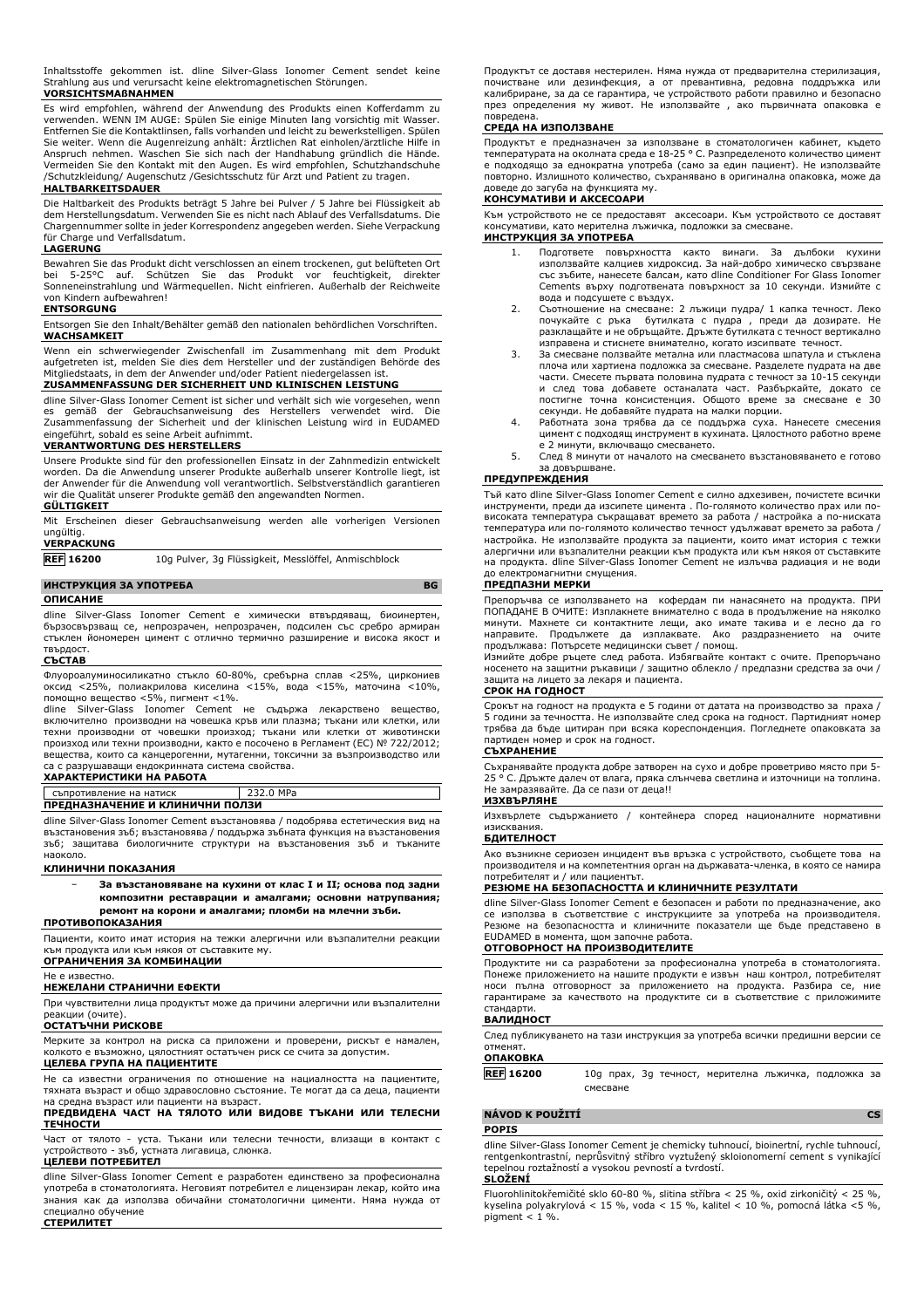Inhaltsstoffe gekommen ist. dline Silver-Glass Ionomer Cement sendet keine Strahlung aus und verursacht keine elektromagnetischen Störungen.

**VORSICHTSMAßNAHMEN**

Es wird empfohlen, während der Anwendung des Produkts einen Kofferdamm zu verwenden. WENN IM AUGE: Spülen Sie einige Minuten lang vorsichtig mit Wasser. Entfernen Sie die Kontaktlinsen, falls vorhanden und leicht zu bewerkstelligen. Spülen Sie weiter. Wenn die Augenreizung anhält: Ärztlichen Rat einholen/ärztliche Hilfe in Anspruch nehmen. Waschen Sie sich nach der Handhabung gründlich die Hände. Vermeiden Sie den Kontakt mit den Augen. Es wird empfohlen, Schutzhandschuhe /Schutzkleidung/ Augenschutz /Gesichtsschutz für Arzt und Patient zu tragen.

**HALTBARKEITSDAUER**

Die Haltbarkeit des Produkts beträgt 5 Jahre bei Pulver / 5 Jahre bei Flüssigkeit ab dem Herstellungsdatum. Verwenden Sie es nicht nach Ablauf des Verfallsdatums. Die Chargennummer sollte in jeder Korrespondenz angegeben werden. Siehe Verpackung für Charge und Verfallsdatum.

**LAGERUNG**

Bewahren Sie das Produkt dicht verschlossen an einem trockenen, gut belüfteten Ort bei 5-25°C auf. Schützen Sie das Produkt vor feuchtigkeit, direkter Sonneneinstrahlung und Wärmequellen. Nicht einfrieren. Außerhalb der Reichweite von Kindern aufbewahren!

**ENTSORGUNG**

Entsorgen Sie den Inhalt/Behälter gemäß den nationalen behördlichen Vorschriften.

**WACHSAMKEIT**

Wenn ein schwerwiegender Zwischenfall im Zusammenhang mit dem Produkt aufgetreten ist, melden Sie dies dem Hersteller und der zuständigen Behörde des Mitgliedstaats, in dem der Anwender und/oder Patient niedergelassen ist.

**ZUSAMMENFASSUNG DER SICHERHEIT UND KLINISCHEN LEISTUNG**

dline Silver-Glass Ionomer Cement ist sicher und verhält sich wie vorgesehen, wenn es gemäß der Gebrauchsanweisung des Herstellers verwendet wird. Die Zusammenfassung der Sicherheit und der klinischen Leistung wird in EUDAMED eingeführt, sobald es seine Arbeit aufnimmt.

**VERANTWORTUNG DES HERSTELLERS**

Unsere Produkte sind für den professionellen Einsatz in der Zahnmedizin entwickelt worden. Da die Anwendung unserer Produkte außerhalb unserer Kontrolle liegt, ist der Anwender für die Anwendung voll verantwortlich. Selbstverständlich garantieren wir die Qualität unserer Produkte gemäß den angewandten Normen.

**GÜLTIGKEIT**

Mit Erscheinen dieser Gebrauchsanweisung werden alle vorherigen Versionen ungültig.

**VERPACKUNG**

| | |
|---|---|
| **REF 16200** | 10g Pulver, 3g Flüssigkeit, Messlöffel, Anmischblock |

## ИНСТРУКЦИЯ ЗА УПОТРЕБА BG

**ОПИСАНИЕ**

dline Silver-Glass Ionomer Cement е химически втвърдяващ, биоинертен, бързосвързващ се, непрозрачен, непрозрачен, подсилен със сребро армиран стъклен йономерен цимент с отлично термично разширение и висока якост и твърдост.

**СЪСТАВ**

Флуороалуминосиликатно стъкло 60-80%, сребърна сплав <25%, циркониев оксид <25%, полиакрилова киселина <15%, вода <15%, маточина <10%, помощно вещество <5%, пигмент <1%.

dline Silver-Glass Ionomer Cement не съдържа лекарствено вещество, включително производни на човешка кръв или плазма; тъкани или клетки, или техни производни от човешки произход; тъкани или клетки от животински произход или техни производни, както е посочено в Регламент (ЕС) № 722/2012; вещества, които са канцерогенни, мутагенни, токсични за възпроизводството или са с разрушаващи ендокринната система свойства.

**ХАРАКТЕРИСТИКИ НА РАБОТА**

| | |
|---|---|
| съпротивление на натиск | 232.0 MPa |

**ПРЕДНАЗНАЧЕНИЕ И КЛИНИЧНИ ПОЛЗИ**

dline Silver-Glass Ionomer Cement възстановява / подобрява естетическия вид на възстановения зъб; възстановява / поддържа зъбната функция на възстановения зъб; защитава биологичните структури на възстановения зъб и тъканите наоколо.

**КЛИНИЧНИ ПОКАЗАНИЯ**

- **За възстановяване на кухини от клас I и II; основа под задни композитни реставрации и амалгами; основни натрупвания; ремонт на корони и амалгами; пломби на млечни зъби.**

**ПРОТИВОПОКАЗАНИЯ**

Пациенти, които имат история на тежки алергични или възпалителни реакции към продукта или към някоя от съставките му.

**ОГРАНИЧЕНИЯ ЗА КОМБИНАЦИИ**

Не е известно.

**НЕЖЕЛАНИ СТРАНИЧНИ ЕФЕКТИ**

При чувствителни лица продуктът може да причини алергични или възпалителни реакции (очите).

**ОСТАТЪЧНИ РИСКОВЕ**

Мерките за контрол на риска са приложени и проверени, рискът е намален, колкото е възможно, цялостният остатъчен риск се счита за допустим.

**ЦЕЛЕВА ГРУПА НА ПАЦИЕНТИТЕ**

Не са известни ограничения по отношение на нациалността на пациентите, тяхната възраст и общо здравословно състояние. Те могат да са деца, пациенти на средна възраст или пациенти на възраст.

**ПРЕДВИДЕНА ЧАСТ НА ТЯЛОТО ИЛИ ВИДОВЕ ТЪКАНИ ИЛИ ТЕЛЕСНИ ТЕЧНОСТИ**

Част от тялото - уста. Тъкани или телесни течности, влизащи в контакт с устройството - зъб, устната лигавица, слюнка.

**ЦЕЛЕВИ ПОТРЕБИТЕЛ**

dline Silver-Glass Ionomer Cement е разработен единствено за професионална употреба в стоматологията. Неговият потребител е лицензиран лекар, който има знания как да използва обичайни стоматологични цименти. Няма нужда от специално обучение

**СТЕРИЛИТЕТ**

Продуктът се доставя нестерилен. Няма нужда от предварителна стерилизация, почистване или дезинфекция, а от превантивна, редовна поддръжка или калибриране, за да се гарантира, че устройството работи правилно и безопасно през определения му живот. Не използвайте , ако първичната опаковка е повредена.

**СРЕДА НА ИЗПОЛЗВАНЕ**

Продуктът е предназначен за използване в стоматологичен кабинет, където температурата на околната среда е 18-25 ° C. Разпределеното количество цимент е подходящо за еднократна употреба (само за един пациент). Не използвайте повторно. Излишното количество, съхранявано в оригинална опаковка, може да доведе до загуба на функцията му.

**КОНСУМАТИВИ И АКСЕСОАРИ**

Към устройството не се предоставят аксесоари. Към устройството се доставят консумативи, като мерителна лъжичка, подложки за смесване.

**ИНСТРУКЦИЯ ЗА УПОТРЕБА**

1. Подгответе повърхността както винаги. За дълбоки кухини използвайте калциев хидроксид. За най-добро химическо свързване със зъбите, нанесете балсам, като dline Conditioner For Glass Ionomer Cements върху подготвената повърхност за 10 секунди. Измийте с вода и подсушете с въздух.
2. Съотношение на смесване: 2 лъжици пудра/ 1 капка течност. Леко почукайте с ръка бутилката с пудра , преди да дозирате. Не разклащайте и не обръщайте. Дръжте бутилката с течност вертикално изправена и стиснете внимателно, когато изсипвате течност.
3. За смесване ползвайте метална или пластмасова шпатула и стъклена плоча или хартиена подложка за смесване. Разделете пудрата на две части. Смесете първата половина пудрата с течност за 10-15 секунди и след това добавете останалата част. Разбъркайте, докато се постигне точна консистенция. Общото време за смесване е 30 секунди. Не добавяйте пудрата на малки порции.
4. Работната зона трябва да се поддържа суха. Нанесете смесения цимент с подходящ инструмент в кухината. Цялостното работно време е 2 минути, включващо смесването.
5. След 8 минути от началото на смесването възстановяването е готово за довършване.

**ПРЕДУПРЕЖДЕНИЯ**

Тъй като dline Silver-Glass Ionomer Cement е силно адхезивен, почистете всички инструменти, преди да изсипете цимента . По-голямото количество прах или по-високата температура съкращават времето за работа / настройка а по-ниската температура или по-голямото количество течност удължават времето за работа / настройка. Не използвайте продукта за пациенти, които имат история с тежки алергични или възпалителни реакции към продукта или към някоя от съставките на продукта. dline Silver-Glass Ionomer Cement не излъчва радиация и не води до електромагнитни смущения.

**ПРЕДПАЗНИ МЕРКИ**

Препоръчва се използването на кофердам пи нанасянето на продукта. ПРИ ПОПАДАНЕ В ОЧИТЕ: Изплакнете внимателно с вода в продължение на няколко минути. Махнете си контактните лещи, ако имате такива и е лесно да го направите. Продължете да изплаквате. Ако раздразнението на очите продължава: Потърсете медицински съвет / помощ.

Измийте добре ръцете след работа. Избягвайте контакт с очите. Препоръчано носенето на защитни ръкавици / защитно облекло / предпазни средства за очи / защита на лицето за лекаря и пациента.

**СРОК НА ГОДНОСТ**

Срокът на годност на продукта е 5 години от датата на производство за праха / 5 години за течността. Не използвайте след срока на годност. Партидният номер трябва да бъде цитиран при всяка кореспонденция. Погледнете опаковката за партиден номер и срок на годност.

**СЪХРАНЕНИЕ**

Съхранявайте продукта добре затворен на сухо и добре проветриво място при 5-25 ° C. Дръжте далеч от влага, пряка слънчева светлина и източници на топлина. Не замразявайте. Да се пази от деца!!

**ИЗХВЪРЛЯНЕ**

Изхвърлете съдържанието / контейнера според националните нормативни изисквания.

**БДИТЕЛНОСТ**

Ако възникне сериозен инцидент във връзка с устройството, съобщете това на производителя и на компетентния орган на държавата-членка, в която се намира потребителят и / или пациентът.

**РЕЗЮМЕ НА БЕЗОПАСНОСТТА И КЛИНИЧНИТЕ РЕЗУЛТАТИ**

dline Silver-Glass Ionomer Cement е безопасен и работи по предназначение, ако се използва в съответствие с инструкциите за употреба на производителя. Резюме на безопасността и клиничните показатели ще бъде представено в EUDAMED в момента, щом започне работа.

**ОТГОВОРНОСТ НА ПРОИЗВОДИТЕЛИТЕ**

Продуктите ни са разработени за професионална употреба в стоматологията. Понеже приложението на нашите продукти е извън наш контрол, потребителят носи пълна отговорност за приложението на продукта. Разбира се, ние гарантираме за качеството на продуктите си в съответствие с приложимите стандарти.

**ВАЛИДНОСТ**

След публикуването на тази инструкция за употреба всички предишни версии се отменят.

**ОПАКОВКА**

| | |
|---|---|
| **REF 16200** | 10g прах, 3g течност, мерителна лъжичка, подложка за смесване |

## NÁVOD K POUŽITÍ CS

**POPIS**

dline Silver-Glass Ionomer Cement je chemicky tuhnoucí, bioinertní, rychle tuhnoucí, rentgenkontrastní, neprůsvitný stříbro vyztužený skloionomerní cement s vynikající tepelnou roztažností a vysokou pevností a tvrdostí.

**SLOŽENÍ**

Fluorohlinitokřemičité sklo 60-80 %, slitina stříbra < 25 %, oxid zirkoničitý < 25 %, kyselina polyakrylová < 15 %, voda < 15 %, kalitel < 10 %, pomocná látka <5 %, pigment < 1 %.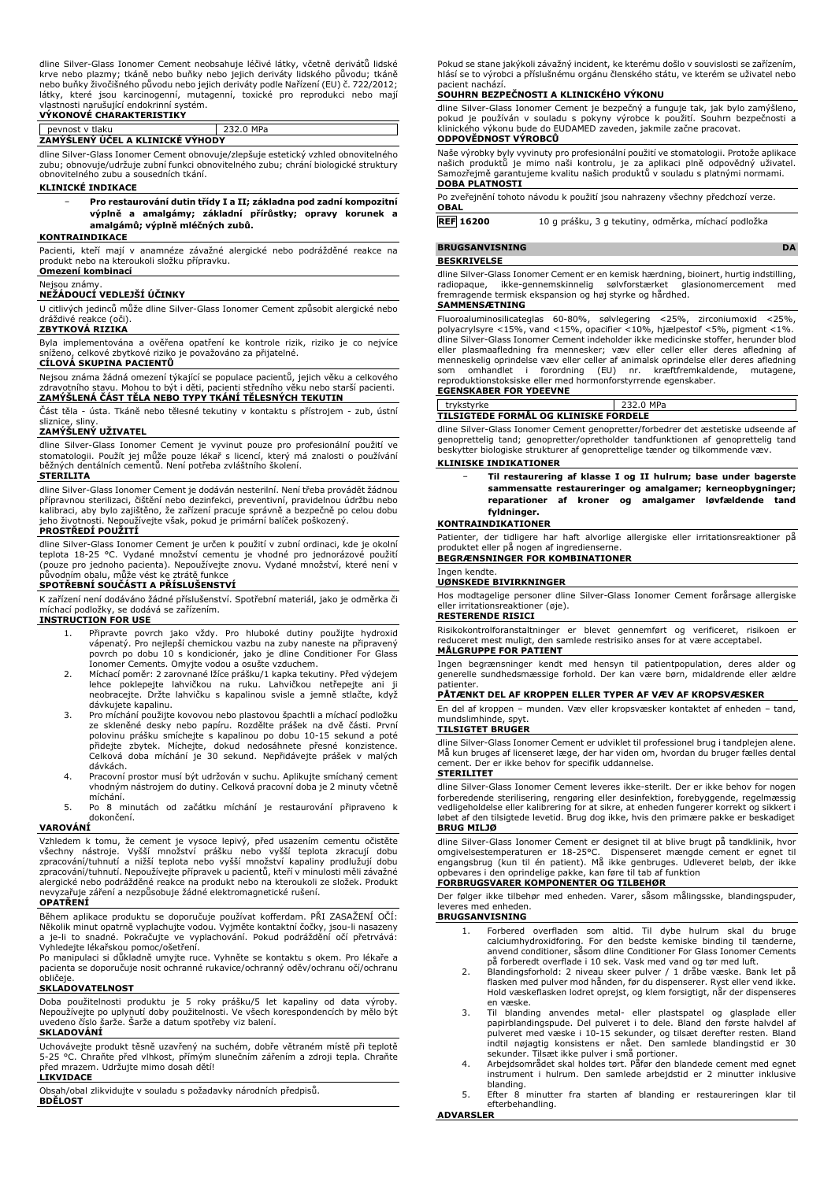dline Silver-Glass Ionomer Cement neobsahuje léčivé látky, včetně derivátů lidské krve nebo plazmy; tkáně nebo buňky nebo jejich deriváty lidského původu; tkáně nebo buňky živočišného původu nebo jejich deriváty podle Nařízení (EU) č. 722/2012; látky, které jsou karcinogenní, mutagenní, toxické pro reprodukci nebo mají vlastnosti narušující endokrinní systém.

**VÝKONOVÉ CHARAKTERISTIKY**

| pevnost v tlaku | 232.0 MPa |
|---|---|

**ZAMÝŠLENÝ ÚČEL A KLINICKÉ VÝHODY**

dline Silver-Glass Ionomer Cement obnovuje/zlepšuje estetický vzhled obnovitelného zubu; obnovuje/udržuje zubní funkci obnovitelného zubu; chrání biologické struktury obnovitelného zubu a sousedních tkání.

**KLINICKÉ INDIKACE**

- **Pro restaurování dutin třídy I a II; základna pod zadní kompozitní výplně a amalgámy; základní přírůstky; opravy korunek a amalgámů; výplně mléčných zubů.**

**KONTRAINDIKACE**

Pacienti, kteří mají v anamnéze závažné alergické nebo podrážděné reakce na produkt nebo na kteroukoli složku přípravku.

**Omezení kombinací**

Nejsou známy.

**NEŽÁDOUCÍ VEDLEJŠÍ ÚČINKY**

U citlivých jedinců může dline Silver-Glass Ionomer Cement způsobit alergické nebo dráždivé reakce (oči).

**ZBYTKOVÁ RIZIKA**

Byla implementována a ověřena opatření ke kontrole rizik, riziko je co nejvíce sníženo, celkové zbytkové riziko je považováno za přijatelné.

**CÍLOVÁ SKUPINA PACIENTŮ**

Nejsou známa žádná omezení týkající se populace pacientů, jejich věku a celkového zdravotního stavu. Mohou to být i děti, pacienti středního věku nebo starší pacienti.

**ZAMÝŠLENÁ ČÁST TĚLA NEBO TYPY TKÁNÍ TĚLESNÝCH TEKUTIN**

Část těla - ústa. Tkáně nebo tělesné tekutiny v kontaktu s přístrojem - zub, ústní sliznice, sliny.

**ZAMÝŠLENÝ UŽIVATEL**

dline Silver-Glass Ionomer Cement je vyvinut pouze pro profesionální použití ve stomatologii. Použít jej může pouze lékař s licencí, který má znalosti o používání běžných dentálních cementů. Není potřeba zvláštního školení.

**STERILITA**

dline Silver-Glass Ionomer Cement je dodáván nesterilní. Není třeba provádět žádnou přípravnou sterilizaci, čištění nebo dezinfekci, preventivní, pravidelnou údržbu nebo kalibraci, aby bylo zajištěno, že zařízení pracuje správně a bezpečně po celou dobu jeho životnosti. Nepoužívejte však, pokud je primární balíček poškozený.

**PROSTŘEDÍ POUŽITÍ**

dline Silver-Glass Ionomer Cement je určen k použití v zubní ordinaci, kde je okolní teplota 18-25 °C. Vydané množství cementu je vhodné pro jednorázové použití (pouze pro jednoho pacienta). Nepoužívejte znovu. Vydané množství, které není v původním obalu, může vést ke ztrátě funkce

**SPOTŘEBNÍ SOUČÁSTI A PŘÍSLUŠENSTVÍ**

K zařízení není dodáváno žádné příslušenství. Spotřební materiál, jako je odměrka či míchací podložky, se dodává se zařízením.

**INSTRUCTION FOR USE**

1. Připravte povrch jako vždy. Pro hluboké dutiny použijte hydroxid vápenatý. Pro nejlepší chemickou vazbu na zuby naneste na připravený povrch po dobu 10 s kondicionér, jako je dline Conditioner For Glass Ionomer Cements. Omyjte vodou a osušte vzduchem.
2. Míchací poměr: 2 zarovnané lžíce prášku/1 kapka tekutiny. Před výdejem lehce poklepejte lahvičkou na ruku. Lahvičku netřepejte ani ji neobracejte. Držte lahvičku s kapalinou svisle a jemně stlačte, když dávkujete kapalinu.
3. Pro míchání použijte kovovou nebo plastovou špachtli a míchací podložku ze skleněné desky nebo papíru. Rozdělte prášek na dvě části. První polovinu prášku smíchejte s kapalinou po dobu 10-15 sekund a poté přidejte zbytek. Míchejte, dokud nedosáhnete přesné konzistence. Celková doba míchání je 30 sekund. Nepřidávejte prášek v malých dávkách.
4. Pracovní prostor musí být udržován v suchu. Aplikujte smíchaný cement vhodným nástrojem do dutiny. Celková pracovní doba je 2 minuty včetně míchání.
5. Po 8 minutách od začátku míchání je restaurování připraveno k dokončení.

**VAROVÁNÍ**

Vzhledem k tomu, že cement je vysoce lepivý, před usazením cementu očistěte všechny nástroje. Vyšší množství prášku nebo vyšší teplota zkracují dobu zpracování/tuhnutí a nižší teplota nebo vyšší množství kapaliny prodlužují dobu zpracování/tuhnutí. Nepoužívejte přípravek u pacientů, kteří v minulosti měli závažné alergické nebo podrážděné reakce na produkt nebo na kteroukoli ze složek. Produkt nevyzařuje záření a nezpůsobuje žádné elektromagnetické rušení.

**OPATŘENÍ**

Během aplikace produktu se doporučuje používat kofferdam. PŘI ZASAŽENÍ OČÍ: Několik minut opatrně vyplachujte vodou. Vyjměte kontaktní čočky, jsou-li nasazeny a je-li to snadné. Pokračujte ve vyplachování. Pokud podráždění očí přetrvává: Vyhledejte lékařskou pomoc/ošetření.
Po manipulaci si důkladně umyjte ruce. Vyhněte se kontaktu s okem. Pro lékaře a pacienta se doporučuje nosit ochranné rukavice/ochranný oděv/ochranu očí/ochranu obličeje.

**SKLADOVATELNOST**

Doba použitelnosti produktu je 5 roky prášku/5 let kapaliny od data výroby. Nepoužívejte po uplynutí doby použitelnosti. Ve všech korespondencích by mělo být uvedeno číslo šarže. Šarže a datum spotřeby viz balení.

**SKLADOVÁNÍ**

Uchovávejte produkt těsně uzavřený na suchém, dobře větraném místě při teplotě 5-25 °C. Chraňte před vlhkostí, přímým slunečním zářením a zdroji tepla. Chraňte před mrazem. Udržujte mimo dosah dětí!

**LIKVIDACE**

Obsah/obal zlikvidujte v souladu s požadavky národních předpisů.

**BDĚLOST**

Pokud se stane jakýkoli závažný incident, ke kterému došlo v souvislosti se zařízením, hlásí se to výrobci a příslušnému orgánu členského státu, ve kterém se uživatel nebo pacient nachází.

**SOUHRN BEZPEČNOSTI A KLINICKÉHO VÝKONU**

dline Silver-Glass Ionomer Cement je bezpečný a funguje tak, jak bylo zamýšleno, pokud je používán v souladu s pokyny výrobce k použití. Souhrn bezpečnosti a klinického výkonu bude do EUDAMED zaveden, jakmile začne pracovat.

**ODPOVĚDNOST VÝROBCŮ**

Naše výrobky byly vyvinuty pro profesionální použití ve stomatologii. Protože aplikace našich produktů je mimo naši kontrolu, je za aplikaci plně odpovědný uživatel. Samozřejmě garantujeme kvalitu našich produktů v souladu s platnými normami.

**DOBA PLATNOSTI**

Po zveřejnění tohoto návodu k použití jsou nahrazeny všechny předchozí verze.

**OBAL**

| **REF 16200** | 10 g prášku, 3 g tekutiny, odměrka, míchací podložka |
|---|---|

## BRUGSANVISNING — DA

**BESKRIVELSE**

dline Silver-Glass Ionomer Cement er en kemisk hærdning, bioinert, hurtig indstilling, radiopaque, ikke-gennemskinnelig sølvforstærket glasionomercement med fremragende termisk ekspansion og høj styrke og hårdhed.

**SAMMENSÆTNING**

Fluoroaluminosilicateglas 60-80%, sølvlegering <25%, zirconiumoxid <25%, polyacrylsyre <15%, vand <15%, opacifier <10%, hjælpestof <5%, pigment <1%.
dline Silver-Glass Ionomer Cement indeholder ikke medicinske stoffer, herunder blod eller plasmaafledning fra mennesker; væv eller celler eller deres afledning af menneskelig oprindelse væv eller celler af animalsk oprindelse eller deres afledning som omhandlet i forordning (EU) nr. kræftfremkaldende, mutagene, reproduktionstoksiske eller med hormonforstyrrende egenskaber.

**EGENSKABER FOR YDEEVNE**

| trykstyrke | 232.0 MPa |
|---|---|

**TILSIGTEDE FORMÅL OG KLINISKE FORDELE**

dline Silver-Glass Ionomer Cement genopretter/forbedrer det æstetiske udseende af genoprettelig tand; genopretter/opretholder tandfunktionen af genoprettelig tand beskytter biologiske strukturer af genoprettelige tænder og tilkommende væv.

**KLINISKE INDIKATIONER**

- **Til restaurering af klasse I og II hulrum; base under bagerste sammensatte restaureringer og amalgamer; kerneopbygninger; reparationer af kroner og amalgamer løvfældende tand fyldninger.**

**KONTRAINDIKATIONER**

Patienter, der tidligere har haft alvorlige allergiske eller irritationsreaktioner på produktet eller på nogen af ingredienserne.

**BEGRÆNSNINGER FOR KOMBINATIONER**

Ingen kendte.

**UØNSKEDE BIVIRKNINGER**

Hos modtagelige personer dline Silver-Glass Ionomer Cement forårsage allergiske eller irritationsreaktioner (øje).

**RESTERENDE RISICI**

Risikokontrolforanstaltninger er blevet gennemført og verificeret, risikoen er reduceret mest muligt, den samlede restrisiko anses for at være acceptabel.

**MÅLGRUPPE FOR PATIENT**

Ingen begrænsninger kendt med hensyn til patientpopulation, deres alder og generelle sundhedsmæssige forhold. Der kan være børn, midaldrende eller ældre patienter.

**PÅTÆNKT DEL AF KROPPEN ELLER TYPER AF VÆV AF KROPSVÆSKER**

En del af kroppen – munden. Væv eller kropsvæsker kontaktet af enheden – tand, mundslimhinde, spyt.

**TILSIGTET BRUGER**

dline Silver-Glass Ionomer Cement er udviklet til professionel brug i tandplejen alene. Må kun bruges af licenseret læge, der har viden om, hvordan du bruger fælles dental cement. Der er ikke behov for specifik uddannelse.

**STERILITET**

dline Silver-Glass Ionomer Cement leveres ikke-sterilt. Der er ikke behov for nogen forberedende sterilisering, rengøring eller desinfektion, forebyggende, regelmæssig vedligeholdelse eller kalibrering for at sikre, at enheden fungerer korrekt og sikkert i løbet af den tilsigtede levetid. Brug dog ikke, hvis den primære pakke er beskadiget

**BRUG MILJØ**

dline Silver-Glass Ionomer Cement er designet til at blive brugt på tandklinik, hvor omgivelsestemperaturen er 18-25°C. Dispenseret mængde cement er egnet til engangsbrug (kun til én patient). Må ikke genbruges. Udleveret beløb, der ikke opbevares i den oprindelige pakke, kan føre til tab af funktion

**FORBRUGSVARER KOMPONENTER OG TILBEHØR**

Der følger ikke tilbehør med enheden. Varer, såsom målingsske, blandingspuder, leveres med enheden.

**BRUGSANVISNING**

1. Forbered overfladen som altid. Til dybe hulrum skal du bruge calciumhydroxidforing. For den bedste kemiske binding til tænderne, anvend conditioner, såsom dline Conditioner For Glass Ionomer Cements på forberedt overflade i 10 sek. Vask med vand og tør med luft.
2. Blandingsforhold: 2 niveau skeer pulver / 1 dråbe væske. Bank let på flasken med pulver mod hånden, før du dispenserer. Ryst eller vend ikke. Hold væskeflasken lodret oprejst, og klem forsigtigt, når der dispenseres en væske.
3. Til blanding anvendes metal- eller plastspatel og glasplade eller papirblandingspude. Del pulveret i to dele. Bland den første halvdel af pulveret med væske i 10-15 sekunder, og tilsæt derefter resten. Bland indtil nøjagtig konsistens er nået. Den samlede blandingstid er 30 sekunder. Tilsæt ikke pulver i små portioner.
4. Arbejdsområdet skal holdes tørt. Påfør den blandede cement med egnet instrument i hulrum. Den samlede arbejdstid er 2 minutter inklusive blanding.
5. Efter 8 minutter fra starten af blanding er restaureringen klar til efterbehandling.

**ADVARSLER**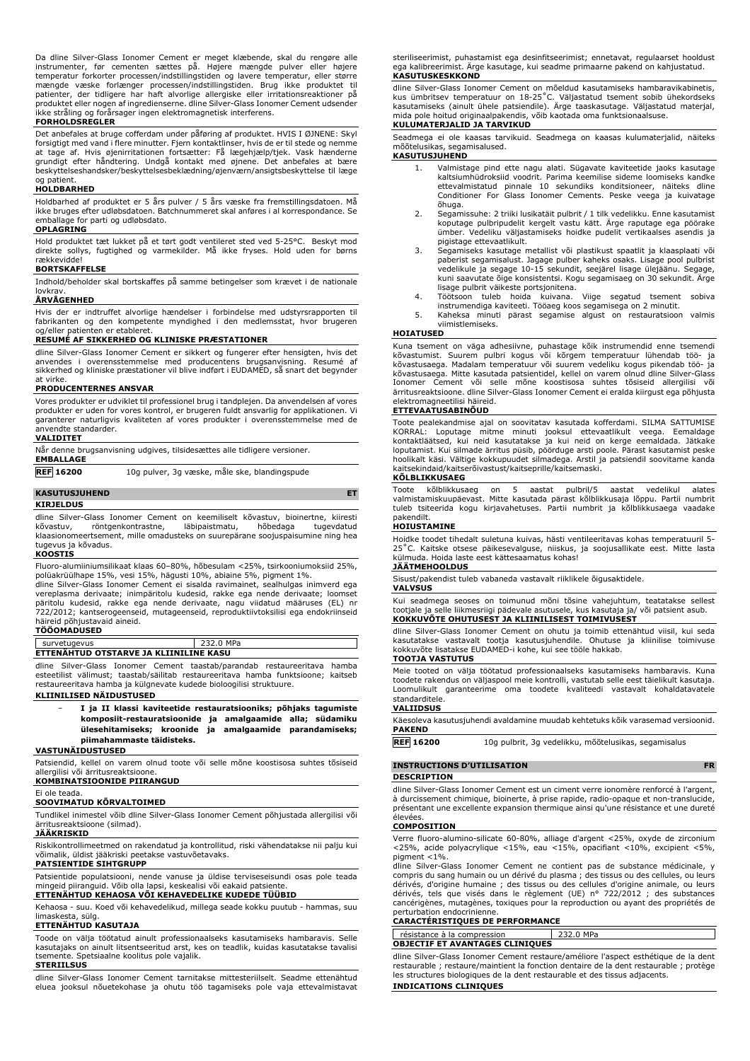Da dline Silver-Glass Ionomer Cement er meget klæbende, skal du rengøre alle instrumenter, før cementen sættes på. Højere mængde pulver eller højere temperatur forkorter processen/indstillingstiden og lavere temperatur, eller større mængde væske forlænger processen/indstillingstiden. Brug ikke produktet til patienter, der tidligere har haft alvorlige allergiske eller irritationsreaktioner på produktet eller nogen af ingredienserne. dline Silver-Glass Ionomer Cement udsender ikke stråling og forårsager ingen elektromagnetisk interferens.

**FORHOLDSREGLER**

Det anbefales at bruge cofferdam under påføring af produktet. HVIS I ØJNENE: Skyl forsigtigt med vand i flere minutter. Fjern kontaktlinser, hvis de er til stede og nemme at tage af. Hvis øjenirritationen fortsætter: Få lægehjælp/tjek. Vask hænderne grundigt efter håndtering. Undgå kontakt med øjnene. Det anbefales at bære beskyttelseshandsker/beskyttelsesbeklædning/øjenværn/ansigtsbeskyttelse til læge og patient.

**HOLDBARHED**

Holdbarhed af produktet er 5 års pulver / 5 års væske fra fremstillingsdatoen. Må ikke bruges efter udløbsdatoen. Batchnummeret skal anføres i al korrespondance. Se emballage for parti og udløbsdato.

**OPLAGRING**

Hold produktet tæt lukket på et tørt godt ventileret sted ved 5-25°C. Beskyt mod direkte sollys, fugtighed og varmekilder. Må ikke fryses. Hold uden for børns rækkevidde!

**BORTSKAFFELSE**

Indhold/beholder skal bortskaffes på samme betingelser som krævet i de nationale lovkrav.

**ÅRVÅGENHED**

Hvis der er indtruffet alvorlige hændelser i forbindelse med udstyrsrapporten til fabrikanten og den kompetente myndighed i den medlemsstat, hvor brugeren og/eller patienten er etableret.

**RESUMÉ AF SIKKERHED OG KLINISKE PRÆSTATIONER**

dline Silver-Glass Ionomer Cement er sikkert og fungerer efter hensigten, hvis det anvendes i overensstemmelse med producentens brugsanvisning. Resumé af sikkerhed og kliniske præstationer vil blive indført i EUDAMED, så snart det begynder at virke.

**PRODUCENTERNES ANSVAR**

Vores produkter er udviklet til professionel brug i tandplejen. Da anvendelsen af vores produkter er uden for vores kontrol, er brugeren fuldt ansvarlig for applikationen. Vi garanterer naturligvis kvaliteten af vores produkter i overensstemmelse med de anvendte standarder.

**VALIDITET**

Når denne brugsanvisning udgives, tilsidesættes alle tidligere versioner.

**EMBALLAGE**

**REF 16200** 10g pulver, 3g væske, måle ske, blandingspude

## KASUTUSJUHEND — ET

**KIRJELDUS**

dline Silver-Glass Ionomer Cement on keemiliselt kõvastuv, bioinertne, kiiresti kõvastuv, röntgenkontrastne, läbipaistmatu, hõbedaga tugevdatud klaasionomeertsement, mille omadusteks on suurepärane soojuspaisumine ning hea tugevus ja kõvadus.

**KOOSTIS**

Fluoro-alumiiniumsilikaat klaas 60–80%, hõbesulam <25%, tsirkooniumoksiid 25%, polüakrüülhape 15%, vesi 15%, hägusti 10%, abiaine 5%, pigment 1%.
dline Silver-Glass Ionomer Cement ei sisalda ravimainet, sealhulgas inimverd ega vereplasma derivaate; inimpäritolu kudesid, rakke ega nende derivaate; loomset päritolu kudesid, rakke ega nende derivaate, nagu viidatud määruses (EL) nr 722/2012; kantserogeenseid, mutageenseid, reproduktiivtoksilisi ega endokriinseid häireid põhjustavaid aineid.

**TÖÖOMADUSED**

| survetugevus | 232.0 MPa |
|---|---|

**ETTENÄHTUD OTSTARVE JA KLIINILINE KASU**

dline Silver-Glass Ionomer Cement taastab/parandab restaureeritava hamba esteetilist välimust; taastab/säilitab restaureeritava hamba funktsioone; kaitseb restaureeritava hamba ja külgnevate kudede bioloogilisi struktuure.

**KLIINILISED NÄIDUSTUSED**

- **I ja II klassi kaviteetide restauratsiooniks; põhjaks tagumiste komposiit-restauratsioonide ja amalgaamide alla; südamiku ülesehitamiseks; krooinide ja amalgaamide parandamiseks; piimahammaste täidisteks.**

**VASTUNÄIDUSTUSED**

Patsiendid, kellel on varem olnud toote või selle mõne koostisosa suhtes tõsiseid allergilisi või ärritusreaktsioone.

**KOMBINATSIOONIDE PIIRANGUD**

Ei ole teada.

**SOOVIMATUD KÕRVALTOIMED**

Tundlikel inimestel võib dline Silver-Glass Ionomer Cement põhjustada allergilisi või ärritusreaktsioone (silmad).

**JÄÄKRISKID**

Riskikontrollimeetmed on rakendatud ja kontrollitud, riski vähendatakse nii palju kui võimalik, üldist jääkriski peetakse vastuvõetavaks.

**PATSIENTIDE SIHTGRUPP**

Patsientide populatsiooni, nende vanuse ja üldise terviseseisundi osas pole teada mingeid piiranguid. Võib olla lapsi, keskealisi või eakaid patsiente.

**ETTENÄHTUD KEHAOSA VÕI KEHAVEDELIKE KUDEDE TÜÜBID**

Kehaosa - suu. Koed või kehavedelikud, millega seade kokku puutub - hammas, suu limaskesta, sülg.

**ETTENÄHTUD KASUTAJA**

Toode on välja töötatud ainult professionaalseks kasutamiseks hambaravis. Selle kasutajaks on ainult litsentseeritud arst, kes on teadlik, kuidas kasutatakse tavalisi tsemente. Spetsiaalne koolitus pole vajalik.

**STERIILSUS**

dline Silver-Glass Ionomer Cement tarnitakse mittesteriilselt. Seadme ettenähtud eluea jooksul nõuetekohase ja ohutu töö tagamiseks pole vaja ettevalmistavat steriliseerimist, puhastamist ega desinfitseerimist; ennetavat, regulaarset hooldust ega kalibreerimist. Ärge kasutage, kui seadme primaarne pakend on kahjustatud.

**KASUTUSKESKKOND**

dline Silver-Glass Ionomer Cement on mõeldud kasutamiseks hambaravikabinetis, kus ümbritsev temperatuur on 18-25˚C. Väljastatud tsement sobib ühekordseks kasutamiseks (ainult ühele patsiendile). Ärge taaskasutage. Väljastatud materjal, mida pole hoitud originaalpakendis, võib kaotada oma funktsionaalsuse.

**KULUMATERJALID JA TARVIKUD**

Seadmega ei ole kaasas tarvikuid. Seadmega on kaasas kulumaterjalid, näiteks mõõtelusikas, segamisalused.

**KASUTUSJUHEND**

1. Valmistage pind ette nagu alati. Sügavate kaviteetide jaoks kasutage kaltsiumhüdroksiid voodrit. Parima keemilise sideme loomiseks kandke ettevalmistatud pinnale 10 sekundiks konditsioneer, näiteks dline Conditioner For Glass Ionomer Cements. Peske vega ja kuivatage õhuga.
2. Segamissuhe: 2 triiki lusikatäit pulbrit / 1 tilk vedelikku. Enne kasutamist koputage pulbripudelit kergelt vastu kätt. Ärge raputage ega pöörake ümber. Vedeliku väljastamiseks hoidke pudelit vertikaalses asendis ja pigistage ettevaatlikult.
3. Segamiseks kasutage metallist või plastikust spaatlit ja klaasplaati või paberist segamisalust. Jagage pulber kaheks osaks. Lisage pool pulbrist vedelikule ja segage 10-15 sekundit, seejärel lisage ülejäänu. Segage, kuni saavutate õige konsistentsi. Kogu segamisaeg on 30 sekundit. Ärge lisage pulbrit väikeste portsjonitena.
4. Tööpiirkond tuleb hoida kuivana. Viige segatud tsement sobiva instrumendiga kaviteeti. Tööaeg koos segamisega on 2 minutit.
5. Kaheksa minuti pärast segamise algust on restauratsioon valmis viimistlemiseks.

**HOIATUSED**

Kuna tsement on väga adhesiivne, puhastage kõik instrumendid enne tsemendi kõvastumist. Suurem pulbri kogus või kõrgem temperatuur lühendab töö- ja kõvastusaega. Madalam temperatuur või suurem vedeliku kogus pikendab töö- ja kõvastusaega. Mitte kasutada patsientidel, kellel on varem olnud dline Silver-Glass Ionomer Cement või selle mõne koostisosa suhtes tõsiseid allergilisi või ärritusreaktsioone. dline Silver-Glass Ionomer Cement ei eralda kiirgust ega põhjusta elektromagneetilisi häireid.

**ETTEVAATUSABINÕUD**

Toote pealekandmise ajal on soovitatav kasutada kofferdami. SILMA SATTUMISE KORRAL: Loputage mitme minuti jooksul ettevaatlikult veega. Eemaldage kontaktläätsed, kui neid kasutatakse ja kui neid on kerge eemaldada. Jätkake loputamist. Kui silmade ärritus püsib, pöörduge arsti poole. Pärast kasutamist peske hoolikalt käsi. Vältige kokkupuudet silmadega. Arstil ja patsiendil soovitame kanda kaitsekindaid/kaitserõivastust/kaitseprille/kaitsemaski.

**KÕLBLIKKUSAEG**

Toote kõlblikkusaeg on 5 aastat pulbril/5 aastat vedelikul alates valmistamiskuupäevast. Mitte kasutada pärast kõlblikkusaja lõppu. Partii numbrit tuleb tsiteerida kogu kirjavahetuses. Partii numbrit ja kõlblikkusaega vaadake pakendilt.

**HOIUSTAMINE**

Hoidke toodet tihedalt suletuna kuivas, hästi ventileeritavas kohas temperatuuril 5-25˚C. Kaitske otsese päikesevalguse, niiskus, ja soojusallikate eest. Mitte lasta külmuda. Hoida laste eest kättesaamatus kohas!

**JÄÄTMEHOOLDUS**

Sisust/pakendist tuleb vabaneda vastavalt riiklikele õigusaktidele.

**VALVSUS**

Kui seadmega seoses on toimunud mõni tõsine vahejuhtum, teatatakse sellest tootjale ja selle liikmesriigi pädevale asutusele, kus kasutaja ja/ või patsient asub.

**KOKKUVÕTE OHUTUSEST JA KLIINILISEST TOIMIVUSEST**

dline Silver-Glass Ionomer Cement on ohutu ja toimib ettenähtud viisil, kui seda kasutatakse vastavalt tootja kasutusjuhendile. Ohutuse ja kliinilise toimivuse kokkuvõte lisatakse EUDAMED-i kohe, kui see tööle hakkab.

**TOOTJA VASTUTUS**

Meie tooted on välja töötatud professionaalseks kasutamiseks hambaravis. Kuna toodete rakendus on väljaspool meie kontrolli, vastutab selle eest täielikult kasutaja. Loomulikult garanteerime oma toodete kvaliteedi vastavalt kohaldatavatele standarditele.

**VALIIDSUS**

Käesoleva kasutusjuhendi avaldamine muudab kehtetuks kõik varasemad versioonid.

**PAKEND**

**REF 16200** 10g pulbrit, 3g vedelikku, mõõtelusikas, segamisalus

## INSTRUCTIONS D'UTILISATION — FR

**DESCRIPTION**

dline Silver-Glass Ionomer Cement est un ciment verre ionomère renforcé à l'argent, à durcissement chimique, biointerte, à prise rapide, radio-opaque et non-translucide, présentant une excellente expansion thermique ainsi qu'une résistance et une dureté élevées.

**COMPOSITION**

Verre fluoro-alumino-silicate 60-80%, alliage d'argent <25%, oxyde de zirconium <25%, acide polyacrylique <15%, eau <15%, opacifiant <10%, excipient <5%, pigment <1%.
dline Silver-Glass Ionomer Cement ne contient pas de substance médicinale, y compris du sang humain ou un dérivé du plasma ; des tissus ou des cellules, ou leurs dérivés, d'origine humaine ; des tissus ou des cellules d'origine animale, ou leurs dérivés, tels que visés dans le règlement (UE) n° 722/2012 ; des substances cancérigènes, mutagènes, toxiques pour la reproduction ou ayant des propriétés de perturbation endocrinienne.

**CARACTÉRISTIQUES DE PERFORMANCE**

| résistance à la compression | 232.0 MPa |
|---|---|

**OBJECTIF ET AVANTAGES CLINIQUES**

dline Silver-Glass Ionomer Cement restaure/améliore l'aspect esthétique de la dent restaurable ; restaure/maintient la fonction dentaire de la dent restaurable ; protège les structures biologiques de la dent restaurable et des tissus adjacents.

**INDICATIONS CLINIQUES**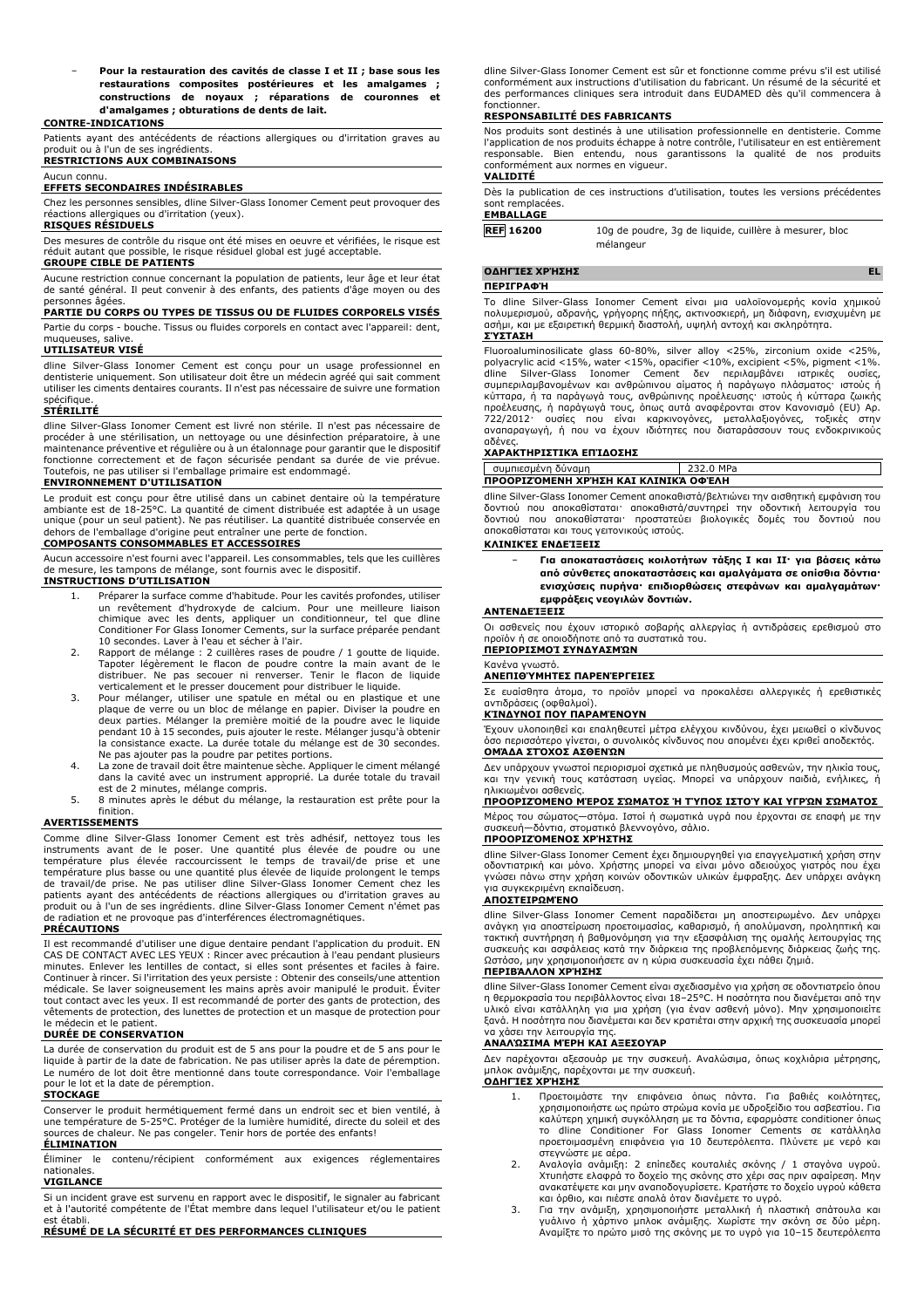- **Pour la restauration des cavités de classe I et II ; base sous les restaurations composites postérieures et les amalgames ; constructions de noyaux ; réparations de couronnes et d'amalgames ; obturations de dents de lait.**

**CONTRE-INDICATIONS**

Patients ayant des antécédents de réactions allergiques ou d'irritation graves au produit ou à l'un de ses ingrédients.

**RESTRICTIONS AUX COMBINAISONS**

Aucun connu.

**EFFETS SECONDAIRES INDÉSIRABLES**

Chez les personnes sensibles, dline Silver-Glass Ionomer Cement peut provoquer des réactions allergiques ou d'irritation (yeux).

**RISQUES RÉSIDUELS**

Des mesures de contrôle du risque ont été mises en oeuvre et vérifiées, le risque est réduit autant que possible, le risque résiduel global est jugé acceptable.

**GROUPE CIBLE DE PATIENTS**

Aucune restriction connue concernant la population de patients, leur âge et leur état de santé général. Il peut convenir à des enfants, des patients d'âge moyen ou des personnes âgées.

**PARTIE DU CORPS OU TYPES DE TISSUS OU DE FLUIDES CORPORELS VISÉS**

Partie du corps - bouche. Tissus ou fluides corporels en contact avec l'appareil: dent, muqueuses, salive.

**UTILISATEUR VISÉ**

dline Silver-Glass Ionomer Cement est conçu pour un usage professionnel en dentisterie uniquement. Son utilisateur doit être un médecin agréé qui sait comment utiliser les ciments dentaires courants. Il n'est pas nécessaire de suivre une formation spécifique.

**STÉRILITÉ**

dline Silver-Glass Ionomer Cement est livré non stérile. Il n'est pas nécessaire de procéder à une stérilisation, un nettoyage ou une désinfection préparatoire, à une maintenance préventive et régulière ou à un étalonnage pour garantir que le dispositif fonctionne correctement et de façon sécurisée pendant sa durée de vie prévue. Toutefois, ne pas utiliser si l'emballage primaire est endommagé.

**ENVIRONNEMENT D'UTILISATION**

Le produit est conçu pour être utilisé dans un cabinet dentaire où la température ambiante est de 18-25°C. La quantité de ciment distribuée est adaptée à un usage unique (pour un seul patient). Ne pas réutiliser. La quantité distribuée conservée en dehors de l'emballage d'origine peut entraîner une perte de fonction.

**COMPOSANTS CONSOMMABLES ET ACCESSOIRES**

Aucun accessoire n'est fourni avec l'appareil. Les consommables, tels que les cuillères de mesure, les tampons de mélange, sont fournis avec le dispositif.

**INSTRUCTIONS D'UTILISATION**

1. Préparer la surface comme d'habitude. Pour les cavités profondes, utiliser un revêtement d'hydroxyde de calcium. Pour une meilleure liaison chimique avec les dents, appliquer un conditionneur, tel que dline Conditioner For Glass Ionomer Cements, sur la surface préparée pendant 10 secondes. Laver à l'eau et sécher à l'air.
2. Rapport de mélange : 2 cuillères rases de poudre / 1 goutte de liquide. Tapoter légèrement le flacon de poudre contre la main avant de le distribuer. Ne pas secouer ni renverser. Tenir le flacon de liquide verticalement et le presser doucement pour distribuer le liquide.
3. Pour mélanger, utiliser une spatule en métal ou en plastique et une plaque de verre ou un bloc de mélange en papier. Diviser la poudre en deux parties. Mélanger la première moitié de la poudre avec le liquide pendant 10 à 15 secondes, puis ajouter le reste. Mélanger jusqu'à obtenir la consistance exacte. La durée totale du mélange est de 30 secondes. Ne pas ajouter pas la poudre par petites portions.
4. La zone de travail doit être maintenue sèche. Appliquer le ciment mélangé dans la cavité avec un instrument approprié. La durée totale du travail est de 2 minutes, mélange compris.
5. 8 minutes après le début du mélange, la restauration est prête pour la finition.

**AVERTISSEMENTS**

Comme dline Silver-Glass Ionomer Cement est très adhésif, nettoyez tous les instruments avant de le poser. Une quantité plus élevée de poudre ou une température plus élevée raccourcissent le temps de travail/de prise et une température plus basse ou une quantité plus élevée de liquide prolongent le temps de travail/de prise. Ne pas utiliser dline Silver-Glass Ionomer Cement chez les patients ayant des antécédents de réactions allergiques ou d'irritation graves au produit ou à l'un de ses ingrédients. dline Silver-Glass Ionomer Cement n'émet pas de radiation et ne provoque pas d'interférences électromagnétiques.

**PRÉCAUTIONS**

Il est recommandé d'utiliser une digue dentaire pendant l'application du produit. EN CAS DE CONTACT AVEC LES YEUX : Rincer avec précaution à l'eau pendant plusieurs minutes. Enlever les lentilles de contact, si elles sont présentes et faciles à faire. Continuer à rincer. Si l'irritation des yeux persiste : Obtenir des conseils/une attention médicale. Se laver soigneusement les mains après avoir manipulé le produit. Éviter tout contact avec les yeux. Il est recommandé de porter des gants de protection, des vêtements de protection, des lunettes de protection et un masque de protection pour le médecin et le patient.

**DURÉE DE CONSERVATION**

La durée de conservation du produit est de 5 ans pour la poudre et de 5 ans pour le liquide à partir de la date de fabrication. Ne pas utiliser après la date de péremption. Le numéro de lot doit être mentionné dans toute correspondance. Voir l'emballage pour le lot et la date de péremption.

**STOCKAGE**

Conserver le produit hermétiquement fermé dans un endroit sec et bien ventilé, à une température de 5-25°C. Protéger de la lumière humidité, directe du soleil et des sources de chaleur. Ne pas congeler. Tenir hors de portée des enfants!

**ÉLIMINATION**

Éliminer le contenu/récipient conformément aux exigences réglementaires nationales.

**VIGILANCE**

Si un incident grave est survenu en rapport avec le dispositif, le signaler au fabricant et à l'autorité compétente de l'État membre dans lequel l'utilisateur et/ou le patient est établi.

**RÉSUMÉ DE LA SÉCURITÉ ET DES PERFORMANCES CLINIQUES**

dline Silver-Glass Ionomer Cement est sûr et fonctionne comme prévu s'il est utilisé conformément aux instructions d'utilisation du fabricant. Un résumé de la sécurité et des performances cliniques sera introduit dans EUDAMED dès qu'il commencera à fonctionner.

**RESPONSABILITÉ DES FABRICANTS**

Nos produits sont destinés à une utilisation professionnelle en dentisterie. Comme l'application de nos produits échappe à notre contrôle, l'utilisateur en est entièrement responsable. Bien entendu, nous garantissons la qualité de nos produits conformément aux normes en vigueur.

**VALIDITÉ**

Dès la publication de ces instructions d'utilisation, toutes les versions précédentes sont remplacées.

**EMBALLAGE**

| REF 16200 | 10g de poudre, 3g de liquide, cuillère à mesurer, bloc mélangeur |
|---|---|

## ΟΔΗΓΊΕΣ ΧΡΉΣΗΣ EL

**ΠΕΡΙΓΡΑΦΉ**

Το dline Silver-Glass Ionomer Cement είναι μια υαλοϊονομερής κονία χημικού πολυμερισμού, αδρανής, γρήγορης πήξης, ακτινοσκιερή, μη διάφανη, ενισχυμένη με ασήμι, και με εξαιρετική θερμική διαστολή, υψηλή αντοχή και σκληρότητα.

**ΣΎΣΤΑΣΗ**

Fluoroaluminosilicate glass 60-80%, silver alloy <25%, zirconium oxide <25%, polyacrylic acid <15%, water <15%, opacifier <10%, excipient <5%, pigment <1%. dline Silver-Glass Ionomer Cement δεν περιλαμβάνει ιατρικές ουσίες, συμπεριλαμβανομένων και ανθρώπινου αίματος ή παράγωγο πλάσματος· ιστούς ή κύτταρα, ή τα παράγωγά τους, ανθρώπινης προέλευσης· ιστούς ή κύτταρα ζωικής προέλευσης, ή παράγωγά τους, όπως αυτά αναφέρονται στον Κανονισμό (EU) Αρ. 722/2012· ουσίες που είναι καρκινογόνες, μεταλλαξιογόνες, τοξικές στην αναπαραγωγή, ή που να έχουν ιδιότητες που διαταράσσουν τους ενδοκρινικούς αδένες.

**ΧΑΡΑΚΤΗΡΙΣΤΙΚΆ ΕΠΊΔΟΣΗΣ**

| συμπιεσμένη δύναμη | 232.0 MPa |
|---|---|

**ΠΡΟΟΡΙΖΌΜΕΝΗ ΧΡΉΣΗ ΚΑΙ ΚΛΙΝΙΚΆ ΟΦΈΛΗ**

dline Silver-Glass Ionomer Cement αποκαθιστά/βελτιώνει την αισθητική εμφάνιση του δοντιού που αποκαθίσταται· αποκαθιστά/συντηρεί την οδοντική λειτουργία του δοντιού που αποκαθίσταται· προστατεύει βιολογικές δομές του δοντιού που αποκαθίσταται και τους γειτονικούς ιστούς.

**ΚΛΙΝΙΚΈΣ ΕΝΔΕΊΞΕΙΣ**

- **Για αποκαταστάσεις κοιλοτήτων τάξης I και II· για βάσεις κάτω από σύνθετες αποκαταστάσεις και αμαλγάματα σε οπίσθια δόντια· ενισχύσεις πυρήνα· επιδιορθώσεις στεφάνων και αμαλγαμάτων· εμφράξεις νεογιλών δοντιών.**

**ΑΝΤΕΝΔΕΊΞΕΙΣ**

Οι ασθενείς που έχουν ιστορικό σοβαρής αλλεργίας ή αντιδράσεις ερεθισμού στο προϊόν ή σε οποιοδήποτε από τα συστατικά του.

**ΠΕΡΙΟΡΙΣΜΟΊ ΣΥΝΔΥΑΣΜΏΝ**

Κανένα γνωστό.

**ΑΝΕΠΙΘΎΜΗΤΕΣ ΠΑΡΕΝΈΡΓΕΙΕΣ**

Σε ευαίσθητα άτομα, το προϊόν μπορεί να προκαλέσει αλλεργικές ή ερεθιστικές αντιδράσεις (οφθαλμοί).

**ΚΊΝΔΥΝΟΙ ΠΟΥ ΠΑΡΑΜΈΝΟΥΝ**

Έχουν υλοποιηθεί και επαληθευτεί μέτρα ελέγχου κινδύνου, έχει μειωθεί ο κίνδυνος όσο περισσότερο γίνεται, ο συνολικός κίνδυνος που απομένει έχει κριθεί αποδεκτός.

**ΟΜΆΔΑ ΣΤΌΧΟΣ ΑΣΘΕΝΏΝ**

Δεν υπάρχουν γνωστοί περιορισμοί σχετικά με πληθυσμούς ασθενών, την ηλικία τους, και την γενική τους κατάσταση υγείας. Μπορεί να υπάρχουν παιδιά, ενήλικες, ή ηλικιωμένοι ασθενείς.

**ΠΡΟΟΡΙΖΌΜΕΝΟ ΜΈΡΟΣ ΣΏΜΑΤΟΣ Ή ΤΎΠΟΣ ΙΣΤΟΎ ΚΑΙ ΥΓΡΏΝ ΣΏΜΑΤΟΣ**

Μέρος του σώματος—στόμα. Ιστοί ή σωματικά υγρά που έρχονται σε επαφή με την συσκευή—δόντια, στοματικό βλεννογόνο, σάλιο.

**ΠΡΟΟΡΙΖΌΜΕΝΟΣ ΧΡΉΣΤΗΣ**

dline Silver-Glass Ionomer Cement έχει δημιουργηθεί για επαγγελματική χρήση στην οδοντιατρική και μόνο. Χρήστης μπορεί να είναι μόνο αδειούχος γιατρός που έχει γνώσει πάνω στην χρήση κοινών οδοντικών υλικών έμφραξης. Δεν υπάρχει ανάγκη για συγκεκριμένη εκπαίδευση.

**ΑΠΟΣΤΕΙΡΩΜΈΝΟ**

dline Silver-Glass Ionomer Cement παραδίδεται μη αποστειρωμένο. Δεν υπάρχει ανάγκη για αποστείρωση προετοιμασίας, καθαρισμό, ή απολύμανση, προληπτική και τακτική συντήρηση ή βαθμονόμηση για την εξασφάλιση της ομαλής λειτουργίας της συσκευής και ασφάλειας κατά την διάρκεια της προβλεπόμενης διάρκειας ζωής της. Ωστόσο, μην χρησιμοποιήσετε αν η κύρια συσκευασία έχει πάθει ζημιά.

**ΠΕΡΙΒΆΛΛΟΝ ΧΡΉΣΗΣ**

dline Silver-Glass Ionomer Cement είναι σχεδιασμένο για χρήση σε οδοντιατρείο όπου η θερμοκρασία του περιβάλλοντος είναι 18–25°C. Η ποσότητα που διανέμεται από την υλικό είναι κατάλληλη για μια χρήση (για έναν ασθενή μόνο). Μην χρησιμοποιείτε ξανά. Η ποσότητα που διανέμεται και δεν κρατιέται στην αρχική της συσκευασία μπορεί να χάσει την λειτουργία της.

**ΑΝΑΛΏΣΙΜΑ ΜΈΡΗ ΚΑΙ ΑΞΕΣΟΥΆΡ**

Δεν παρέχονται αξεσουάρ με την συσκευή. Αναλώσιμα, όπως κοχλιάρια μέτρησης, μπλοκ ανάμιξης, παρέχονται με την συσκευή.

**ΟΔΗΓΊΕΣ ΧΡΉΣΗΣ**

1. Προετοιμάστε την επιφάνεια όπως πάντα. Για βαθιές κοιλότητες, χρησιμοποιήστε ως πρώτο στρώμα κονία με υδροξείδιο του ασβεστίου. Για καλύτερη χημική συγκόλληση με τα δόντια, εφαρμόστε conditioner όπως το dline Conditioner For Glass Ionomer Cements σε κατάλληλα προετοιμασμένη επιφάνεια για 10 δευτερόλεπτα. Πλύνετε με νερό και στεγνώστε με αέρα.
2. Αναλογία ανάμιξη: 2 επίπεδες κουταλιές σκόνης / 1 σταγόνα υγρού. Χτυπήστε ελαφρά το δοχείο της σκόνης στο χέρι σας πριν αφαίρεση. Μην ανακατέψετε και μην αναποδογυρίσετε. Κρατήστε το δοχείο υγρού κάθετα και όρθιο, και πιέστε απαλά όταν διανέμετε το υγρό.
3. Για την ανάμιξη, χρησιμοποιήστε μεταλλική ή πλαστική σπάτουλα και γυάλινο ή χάρτινο μπλοκ ανάμιξης. Χωρίστε την σκόνη σε δύο μέρη. Αναμίξτε το πρώτο μισό της σκόνης με το υγρό για 10–15 δευτερόλεπτα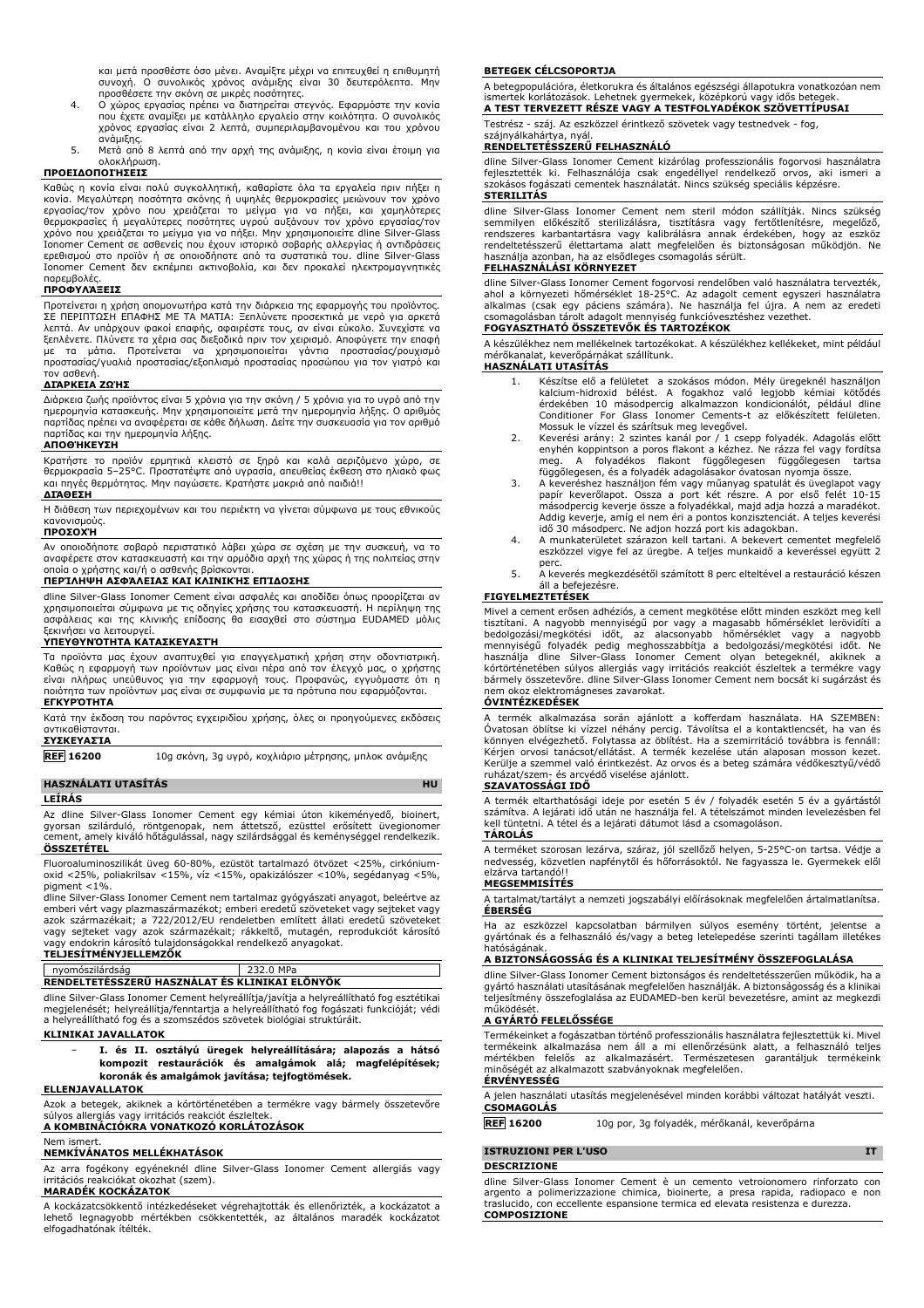και μετά προσθέστε όσο μένει. Αναμίξτε μέχρι να επιτευχθεί η επιθυμητή συνοχή. Ο συνολικός χρόνος ανάμιξης είναι 30 δευτερόλεπτα. Μην προσθέσετε την σκόνη σε μικρές ποσότητες.

4. Ο χώρος εργασίας πρέπει να διατηρείται στεγνός. Εφαρμόστε την κονία που έχετε αναμίξει με κατάλληλο εργαλείο στην κοιλότητα. Ο συνολικός χρόνος εργασίας είναι 2 λεπτά, συμπεριλαμβανομένου και του χρόνου ανάμιξης.
5. Μετά από 8 λεπτά από την αρχή της ανάμιξης, η κονία είναι έτοιμη για ολοκλήρωση.

**ΠΡΟΕΙΔΟΠΟΙΗΣΕΙΣ**

Καθώς η κονία είναι πολύ συγκολλητική, καθαρίστε όλα τα εργαλεία πριν πήξει η κονία. Μεγαλύτερη ποσότητα σκόνης ή υψηλές θερμοκρασίες μειώνουν τον χρόνο εργασίας/τον χρόνο που χρειάζεται το μείγμα για να πήξει, και χαμηλότερες θερμοκρασίες ή μεγαλύτερες ποσότητες υγρού αυξάνουν τον χρόνο εργασίας/τον χρόνο που χρειάζεται το μείγμα για να πήξει. Μην χρησιμοποιείτε dline Silver-Glass Ionomer Cement σε ασθενείς που έχουν ιστορικό σοβαρής αλλεργίας ή αντιδράσεις ερεθισμού στο προϊόν ή σε οποιοδήποτε από τα συστατικά του. dline Silver-Glass Ionomer Cement δεν εκπέμπει ακτινοβολία, και δεν προκαλεί ηλεκτρομαγνητικές παρεμβολές.

**ΠΡΟΦΥΛΑΞΕΙΣ**

Προτείνεται η χρήση απομονωτήρα κατά την διάρκεια της εφαρμογής του προϊόντος. ΣΕ ΠΕΡΙΠΤΩΣΗ ΕΠΑΦΗΣ ΜΕ ΤΑ ΜΑΤΙΑ: Ξεπλύνετε προσεκτικά με νερό για αρκετά λεπτά. Αν υπάρχουν φακοί επαφής, αφαιρέστε τους, αν είναι εύκολο. Συνεχίστε να ξεπλένετε. Πλύνετε τα χέρια σας διεξοδικά πριν τον χειρισμό. Αποφύγετε την επαφή με τα μάτια. Προτείνεται να χρησιμοποιείται γάντια προστασίας/ρουχισμό προστασίας/γυαλιά προστασίας/εξοπλισμό προστασίας προσώπου για τον γιατρό και τον ασθενή.

**ΔΙΑΡΚΕΙΑ ΖΩΗΣ**

Διάρκεια ζωής προϊόντος είναι 5 χρόνια για την σκόνη / 5 χρόνια για το υγρό από την ημερομηνία κατασκευής. Μην χρησιμοποιείτε μετά την ημερομηνία λήξης. Ο αριθμός παρτίδας πρέπει να αναφέρεται σε κάθε δήλωση. Δείτε την συσκευασία για τον αριθμό παρτίδας και την ημερομηνία λήξης.

**ΑΠΟΘΉΚΕΥΣΗ**

Κρατήστε το προϊόν ερμητικά κλειστό σε ξηρό και καλά αεριζόμενο χώρο, σε θερμοκρασία 5–25°C. Προστατέψτε από υγρασία, απευθείας έκθεση στο ηλιακό φως και πηγές θερμότητας. Μην παγώσετε. Κρατήστε μακριά από παιδιά!!

**ΔΙΑΘΕΣΗ**

Η διάθεση των περιεχομένων και του περιέκτη να γίνεται σύμφωνα με τους εθνικούς κανονισμούς.

**ΠΡΟΣΟΧΗ**

Αν οποιοδήποτε σοβαρό περιστατικό λάβει χώρα σε σχέση με την συσκευή, να το αναφέρετε στον κατασκευαστή και την αρμόδια αρχή της χώρας ή της πολιτείας στην οποία ο χρήστης και/ή ο ασθενής βρίσκονται.

**ΠΕΡΊΛΗΨΗ ΑΣΦΆΛΕΙΑΣ ΚΑΙ ΚΛΙΝΙΚΉΣ ΕΠΊΔΟΣΗΣ**

dline Silver-Glass Ionomer Cement είναι ασφαλές και αποδίδει όπως προορίζεται αν χρησιμοποιείται σύμφωνα με τις οδηγίες χρήσης του κατασκευαστή. Η περίληψη της ασφάλειας και της κλινικής επίδοσης θα εισαχθεί στο σύστημα EUDAMED μόλις ξεκινήσει να λειτουργεί.

**ΥΠΕΥΘΥΝΌΤΗΤΑ ΚΑΤΑΣΚΕΥΑΣΤΉ**

Τα προϊόντα μας έχουν αναπτυχθεί για επαγγελματική χρήση στην οδοντιατρική. Καθώς η εφαρμογή των προϊόντων μας είναι πέρα από τον έλεγχό μας, ο χρήστης είναι πλήρως υπεύθυνος για την εφαρμογή τους. Προφανώς, εγγυόμαστε ότι η ποιότητα των προϊόντων μας είναι σε συμφωνία με τα πρότυπα που εφαρμόζονται.

**ΕΓΚΥΡΌΤΗΤΑ**

Κατά την έκδοση του παρόντος εγχειριδίου χρήσης, όλες οι προηγούμενες εκδόσεις αντικαθίστανται.

**ΣΥΣΚΕΥΑΣΊΑ**

| | |
|---|---|
| **REF 16200** | 10g σκόνη, 3g υγρό, κοχλιάριο μέτρησης, μπλοκ ανάμιξης |

## HASZNÁLATI UTASÍTÁS — HU

**LEÍRÁS**

Az dline Silver-Glass Ionomer Cement egy kémiai úton kikeményedő, bioinert, gyorsan szilárduló, röntgenopak, nem áttetsző, ezüsttel erősített üvegionomer cement, amely kiváló hőtágulással, nagy szilárdsággal és keménységgel rendelkezik.

**ÖSSZETÉTEL**

Fluoroaluminoszilikát üveg 60-80%, ezüstöt tartalmazó ötvözet <25%, cirkónium-oxid <25%, poliakrilsav <15%, víz <15%, opakizálószer <10%, segédanyag <5%, pigment <1%.

dline Silver-Glass Ionomer Cement nem tartalmaz gyógyászati anyagot, beleértve az emberi vért vagy plazmaszármazékot; emberi eredetű szöveteket vagy sejteket vagy azok származékait; a 722/2012/EU rendeletben említett állati eredetű szöveteket vagy sejteket vagy azok származékait; rákkeltő, mutagén, reprodukciót károsító vagy endokrin károsító tulajdonságokkal rendelkező anyagokat.

**TELJESÍTMÉNYJELLEMZŐK**

| | |
|---|---|
| nyomószilárdság | 232.0 MPa |

**RENDELTETÉSSZERŰ HASZNÁLAT ÉS KLINIKAI ELŐNYÖK**

dline Silver-Glass Ionomer Cement helyreállítja/javítja a helyreállítható fog esztétikai megjelenését; helyreállítja/fenntartja a helyreállítható fog fogászati funkcióját; védi a helyreállítható fog és a szomszédos szövetek biológiai struktúráit.

**KLINIKAI JAVALLATOK**

- **I. és II. osztályú üregek helyreállítására; alapozás a hátsó kompozit restaurációk és amalgámok alá; magfelépítések; koronák és amalgámok javítása; tejfogtömések.**

**ELLENJAVALLATOK**

Azok a betegek, akiknek a kórtörténetében a termékre vagy bármely összetevőre súlyos allergiás vagy irritációs reakciót észleltek.

**A KOMBINÁCIÓKRA VONATKOZÓ KORLÁTOZÁSOK**

Nem ismert.

**NEMKÍVÁNATOS MELLÉKHATÁSOK**

Az arra fogékony egyéneknél dline Silver-Glass Ionomer Cement allergiás vagy irritációs reakciókat okozhat (szem).

**MARADÉK KOCKÁZATOK**

A kockázatcsökkentő intézkedéseket végrehajtották és ellenőrizték, a kockázatot a lehető legnagyobb mértékben csökkentették, az általános maradék kockázatot elfogadhatónak ítélték.

**BETEGEK CÉLCSOPORTJA**

A betegpopulációra, életkorukra és általános egészségi állapotukra vonatkozóan nem ismertek korlátozások. Lehetnek gyermekek, középkorú vagy idős betegek.

**A TEST TERVEZETT RÉSZE VAGY A TESTFOLYADÉKOK SZÖVETTÍPUSAI**

Testrész - száj. Az eszközzel érintkező szövetek vagy testnedvek - fog, szájnyálkahártya, nyál.

**RENDELTETÉSSZERŰ FELHASZNÁLÓ**

dline Silver-Glass Ionomer Cement kizárólag professzionális fogorvosi használatra fejlesztették ki. Felhasználója csak engedéllyel rendelkező orvos, aki ismeri a szokásos fogászati cementek használatát. Nincs szükség speciális képzésre.

**STERILITÁS**

dline Silver-Glass Ionomer Cement nem steril módon szállítják. Nincs szükség semmilyen előkészítő sterilizálásra, tisztításra vagy fertőtlenítésre, megelőző, rendszeres karbantartásra vagy kalibrálásra annak érdekében, hogy az eszköz rendeltetésszerű élettartama alatt megfelelően és biztonságosan működjön. Ne használja azonban, ha az elsődleges csomagolás sérült.

**FELHASZNÁLÁSI KÖRNYEZET**

dline Silver-Glass Ionomer Cement fogorvosi rendelőben való használatra tervezték, ahol a környezeti hőmérséklet 18-25°C. Az adagolt cement egyszeri használatra alkalmas (csak egy páciens számára). Ne használja fel újra. A nem az eredeti csomagolásban tárolt adagolt mennyiség funkcióveszteshez vezethet.

**FOGYASZTHATÓ ÖSSZETEVŐK ÉS TARTOZÉKOK**

A készülékhez nem mellékelnek tartozékokat. A készülékhez kellékeket, mint például mérőkanalat, keverőpárnákat szállítunk.

**HASZNÁLATI UTASÍTÁS**

1. Készítse elő a felületet a szokásos módon. Mély üregeknél használjon kalcium-hidroxid bélést. A fogakhoz való legjobb kémiai kötődés érdekében 10 másodpercig alkalmazzon kondicionálót, például dline Conditioner For Glass Ionomer Cements-t az előkészített felületen. Mossuk le vízzel és szárítsuk meg levegővel.
2. Keverési arány: 2 szintes kanál por / 1 csepp folyadék. Adagolás előtt enyhén kopogtasson a poros flakont a kézhez. Ne rázza fel vagy fordítsa meg. A folyadékos flakont függőlegesen függőlegesen tartsa függőlegesen, és a folyadék adagolásakor óvatosan nyomja össze.
3. A keveréshez használjon fém vagy műanyag spatulát és üveglapot vagy papír keverőlapot. Ossza a port két részre. A por első felét 10-15 másodpercig keverje össze a folyadékkal, majd adja hozzá a maradékot. Addig keverje, amíg el nem éri a pontos konzisztenciát. A teljes keverési idő 30 másodperc. Ne adjon hozzá port kis adagokban.
4. A munkaterületet szárazon kell tartani. A bekevert cementet megfelelő eszközzel vigye fel az üregbe. A teljes munkaidő a keveréssel együtt 2 perc.
5. A keverés megkezdésétől számított 8 perc elteltével a restauráció készen áll a befejezésre.

**FIGYELMEZTETÉSEK**

Mivel a cement erősen adhéziós, a cement megkötése előtt minden eszközt meg kell tisztítani. A nagyobb mennyiségű por vagy a magasabb hőmérséklet lerövidíti a bedolgozási/megkötési időt, az alacsonyabb hőmérséklet vagy a nagyobb mennyiségű folyadék pedig meghosszabbítja a bedolgozási/megkötési időt. Ne használja dline Silver-Glass Ionomer Cement olyan betegeknél, akiknek a kórtörténetében súlyos allergiás vagy irritációs reakciót észleltek a termékre vagy bármely összetevőre. dline Silver-Glass Ionomer Cement nem bocsát ki sugárzást és nem okoz elektromágneses zavarokat.

**ÓVINTÉZKEDÉSEK**

A termék alkalmazása során ajánlott a kofferdam használata. HA SZEMBEN: Óvatosan öblítse ki vízzel néhány percig. Távolítsa el a kontaktlencsét, ha van és könnyen elvégezhető. Folytassa az öblítést. Ha a szemirritáció továbbra is fennáll: Kérjen orvosi tanácsot/ellátást. A termék kezelése után alaposan mosson kezet. Kerülje a szemmel való érintkezést. Az orvos és a beteg számára védőkesztyű/védő ruházat/szem- és arcvédő viselése ajánlott.

**SZAVATOSSÁGI IDŐ**

A termék eltarthatósági ideje por esetén 5 év / folyadék esetén 5 év a gyártástól számítva. A lejárati idő után ne használja fel. A tételszámot minden levelezésben fel kell tüntetni. A tétel és a lejárati dátumot lásd a csomagoláson.

**TÁROLÁS**

A terméket szorosan lezárva, száraz, jól szellőző helyen, 5-25°C-on tartsa. Védje a nedvesség, közvetlen napfénytől és hőforrásoktól. Ne fagyassza le. Gyermekek elől elzárva tartandó!!

**MEGSEMMISÍTÉS**

A tartalmat/tartályt a nemzeti jogszabályi előírásoknak megfelelően ártalmatlanítsa.

**ÉBERSÉG**

Ha az eszközzel kapcsolatban bármilyen súlyos esemény történt, jelentse a gyártónak és a felhasználó és/vagy a beteg letelepedése szerinti tagállam illetékes hatóságának.

**A BIZTONSÁGOSSÁG ÉS A KLINIKAI TELJESÍTMÉNY ÖSSZEFOGLALÁSA**

dline Silver-Glass Ionomer Cement biztonságos és rendeltetésszerűen működik, ha a gyártó használati utasításának megfelelően használják. A biztonságosság és a klinikai teljesítmény összefoglalása az EUDAMED-ben kerül bevezetésre, amint az megkezdi működését.

**A GYÁRTÓ FELELŐSSÉGE**

Termékeinket a fogászatban történő professzionális használatra fejlesztettük ki. Mivel termékeink alkalmazása nem áll a mi ellenőrzésünk alatt, a felhasználó teljes mértékben felelős az alkalmazásért. Természetesen garantáljuk termékeink minőségét az alkalmazott szabványoknak megfelelően.

**ÉRVÉNYESSÉG**

A jelen használati utasítás megjelenésével minden korábbi változat hatályát veszti.

**CSOMAGOLÁS**

| | |
|---|---|
| **REF 16200** | 10g por, 3g folyadék, mérőkanál, keverőpárna |

## ISTRUZIONI PER L'USO — IT

**DESCRIZIONE**

dline Silver-Glass Ionomer Cement è un cemento vetroionomero rinforzato con argento a polimerizzazione chimica, bioinerte, a presa rapida, radiopaco e non traslucido, con eccellente espansione termica ed elevata resistenza e durezza.

**COMPOSIZIONE**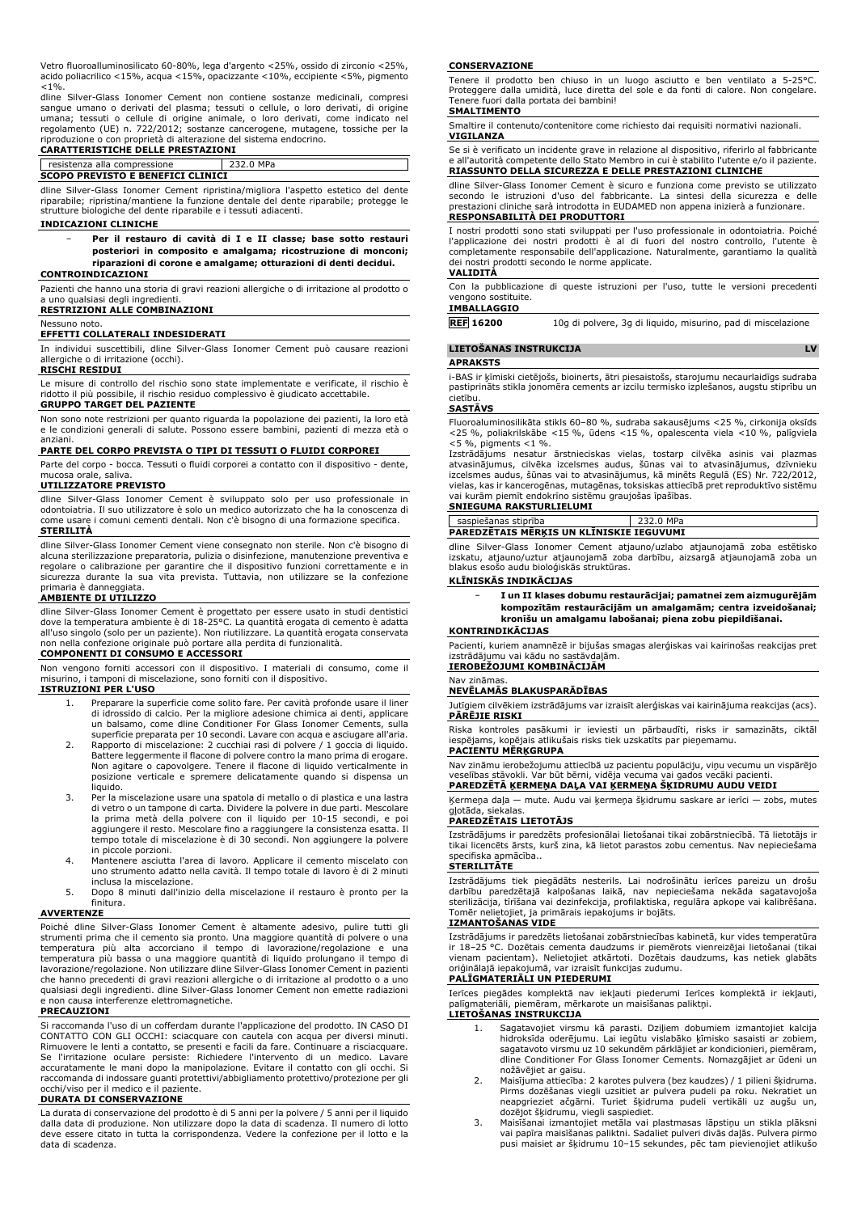Vetro fluoroalluminosilicato 60-80%, lega d'argento <25%, ossido di zirconio <25%, acido poliacrilico <15%, acqua <15%, opacizzante <10%, eccipiente <5%, pigmento <1%.

dline Silver-Glass Ionomer Cement non contiene sostanze medicinali, compresi sangue umano o derivati del plasma; tessuti o cellule, o loro derivati, di origine umana; tessuti o cellule di origine animale, o loro derivati, come indicato nel regolamento (UE) n. 722/2012; sostanze cancerogene, mutagene, tossiche per la riproduzione o con proprietà di alterazione del sistema endocrino.

**CARATTERISTICHE DELLE PRESTAZIONI**

| resistenza alla compressione | 232.0 MPa |
|---|---|

**SCOPO PREVISTO E BENEFICI CLINICI**

dline Silver-Glass Ionomer Cement ripristina/migliora l'aspetto estetico del dente riparabile; ripristina/mantiene la funzione dentale del dente riparabile; protegge le strutture biologiche del dente riparabile e i tessuti adiacenti.

**INDICAZIONI CLINICHE**

- **Per il restauro di cavità di I e II classe; base sotto restauri posteriori in composito e amalgama; ricostruzione di monconi; riparazioni di corone e amalgame; otturazioni di denti decidui.**

**CONTROINDICAZIONI**

Pazienti che hanno una storia di gravi reazioni allergiche o di irritazione al prodotto o a uno qualsiasi degli ingredienti.

**RESTRIZIONI ALLE COMBINAZIONI**

Nessuno noto.

**EFFETTI COLLATERALI INDESIDERATI**

In individui suscettibili, dline Silver-Glass Ionomer Cement può causare reazioni allergiche o di irritazione (occhi).

**RISCHI RESIDUI**

Le misure di controllo del rischio sono state implementate e verificate, il rischio è ridotto il più possibile, il rischio residuo complessivo è giudicato accettabile.

**GRUPPO TARGET DEL PAZIENTE**

Non sono note restrizioni per quanto riguarda la popolazione dei pazienti, la loro età e le condizioni generali di salute. Possono essere bambini, pazienti di mezza età o anziani.

**PARTE DEL CORPO PREVISTA O TIPI DI TESSUTI O FLUIDI CORPOREI**

Parte del corpo - bocca. Tessuti o fluidi corporei a contatto con il dispositivo - dente, mucosa orale, saliva.

**UTILIZZATORE PREVISTO**

dline Silver-Glass Ionomer Cement è sviluppato solo per uso professionale in odontoiatria. Il suo utilizzatore è solo un medico autorizzato che ha la conoscenza di come usare i comuni cementi dentali. Non c'è bisogno di una formazione specifica.

**STERILITÀ**

dline Silver-Glass Ionomer Cement viene consegnato non sterile. Non c'è bisogno di alcuna sterilizzazione preparatoria, pulizia o disinfezione, manutenzione preventiva e regolare o calibrazione per garantire che il dispositivo funzioni correttamente e in sicurezza durante la sua vita prevista. Tuttavia, non utilizzare se la confezione primaria è danneggiata.

**AMBIENTE DI UTILIZZO**

dline Silver-Glass Ionomer Cement è progettato per essere usato in studi dentistici dove la temperatura ambiente è di 18-25°C. La quantità erogata di cemento è adatta all'uso singolo (solo per un paziente). Non riutilizzare. La quantità erogata conservata non nella confezione originale può portare alla perdita di funzionalità.

**COMPONENTI DI CONSUMO E ACCESSORI**

Non vengono forniti accessori con il dispositivo. I materiali di consumo, come il misurino, i tamponi di miscelazione, sono forniti con il dispositivo.

**ISTRUZIONI PER L'USO**

1. Preparare la superficie come solito fare. Per cavità profonde usare il liner di idrossido di calcio. Per la migliore adesione chimica ai denti, applicare un balsamo, come dline Conditioner For Glass Ionomer Cements, sulla superficie preparata per 10 secondi. Lavare con acqua e asciugare all'aria.
2. Rapporto di miscelazione: 2 cucchiai rasi di polvere / 1 goccia di liquido. Battere leggermente il flacone di polvere contro la mano prima di erogare. Non agitare o capovolgere. Tenere il flacone di liquido verticalmente in posizione verticale e spremere delicatamente quando si dispensa un liquido.
3. Per la miscelazione usare una spatola di metallo o di plastica e una lastra di vetro o un tampone di carta. Dividere la polvere in due parti. Mescolare la prima metà della polvere con il liquido per 10-15 secondi, e poi aggiungere il resto. Mescolare fino a raggiungere la consistenza esatta. Il tempo totale di miscelazione è di 30 secondi. Non aggiungere la polvere in piccole porzioni.
4. Mantenere asciutta l'area di lavoro. Applicare il cemento miscelato con uno strumento adatto nella cavità. Il tempo totale di lavoro è di 2 minuti inclusa la miscelazione.
5. Dopo 8 minuti dall'inizio della miscelazione il restauro è pronto per la finitura.

**AVVERTENZE**

Poiché dline Silver-Glass Ionomer Cement è altamente adesivo, pulire tutti gli strumenti prima che il cemento sia pronto. Una maggiore quantità di polvere o una temperatura più alta accorciano il tempo di lavorazione/regolazione e una temperatura più bassa o una maggiore quantità di liquido prolungano il tempo di lavorazione/regolazione. Non utilizzare dline Silver-Glass Ionomer Cement in pazienti che hanno precedenti di gravi reazioni allergiche o di irritazione al prodotto o a uno qualsiasi degli ingredienti. dline Silver-Glass Ionomer Cement non emette radiazioni e non causa interferenze elettromagnetiche.

**PRECAUZIONI**

Si raccomanda l'uso di un cofferdam durante l'applicazione del prodotto. IN CASO DI CONTATTO CON GLI OCCHI: sciacquare con cautela con acqua per diversi minuti. Rimuovere le lenti a contatto, se presenti e facili da fare. Continuare a risciacquare. Se l'irritazione oculare persiste: Richiedere l'intervento di un medico. Lavare accuratamente le mani dopo la manipolazione. Evitare il contatto con gli occhi. Si raccomanda di indossare guanti protettivi/abbigliamento protettivo/protezione per gli occhi/viso per il medico e il paziente.

**DURATA DI CONSERVAZIONE**

La durata di conservazione del prodotto è di 5 anni per la polvere / 5 anni per il liquido dalla data di produzione. Non utilizzare dopo la data di scadenza. Il numero di lotto deve essere citato in tutta la corrispondenza. Vedere la confezione per il lotto e la data di scadenza.

**CONSERVAZIONE**

Tenere il prodotto ben chiuso in un luogo asciutto e ben ventilato a 5-25°C. Proteggere dalla umidità, luce diretta del sole e da fonti di calore. Non congelare. Tenere fuori dalla portata dei bambini!

**SMALTIMENTO**

Smaltire il contenuto/contenitore come richiesto dai requisiti normativi nazionali.

**VIGILANZA**

Se si è verificato un incidente grave in relazione al dispositivo, riferirlo al fabbricante e all'autorità competente dello Stato Membro in cui è stabilito l'utente e/o il paziente.

**RIASSUNTO DELLA SICUREZZA E DELLE PRESTAZIONI CLINICHE**

dline Silver-Glass Ionomer Cement è sicuro e funziona come previsto se utilizzato secondo le istruzioni d'uso del fabbricante. La sintesi della sicurezza e delle prestazioni cliniche sarà introdotta in EUDAMED non appena inizierà a funzionare.

**RESPONSABILITÀ DEI PRODUTTORI**

I nostri prodotti sono stati sviluppati per l'uso professionale in odontoiatria. Poiché l'applicazione dei nostri prodotti è al di fuori del nostro controllo, l'utente è completamente responsabile dell'applicazione. Naturalmente, garantiamo la qualità dei nostri prodotti secondo le norme applicate.

**VALIDITÀ**

Con la pubblicazione di queste istruzioni per l'uso, tutte le versioni precedenti vengono sostituite.

**IMBALLAGGIO**

| **REF** 16200 | 10g di polvere, 3g di liquido, misurino, pad di miscelazione |
|---|---|

## LIETOŠANAS INSTRUKCIJA — LV

**APRAKSTS**

i-BAS ir ķīmiski cietējošs, bioinerts, ātri piesaistošs, starojumu necaurlaidīgs sudraba pastiprināts stikla jonomēra cements ar izcilu termisko izplešanos, augstu stiprību un cietību.

**SASTĀVS**

Fluoroaluminosilikāta stikls 60–80 %, sudraba sakausējums <25 %, cirkonija oksīds <25 %, poliakrilskābe <15 %, ūdens <15 %, opalescenta viela <10 %, palīgviela <5 %, pigments <1 %.

Izstrādājums nesatur ārstnieciskas vielas, tostarp cilvēka asinis vai plazmas atvasinājumus, cilvēka izcelsmes audus, šūnas vai to atvasinājumus, dzīvnieku izcelsmes audus, šūnas vai to atvasinājumus, kā minēts Regulā (ES) Nr. 722/2012, vielas, kas ir kancerogēnas, mutagēnas, toksiskas attiecībā pret reproduktīvo sistēmu vai kurām piemīt endokrīno sistēmu graujošas īpašības.

**SNIEGUMA RAKSTURLIELUMI**

| saspiešanas stiprība | 232.0 MPa |
|---|---|

**PAREDZĒTAIS MĒRĶIS UN KLĪNISKIE IEGUVUMI**

dline Silver-Glass Ionomer Cement atjauno/uzlabo atjaunojamā zoba estētisko izskatu, atjauno/uztur atjaunojamā zoba darbību, aizsargā atjaunojamā zoba un blakus esošo audu bioloģiskās struktūras.

**KLĪNISKĀS INDIKĀCIJAS**

- **I un II klases dobumu restaurācijai; pamatnei zem aizmugurējām kompozītām restaurācijām un amalgamām; centra izveidošanai; kroņu un amalgamu labošanai; piena zobu piepildīšanai.**

**KONTRINDIKĀCIJAS**

Pacienti, kuriem anamnēzē ir bijušas smagas alerģiskas vai kairinošas reakcijas pret izstrādājumu vai kādu no sastāvdaļām.

**IEROBEŽOJUMI KOMBINĀCIJĀM**

Nav zināmas.

**NEVĒLAMĀS BLAKUSPARĀDĪBAS**

Jutīgiem cilvēkiem izstrādājums var izraisīt alerģiskas vai kairinājuma reakcijas (acs).

**PĀRĒJIE RISKI**

Riska kontroles pasākumi ir ieviesti un pārbaudīti, risks ir samazināts, ciktāl iespējams, kopējais atlikušais risks tiek uzskatīts par pieņemamu.

**PACIENTU MĒRĶGRUPA**

Nav zināmu ierobežojumu attiecībā uz pacientu populāciju, viņu vecumu un vispārējo veselības stāvokli. Var būt bērni, vidēja vecuma vai gados vecāki pacienti.

**PAREDZĒTĀ ĶERMEŅA DAĻA VAI ĶERMEŅA ŠĶIDRUMU AUDU VEIDI**

Ķermeņa daļa — mute. Audu vai ķermeņa šķidrumu saskare ar ierīci — zobs, mutes gļotāda, siekalas.

**PAREDZĒTAIS LIETOTĀJS**

Izstrādājums ir paredzēts profesionālai lietošanai tikai zobārstniecībā. Tā lietotājs ir tikai licencēts ārsts, kurš zina, kā lietot parastos zobu cementus. Nav nepieciešama specifiska apmācība..

**STERILITĀTE**

Izstrādājums tiek piegādāts nesterils. Lai nodrošinātu ierīces pareizu un drošu darbību paredzētajā kalpošanas laikā, nav nepieciešama nekāda sagatavojoša sterilizācija, tīrīšana vai dezinfekcija, profilaktiska, regulāra apkope vai kalibrēšana. Tomēr nelietojiet, ja primārais iepakojums ir bojāts.

**IZMANTOŠANAS VIDE**

Izstrādājums ir paredzēts lietošanai zobārstniecības kabinetā, kur vides temperatūra ir 18–25 °C. Dozētais cementa daudzums ir piemērots vienreizējai lietošanai (tikai vienam pacientam). Nelietojiet atkārtoti. Dozētais daudzums, kas netiek glabāts oriģinālajā iepakojumā, var izraisīt funkcijas zudumu.

**PALĪGMATERIĀLI UN PIEDERUMI**

Ierīces piegādes komplektā nav iekļauti piederumi Ierīces komplektā ir iekļauti, palīgmateriāli, piemēram, mērkarote un maisīšanas paliktņi.

**LIETOŠANAS INSTRUKCIJA**

1. Sagatavojiet virsmu kā parasti. Dziļiem dobumiem izmantojiet kalcija hidroksīda oderējumu. Lai iegūtu vislabāko ķīmisko saasisti ar zobiem, sagatavoto virsmu uz 10 sekundēm pārklājiet ar kondicionieri, piemēram, dline Conditioner For Glass Ionomer Cements. Nomazgājiet ar ūdeni un nožāvējiet ar gaisu.
2. Maisījuma attiecība: 2 karotes pulvera (bez kaudzes) / 1 pilieni šķidruma. Pirms dozēšanas viegli uzsitiet ar pulvera pudeli pa roku. Nekratiet un neapgrieziet ačgārni. Turiet šķidruma pudeli vertikāli ar augšu uz, dozējot šķidrumu, viegli saspiediet.
3. Maisīšanai izmantojiet metāla vai plastmasas lāpstiņu un stikla plāksni vai papīra maisīšanas paliktni. Sadaliet pulveri divās daļās. Pulvera pirmo pusi maisiet ar šķidrumu 10–15 sekundes, pēc tam pievienojiet atlikušo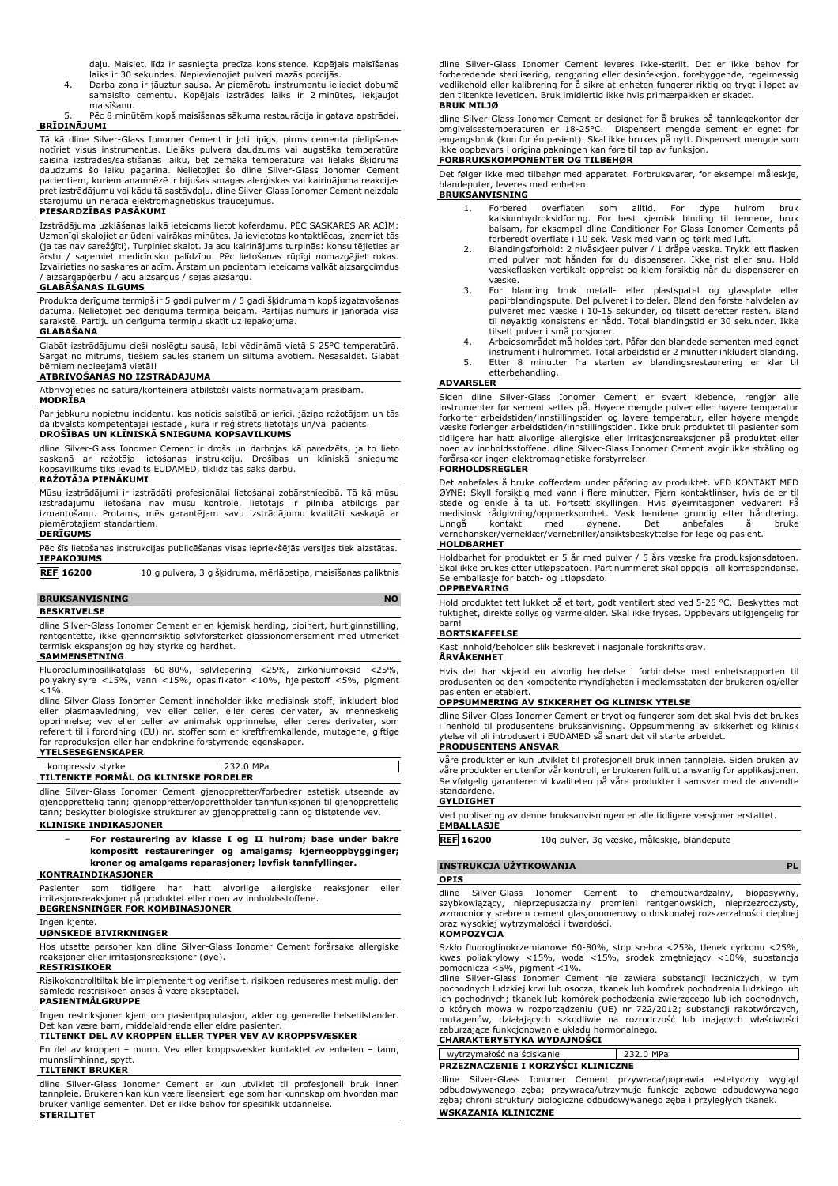daļu. Maisiet, līdz ir sasniegta precīza konsistence. Kopējais maisīšanas laiks ir 30 sekundes. Nepievienojiet pulveri mazās porcijās.

4. Darba zona ir jāuztur sausa. Ar piemērotu instrumentu ielieciet dobumā samaisīto cementu. Kopējais izstrādes laiks ir 2 minūtes, ieskaitot maisīšanu.
5. Pēc 8 minūtēm kopš maisīšanas sākuma restaurācija ir gatava apstrādei.

**BRĪDINĀJUMI**

Tā kā dline Silver-Glass Ionomer Cement ir ļoti lipīgs, pirms cementa pielipšanas notīriet visus instrumentus. Lielāks pulvera daudzums vai augstāka temperatūra saīsina izstrādes/saistīšanās laiku, bet zemāka temperatūra vai lielāks šķidruma daudzums šo laiku pagarina. Nelietojiet šo dline Silver-Glass Ionomer Cement pacientiem, kuriem anamnēzē ir bijušas smagas alerģiskas vai kairinājuma reakcijas pret izstrādājumu vai kādu tā sastāvdaļu. dline Silver-Glass Ionomer Cement neizdala starojumu un nerada elektromagnētiskus traucējumus.

**PIESARDZĪBAS PASĀKUMI**

Izstrādājuma uzklāšanas laikā ieteicams lietot koferdamu. PĒC SASKARES AR ACĪM: Uzmanīgi skalojiet ar ūdeni vairākas minūtes. Ja ievietotas kontaktlēcas, izņemiet tās (ja tas nav sarežģīti). Turpiniet skalot. Ja acu kairinājums turpinās: konsultējieties ar ārstu / saņemiet medicīnisku palīdzību. Pēc lietošanas rūpīgi nomazgājiet rokas. Izvairieties no saskares ar acīm. Ārstam un pacientam ieteicams valkāt aizsargcimdus / aizsargapģērbu / acu aizsargus / sejas aizsargu.

**GLABĀŠANAS ILGUMS**

Produkta derīguma termiņš ir 5 gadi pulverim / 5 gadi šķidrumam kopš izgatavošanas datuma. Nelietojiet pēc derīguma termiņa beigām. Partijas numurs ir jānorāda visā sarakstē. Partiju un derīguma termiņu skatīt uz iepakojuma.

**GLABĀŠANA**

Glabāt izstrādājumu cieši noslēgtu sausā, labi vēdināmā vietā 5-25°C temperatūrā. Sargāt no mitruma, tiešiem saules stariem un siltuma avotiem. Nesasaldēt. Glabāt bērniem nepieejamā vietā!!

**ATBRĪVOŠANĀS NO IZSTRĀDĀJUMA**

Atbrīvojieties no satura/konteinera atbilstoši valsts normatīvajām prasībām.

**MODRĪBA**

Par jebkuru nopietnu incidentu, kas noticis saistībā ar ierīci, jāziņo ražotājam un tās dalībvalsts kompetentajai iestādei, kurā ir reģistrēts lietotājs un/vai pacients.

**DROŠĪBAS UN KLĪNISKĀ SNIEGUMA KOPSAVILKUMS**

dline Silver-Glass Ionomer Cement ir drošs un darbojas kā paredzēts, ja to lieto saskaņā ar ražotāja lietošanas instrukciju. Drošības un klīniskā snieguma kopsavilkums tiks ievadīts EUDAMED, tiklīdz tas sāks darbu.

**RAŽOTĀJA PIENĀKUMI**

Mūsu izstrādājumi ir izstrādāti profesionālai lietošanai zobārstniecībā. Tā kā mūsu izstrādājumu lietošana nav mūsu kontrolē, lietotājs ir pilnībā atbildīgs par izmantošanu. Protams, mēs garantējam savu izstrādājumu kvalitāti saskaņā ar piemērotajiem standartiem.

**DERĪGUMS**

Pēc šīs lietošanas instrukcijas publicēšanas visas iepriekšējās versijas tiek aizstātas.

**IEPAKOJUMS**

**REF 16200** 10 g pulvera, 3 g šķidruma, mērlāpstiņa, maisīšanas paliktnis

## BRUKSANVISNING NO

**BESKRIVELSE**

dline Silver-Glass Ionomer Cement er en kjemisk herding, bioinert, hurtiginnstilling, røntgentette, ikke-gjennomsiktig sølvforsterket glassionomersement med utmerket termisk ekspansjon og høy styrke og hardhet.

**SAMMENSETNING**

Fluoroaluminosilikatglass 60-80%, sølvlegering <25%, zirkoniumoksid <25%, polyakrylsyre <15%, vann <15%, opasifikator <10%, hjelpestoff <5%, pigment <1%.

dline Silver-Glass Ionomer Cement inneholder ikke medisinsk stoff, inkludert blod eller plasmaavledning; vev eller celler, eller deres derivater, av menneskelig opprinnelse; vev eller celler av animalsk opprinnelse, eller deres derivater, som referert til i forordning (EU) nr. stoffer som er kreftfremkallende, mutagene, giftige for reproduksjon eller har endokrine forstyrrende egenskaper.

**YTELSESEGENSKAPER**

| kompressiv styrke | 232.0 MPa |
|---|---|

**TILTENKTE FORMÅL OG KLINISKE FORDELER**

dline Silver-Glass Ionomer Cement gjenoppretter/forbedrer estetisk utseende av gjenopprettelig tann; gjenoppretter/opprettholder tannfunksjonen til gjenopprettelig tann; beskytter biologiske strukturer av gjenopprettelig tann og tilstøtende vev.

**KLINISKE INDIKASJONER**

- **For restaurering av klasse I og II hulrom; base under bakre kompositt restaureringer og amalgams; kjerneoppbygginger; kroner og amalgams reparasjoner; løvfisk tannfyllinger.**

**KONTRAINDIKASJONER**

Pasienter som tidligere har hatt alvorlige allergiske reaksjoner eller irritasjonsreaksjoner på produktet eller noen av innholdsstoffene.

**BEGRENSNINGER FOR KOMBINASJONER**

Ingen kjente.

**UØNSKEDE BIVIRKNINGER**

Hos utsatte personer kan dline Silver-Glass Ionomer Cement forårsake allergiske reaksjoner eller irritasjonsreaksjoner (øye).

**RESTRISIKOER**

Risikokontrolltiltak ble implementert og verifisert, risikoen reduseres mest mulig, den samlede restrisikoen anses å være akseptabel.

**PASIENTMÅLGRUPPE**

Ingen restriksjoner kjent om pasientpopulasjon, alder og generelle helsetilstander. Det kan være barn, middelaldrende eller eldre pasienter.

**TILTENKT DEL AV KROPPEN ELLER TYPER VEV AV KROPPSVÆSKER**

En del av kroppen – munn. Vev eller kroppsvæsker kontaktet av enheten – tann, munnslimhinne, spytt.

**TILTENKT BRUKER**

dline Silver-Glass Ionomer Cement er kun utviklet til profesjonell bruk innen tannpleie. Brukeren kan kun være lisensiert lege som har kunnskap om hvordan man bruker vanlige sementer. Det er ikke behov for spesifikk utdannelse.

**STERILITET**

dline Silver-Glass Ionomer Cement leveres ikke-sterilt. Det er ikke behov for forberedende sterilisering, rengjøring eller desinfeksjon, forebyggende, regelmessig vedlikehold eller kalibrering for å sikre at enheten fungerer riktig og trygt i løpet av den tiltenkte levetiden. Bruk imidlertid ikke hvis primærpakken er skadet.

**BRUK MILJØ**

dline Silver-Glass Ionomer Cement er designet for å brukes på tannlegekontor der omgivelsestemperaturen er 18-25°C. Dispensert mengde sement er egnet for engangsbruk (kun for én pasient). Skal ikke brukes på nytt. Dispensert mengde som ikke oppbevars i originalpakningen kan føre til tap av funksjon.

**FORBRUKSKOMPONENTER OG TILBEHØR**

Det følger ikke med tilbehør med apparatet. Forbruksvarer, for eksempel måleskje, blandeputer, leveres med enheten.

**BRUKSANVISNING**

1. Forbered overflaten som alltid. For dype hulrom bruk kalsiumhydroksidforing. For best kjemisk binding til tennene, bruk balsam, for eksempel dline Conditioner For Glass Ionomer Cements på forberedt overflate i 10 sek. Vask med vann og tørk med luft.
2. Blandingsforhold: 2 nivåskjeer pulver / 1 dråpe væske. Trykk lett flasken med pulver mot hånden før du dispenserer. Ikke rist eller snu. Hold væskeflasken vertikalt oppreist og klem forsiktig når du dispenserer en væske.
3. For blanding bruk metall- eller plastspatel og glassplate eller papirblandingspute. Del pulveret i to deler. Bland den første halvdelen av pulveret med væske i 10-15 sekunder, og tilsett deretter resten. Bland til nøyaktig konsistens er nådd. Total blandingstid er 30 sekunder. Ikke tilsett pulver i små porsjoner.
4. Arbeidsområdet må holdes tørt. Påfør den blandede sementen med egnet instrument i hulrommet. Total arbeidstid er 2 minutter inkludert blanding.
5. Etter 8 minutter fra starten av blandingsrestaurering er klar til etterbehandling.

**ADVARSLER**

Siden dline Silver-Glass Ionomer Cement er svært klebende, rengjør alle instrumenter før sement settes på. Høyere mengde pulver eller høyere temperatur forkorter arbeidstiden/innstillingstiden og lavere temperatur, eller høyere mengde væske forlenger arbeidstiden/innstillingstiden. Ikke bruk produktet til pasienter som tidligere har hatt alvorlige allergiske eller irritasjonsreaksjoner på produktet eller noen av innholdsstoffene. dline Silver-Glass Ionomer Cement avgir ikke stråling og forårsaker ingen elektromagnetiske forstyrrelser.

**FORHOLDSREGLER**

Det anbefales å bruke cofferdam under påføring av produktet. VED KONTAKT MED ØYNE: Skyll forsiktig med vann i flere minutter. Fjern kontaktlinser, hvis de er til stede og enkle å ta ut. Fortsett skyllingen. Hvis øyeirritasjonen vedvarer: Få medisinsk rådgivning/oppmerksomhet. Vask hendene grundig etter håndtering. Unngå kontakt med øynene. Det anbefales å bruke vernehansker/verneklær/vernebriller/ansiktsbeskyttelse for lege og pasient.

**HOLDBARHET**

Holdbarhet for produktet er 5 år med pulver / 5 års væske fra produksjonsdatoen. Skal ikke brukes etter utløpsdatoen. Partinummeret skal oppgis i all korrespondanse. Se emballasje for batch- og utløpsdato.

**OPPBEVARING**

Hold produktet tett lukket på et tørt, godt ventilert sted ved 5-25 °C. Beskyttes mot fuktighet, direkte sollys og varmekilder. Skal ikke fryses. Oppbevars utilgjengelig for barn!

**BORTSKAFFELSE**

Kast innhold/beholder slik beskrevet i nasjonale forskriftskrav.

**ÅRVÅKENHET**

Hvis det har skjedd en alvorlig hendelse i forbindelse med enhetsrapporten til produsenten og den kompetente myndigheten i medlemsstaten der brukeren og/eller pasienten er etablert.

**OPPSUMMERING AV SIKKERHET OG KLINISK YTELSE**

dline Silver-Glass Ionomer Cement er trygt og fungerer som det skal hvis det brukes i henhold til produsentens bruksanvisning. Oppsummering av sikkerhet og klinisk ytelse vil bli introdusert i EUDAMED så snart det vil starte arbeidet.

**PRODUSENTENS ANSVAR**

Våre produkter er kun utviklet til profesjonell bruk innen tannpleie. Siden bruken av våre produkter er utenfor vår kontroll, er brukeren fullt ut ansvarlig for applikasjonen. Selvfølgelig garanterer vi kvaliteten på våre produkter i samsvar med de anvendte standardene.

**GYLDIGHET**

Ved publisering av denne bruksanvisningen er alle tidligere versjoner erstattet.

**EMBALLASJE**

**REF 16200** 10g pulver, 3g væske, måleskje, blandepute

## INSTRUKCJA UŻYTKOWANIA PL

**OPIS**

dline Silver-Glass Ionomer Cement to chemoutwardzalny, biopasywny, szybkowiążący, nieprzepuszczalny promieni rentgenowskich, nieprzezroczysty, wzmocniony srebrem cement glasjonomerowy o doskonałej rozszerzalności cieplnej oraz wysokiej wytrzymałości i twardości.

**KOMPOZYCJA**

Szkło fluoroglinokrzemianowe 60-80%, stop srebra <25%, tlenek cyrkonu <25%, kwas poliakrylowy <15%, woda <15%, środek zmętniający <10%, substancja pomocnicza <5%, pigment <1%.

dline Silver-Glass Ionomer Cement nie zawiera substancji leczniczych, w tym pochodnych ludzkiej krwi lub osocza; tkanek lub komórek pochodzenia ludzkiego lub ich pochodnych; tkanek lub komórek pochodzenia zwierzęcego lub ich pochodnych, o których mowa w rozporządzeniu (UE) nr 722/2012; substancji rakotwórczych, mutagenów, działających szkodliwie na rozrodczość lub mających właściwości zaburzające funkcjonowanie układu hormonalnego.

**CHARAKTERYSTYKA WYDAJNOŚCI**

| wytrzymałość na ściskanie | 232.0 MPa |
|---|---|

**PRZEZNACZENIE I KORZYŚCI KLINICZNE**

dline Silver-Glass Ionomer Cement przywraca/poprawia estetyczny wygląd odbudowywanego zęba; przywraca/utrzymuje funkcje zębowe odbudowywanego zęba; chroni struktury biologiczne odbudowywanego zęba i przyległych tkanek.

**WSKAZANIA KLINICZNE**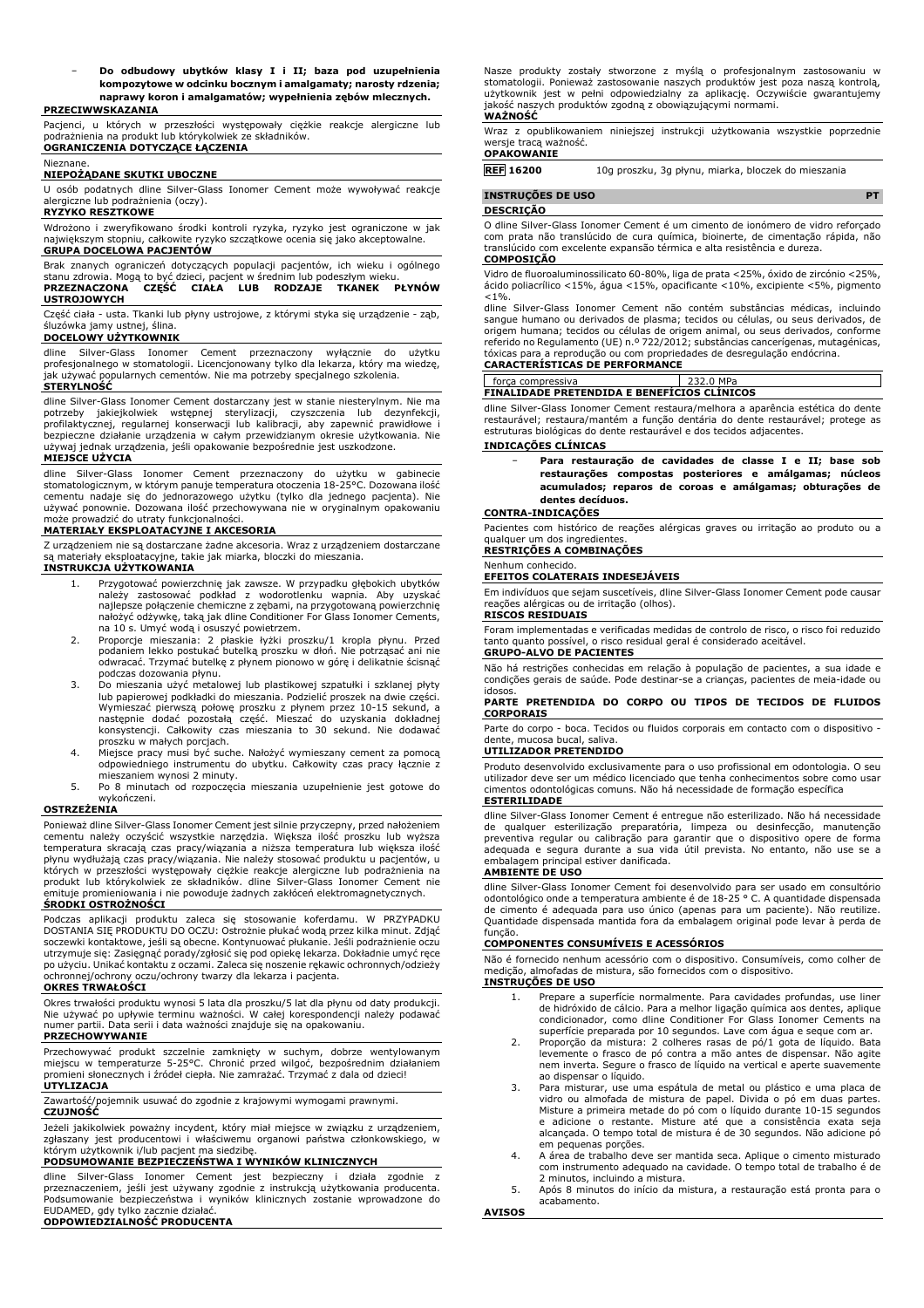- **Do odbudowy ubytków klasy I i II; baza pod uzupełnienia kompozytowe w odcinku bocznym i amalgamaty; narosty rdzenia; naprawy koron i amalgamatów; wypełnienia zębów mlecznych.**

**PRZECIWWSKAZANIA**

Pacjenci, u których w przeszłości występowały ciężkie reakcje alergiczne lub podrażnienia na produkt lub którykolwiek ze składników.

**OGRANICZENIA DOTYCZĄCE ŁĄCZENIA**

Nieznane.

**NIEPOŻĄDANE SKUTKI UBOCZNE**

U osób podatnych dline Silver-Glass Ionomer Cement może wywoływać reakcje alergiczne lub podrażnienia (oczy).

**RYZYKO RESZTKOWE**

Wdrożono i zweryfikowano środki kontroli ryzyka, ryzyko jest ograniczone w jak największym stopniu, całkowite ryzyko szczątkowe ocenia się jako akceptowalne.

**GRUPA DOCELOWA PACJENTÓW**

Brak znanych ograniczeń dotyczących populacji pacjentów, ich wieku i ogólnego stanu zdrowia. Mogą to być dzieci, pacjent w średnim lub podeszłym wieku.

**PRZEZNACZONA CZĘŚĆ CIAŁA LUB RODZAJE TKANEK PŁYNÓW USTROJOWYCH**

Część ciała - usta. Tkanki lub płyny ustrojowe, z którymi styka się urządzenie - ząb, śluzówka jamy ustnej, ślina.

**DOCELOWY UŻYTKOWNIK**

dline Silver-Glass Ionomer Cement przeznaczony wyłącznie do użytku profesjonalnego w stomatologii. Licencjonowany tylko dla lekarza, który ma wiedzę, jak używać popularnych cementów. Nie ma potrzeby specjalnego szkolenia.

**STERYLNOŚĆ**

dline Silver-Glass Ionomer Cement dostarczany jest w stanie niesterylnym. Nie ma potrzeby jakiejkolwiek wstępnej sterylizacji, czyszczenia lub dezynfekcji, profilaktycznej, regularnej konserwacji lub kalibracji, aby zapewnić prawidłowe i bezpieczne działanie urządzenia w całym przewidzianym okresie użytkowania. Nie używaj jednak urządzenia, jeśli opakowanie bezpośrednie jest uszkodzone.

**MIEJSCE UŻYCIA**

dline Silver-Glass Ionomer Cement przeznaczony do użytku w gabinecie stomatologicznym, w którym panuje temperatura otoczenia 18-25°C. Dozowana ilość cementu nadaje się do jednorazowego użytku (tylko dla jednego pacjenta). Nie używać ponownie. Dozowana ilość przechowywana nie w oryginalnym opakowaniu może prowadzić do utraty funkcjonalności.

**MATERIAŁY EKSPLOATACYJNE I AKCESORIA**

Z urządzeniem nie są dostarczane żadne akcesoria. Wraz z urządzeniem dostarczane są materiały eksploatacyjne, takie jak miarka, bloczki do mieszania.

**INSTRUKCJA UŻYTKOWANIA**

1. Przygotować powierzchnię jak zawsze. W przypadku głębokich ubytków należy zastosować podkład z wodorotlenku wapnia. Aby uzyskać najlepsze połączenie chemiczne z zębami, na przygotowaną powierzchnię nałożyć odżywkę, taką jak dline Conditioner For Glass Ionomer Cements, na 10 s. Umyć wodą i osuszyć powietrzem.
2. Proporcje mieszania: 2 płaskie łyżki proszku/1 kropla płynu. Przed podaniem lekko postukać butelką proszku w dłoń. Nie potrząsać ani nie odwracać. Trzymać butelkę z płynem pionowo w górę i delikatnie ściskać podczas dozowania płynu.
3. Do mieszania użyć metalowej lub plastikowej szpatułki i szklanej płyty lub papierowej podkładki do mieszania. Podzielić proszek na dwie części. Wymieszać pierwszą połowę proszku z płynem przez 10-15 sekund, a następnie dodać pozostałą część. Mieszać do uzyskania dokładnej konsystencji. Całkowity czas mieszania to 30 sekund. Nie dodawać proszku w małych porcjach.
4. Miejsce pracy musi być suche. Nałożyć wymieszany cement za pomocą odpowiedniego instrumentu do ubytku. Całkowity czas pracy łącznie z mieszaniem wynosi 2 minuty.
5. Po 8 minutach od rozpoczęcia mieszania uzupełnienie jest gotowe do wykończeni.

**OSTRZEŻENIA**

Ponieważ dline Silver-Glass Ionomer Cement jest silnie przyczepny, przed nałożeniem cementu należy oczyścić wszystkie narzędzia. Większa ilość proszku lub wyższa temperatura skracają czas pracy/wiązania a niższa temperatura lub większa ilość płynu wydłużają czas pracy/wiązania. Nie należy stosować produktu u pacjentów, u których w przeszłości występowały ciężkie reakcje alergiczne lub podrażnienia na produkt lub którykolwiek ze składników. dline Silver-Glass Ionomer Cement nie emituje promieniowania i nie powoduje żadnych zakłóceń elektromagnetycznych.

**ŚRODKI OSTROŻNOŚCI**

Podczas aplikacji produktu zaleca się stosowanie koferdamu. W PRZYPADKU DOSTANIA SIĘ PRODUKTU DO OCZU: Ostrożnie płukać wodą przez kilka minut. Zdjąć soczewki kontaktowe, jeśli są obecne. Kontynuować płukanie. Jeśli podrażnienie oczu utrzymuje się: Zasięgnąć porady/zgłosić się pod opiekę lekarza. Dokładnie umyć ręce po użyciu. Unikać kontaktu z oczami. Zaleca się noszenie rękawic ochronnych/odzieży ochronnej/ochrony oczu/ochrony twarzy dla lekarza i pacjenta.

**OKRES TRWAŁOŚCI**

Okres trwałości produktu wynosi 5 lata dla proszku/5 lat dla płynu od daty produkcji. Nie używać po upływie terminu ważności. W całej korespondencji należy podawać numer partii. Data serii i data ważności znajduje się na opakowaniu.

**PRZECHOWYWANIE**

Przechowywać produkt szczelnie zamknięty w suchym, dobrze wentylowanym miejscu w temperaturze 5-25°C. Chronić przed wilgocią, bezpośrednim działaniem promieni słonecznych i źródeł ciepła. Nie zamrażać. Trzymać z dala od dzieci!

**UTYLIZACJA**

Zawartość/pojemnik usuwać do zgodnie z krajowymi wymogami prawnymi.

**CZUJNOŚĆ**

Jeżeli jakikolwiek poważny incydent, który miał miejsce w związku z urządzeniem, zgłaszany jest producentowi i właściwemu organowi państwa członkowskiego, w którym użytkownik i/lub pacjent ma siedzibę.

**PODSUMOWANIE BEZPIECZEŃSTWA I WYNIKÓW KLINICZNYCH**

dline Silver-Glass Ionomer Cement jest bezpieczny i działa zgodnie z przeznaczeniem, jeśli jest używany zgodnie z instrukcją użytkowania producenta. Podsumowanie bezpieczeństwa i wyników klinicznych zostanie wprowadzone do EUDAMED, gdy tylko zacznie działać.

**ODPOWIEDZIALNOŚĆ PRODUCENTA**

Nasze produkty zostały stworzone z myślą o profesjonalnym zastosowaniu w stomatologii. Ponieważ zastosowanie naszych produktów jest poza naszą kontrolą, użytkownik jest w pełni odpowiedzialny za aplikację. Oczywiście gwarantujemy jakość naszych produktów zgodną z obowiązującymi normami.

**WAŻNOŚĆ**

Wraz z opublikowaniem niniejszej instrukcji użytkowania wszystkie poprzednie wersje tracą ważność.

**OPAKOWANIE**

| REF 16200 | 10g proszku, 3g płynu, miarka, bloczek do mieszania |
|---|---|

## INSTRUÇÕES DE USO — PT

**DESCRIÇÃO**

O dline Silver-Glass Ionomer Cement é um cimento de ionómero de vidro reforçado com prata não translúcido de cura química, bioinerte, de cimentação rápida, não translúcido com excelente expansão térmica e alta resistência e dureza.

**COMPOSIÇÃO**

Vidro de fluoroaluminossilicato 60-80%, liga de prata <25%, óxido de zircónio <25%, ácido poliacrílico <15%, água <15%, opacificante <10%, excipiente <5%, pigmento <1%.

dline Silver-Glass Ionomer Cement não contém substâncias médicas, incluindo sangue humano ou derivados de plasma; tecidos ou células, ou seus derivados, de origem humana; tecidos ou células de origem animal, ou seus derivados, conforme referido no Regulamento (UE) n.º 722/2012; substâncias cancerígenas, mutagénicas, tóxicas para a reprodução ou com propriedades de desregulação endócrina.

**CARACTERÍSTICAS DE PERFORMANCE**

| força compressiva | 232.0 MPa |
|---|---|

**FINALIDADE PRETENDIDA E BENEFÍCIOS CLÍNICOS**

dline Silver-Glass Ionomer Cement restaura/melhora a aparência estética do dente restaurável; restaura/mantém a função dentária do dente restaurável; protege as estruturas biológicas do dente restaurável e dos tecidos adjacentes.

**INDICAÇÕES CLÍNICAS**

- **Para restauração de cavidades de classe I e II; base sob restaurações compostas posteriores e amálgamas; núcleos acumulados; reparos de coroas e amálgamas; obturações de dentes decíduos.**

**CONTRA-INDICAÇÕES**

Pacientes com histórico de reações alérgicas graves ou irritação ao produto ou a qualquer um dos ingredientes.

**RESTRIÇÕES A COMBINAÇÕES**

Nenhum conhecido.

**EFEITOS COLATERAIS INDESEJÁVEIS**

Em indivíduos que sejam suscetíveis, dline Silver-Glass Ionomer Cement pode causar reações alérgicas ou de irritação (olhos).

**RISCOS RESIDUAIS**

Foram implementadas e verificadas medidas de controlo de risco, o risco foi reduzido tanto quanto possível, o risco residual geral é considerado aceitável.

**GRUPO-ALVO DE PACIENTES**

Não há restrições conhecidas em relação à população de pacientes, a sua idade e condições gerais de saúde. Pode destinar-se a crianças, pacientes de meia-idade ou idosos.

**PARTE PRETENDIDA DO CORPO OU TIPOS DE TECIDOS DE FLUIDOS CORPORAIS**

Parte do corpo - boca. Tecidos ou fluidos corporais em contacto com o dispositivo - dente, mucosa bucal, saliva.

**UTILIZADOR PRETENDIDO**

Produto desenvolvido exclusivamente para o uso profissional em odontologia. O seu utilizador deve ser um médico licenciado que tenha conhecimentos sobre como usar cimentos odontológicas comuns. Não há necessidade de formação específica

**ESTERILIDADE**

dline Silver-Glass Ionomer Cement é entregue não esterilizado. Não há necessidade de qualquer esterilização preparatória, limpeza ou desinfecção, manutenção preventiva regular ou calibração para garantir que o dispositivo opere de forma adequada e segura durante a sua vida útil prevista. No entanto, não use se a embalagem principal estiver danificada.

**AMBIENTE DE USO**

dline Silver-Glass Ionomer Cement foi desenvolvido para ser usado em consultório odontológico onde a temperatura ambiente é de 18-25 ° C. A quantidade dispensada de cimento é adequada para uso único (apenas para um paciente). Não reutilize. Quantidade dispensada mantida fora da embalagem original pode levar à perda de função.

**COMPONENTES CONSUMÍVEIS E ACESSÓRIOS**

Não é fornecido nenhum acessório com o dispositivo. Consumíveis, como colher de medição, almofadas de mistura, são fornecidos com o dispositivo.

**INSTRUÇÕES DE USO**

1. Prepare a superfície normalmente. Para cavidades profundas, use liner de hidróxido de cálcio. Para a melhor ligação química aos dentes, aplique condicionador, como dline Conditioner For Glass Ionomer Cements na superfície preparada por 10 segundos. Lave com água e seque com ar.
2. Proporção da mistura: 2 colheres rasas de pó/1 gota de líquido. Bata levemente o frasco de pó contra a mão antes de dispensar. Não agite nem inverta. Segure o frasco de líquido na vertical e aperte suavemente ao dispensar o líquido.
3. Para misturar, use uma espátula de metal ou plástico e uma placa de vidro ou almofada de mistura de papel. Divida o pó em duas partes. Misture a primeira metade do pó com o líquido durante 10-15 segundos e adicione o restante. Misture até que a consistência exata seja alcançada. O tempo total de mistura é de 30 segundos. Não adicione pó em pequenas porções.
4. A área de trabalho deve ser mantida seca. Aplique o cimento misturado com instrumento adequado na cavidade. O tempo total de trabalho é de 2 minutos, incluindo a mistura.
5. Após 8 minutos do início da mistura, a restauração está pronta para o acabamento.

**AVISOS**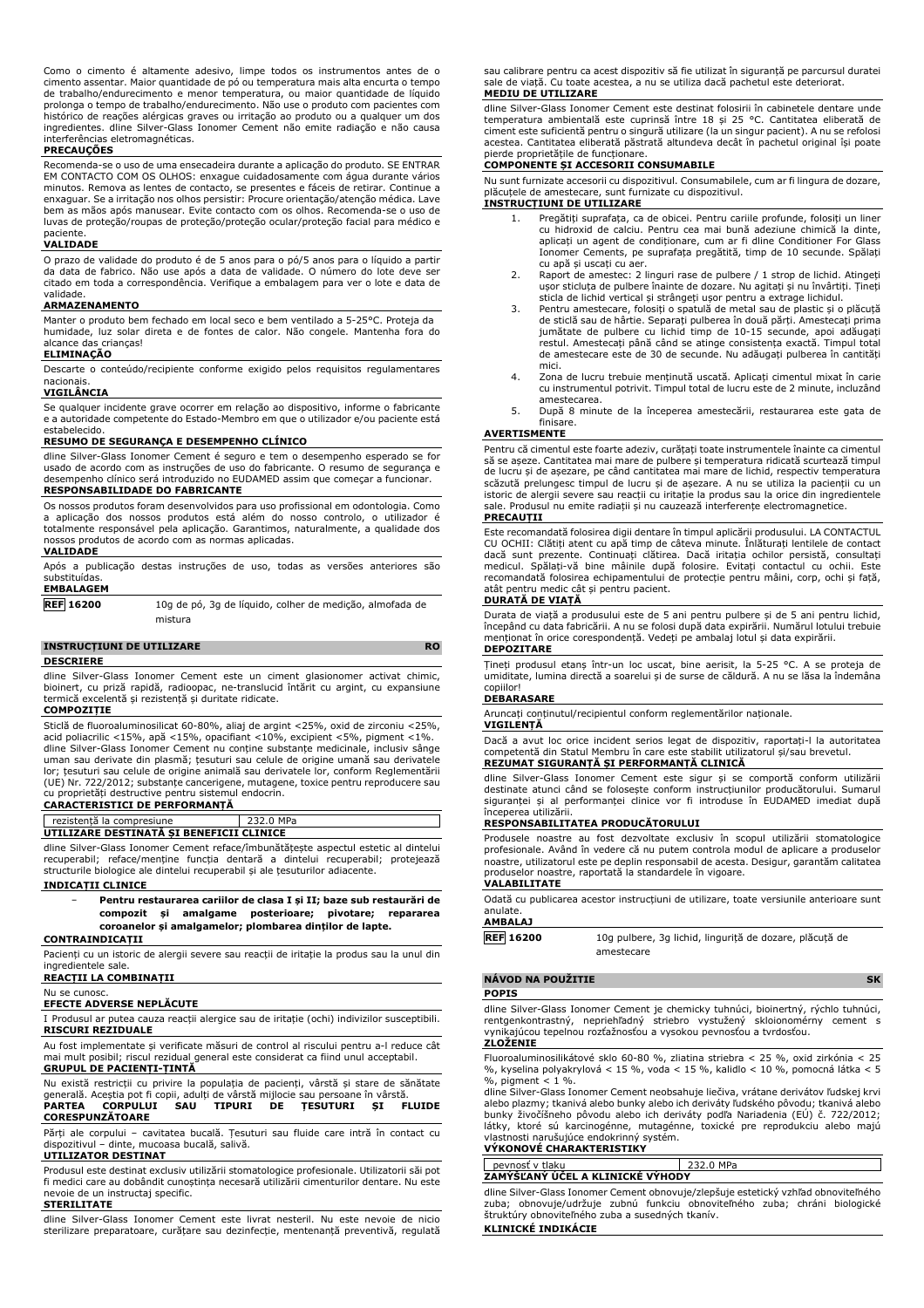Como o cimento é altamente adesivo, limpe todos os instrumentos antes de o cimento assentar. Maior quantidade de pó ou temperatura mais alta encurta o tempo de trabalho/endurecimento e menor temperatura, ou maior quantidade de líquido prolonga o tempo de trabalho/endurecimento. Não use o produto com pacientes com histórico de reações alérgicas graves ou irritação ao produto ou a qualquer um dos ingredientes. dline Silver-Glass Ionomer Cement não emite radiação e não causa interferências eletromagnéticas.

**PRECAUÇÕES**

Recomenda-se o uso de uma ensecadeira durante a aplicação do produto. SE ENTRAR EM CONTACTO COM OS OLHOS: enxague cuidadosamente com água durante vários minutos. Remova as lentes de contacto, se presentes e fáceis de retirar. Continue a enxaguar. Se a irritação nos olhos persistir: Procure orientação/atenção médica. Lave bem as mãos após manusear. Evite contacto com os olhos. Recomenda-se o uso de luvas de proteção/roupas de proteção/proteção ocular/proteção facial para médico e paciente.

**VALIDADE**

O prazo de validade do produto é de 5 anos para o pó/5 anos para o líquido a partir da data de fabrico. Não use após a data de validade. O número do lote deve ser citado em toda a correspondência. Verifique a embalagem para ver o lote e data de validade.

**ARMAZENAMENTO**

Manter o produto bem fechado em local seco e bem ventilado a 5-25°C. Proteja da humidade, luz solar direta e de fontes de calor. Não congele. Mantenha fora do alcance das crianças!

**ELIMINAÇÃO**

Descarte o conteúdo/recipiente conforme exigido pelos requisitos regulamentares nacionais.

**VIGILÂNCIA**

Se qualquer incidente grave ocorrer em relação ao dispositivo, informe o fabricante e a autoridade competente do Estado-Membro em que o utilizador e/ou paciente está estabelecido.

**RESUMO DE SEGURANÇA E DESEMPENHO CLÍNICO**

dline Silver-Glass Ionomer Cement é seguro e tem o desempenho esperado se for usado de acordo com as instruções de uso do fabricante. O resumo de segurança e desempenho clínico será introduzido no EUDAMED assim que começar a funcionar.

**RESPONSABILIDADE DO FABRICANTE**

Os nossos produtos foram desenvolvidos para uso profissional em odontologia. Como a aplicação dos nossos produtos está além do nosso controlo, o utilizador é totalmente responsável pela aplicação. Garantimos, naturalmente, a qualidade dos nossos produtos de acordo com as normas aplicadas.

**VALIDADE**

Após a publicação destas instruções de uso, todas as versões anteriores são substituídas.

**EMBALAGEM**

| REF 16200 | 10g de pó, 3g de líquido, colher de medição, almofada de mistura |
|---|---|

## INSTRUCȚIUNI DE UTILIZARE RO

**DESCRIERE**

dline Silver-Glass Ionomer Cement este un ciment glasionomer activat chimic, bioinert, cu priză rapidă, radioopac, ne-translucid întărit cu argint, cu expansiune termică excelentă și rezistență și duritate ridicate.

**COMPOZIȚIE**

Sticlă de fluoroaluminosilicat 60-80%, aliaj de argint <25%, oxid de zirconiu <25%, acid poliacrilic <15%, apă <15%, opacifiant <10%, excipient <5%, pigment <1%.
dline Silver-Glass Ionomer Cement nu conține substanțe medicinale, inclusiv sânge uman sau derivate din plasmă; țesuturi sau celule de origine umană sau derivatele lor; țesuturi sau celule de origine animală sau derivatele lor, conform Reglementării (UE) Nr. 722/2012; substanțe cancerigene, mutagene, toxice pentru reproducere sau cu proprietăți destructive pentru sistemul endocrin.

**CARACTERISTICI DE PERFORMANȚĂ**

| rezistență la compresiune | 232.0 MPa |
|---|---|

**UTILIZARE DESTINATĂ ȘI BENEFICII CLINICE**

dline Silver-Glass Ionomer Cement reface/îmbunătățește aspectul estetic al dintelui recuperabil; reface/menține funcția dentară a dintelui recuperabil; protejează structurile biologice ale dintelui recuperabil și ale țesuturilor adiacente.

**INDICAȚII CLINICE**

- **Pentru restaurarea cariilor de clasa I și II; baze sub restaurări de compozit și amalgame posterioare; pivotare; repararea coroanelor și amalgamelor; plombarea dinților de lapte.**

**CONTRAINDICAȚII**

Pacienți cu un istoric de alergii severe sau reacții de iritație la produs sau la unul din ingredientele sale.

**REACȚII LA COMBINAȚII**

Nu se cunosc.

**EFECTE ADVERSE NEPLĂCUTE**

I Produsul ar putea cauza reacții alergice sau de iritație (ochi) indivizilor susceptibili.

**RISCURI REZIDUALE**

Au fost implementate și verificate măsuri de control al riscului pentru a-l reduce cât mai mult posibil; riscul rezidual general este considerat ca fiind unul acceptabil.

**GRUPUL DE PACIENȚI-ȚINTĂ**

Nu există restricții cu privire la populația de pacienți, vârstă și stare de sănătate generală. Aceștia pot fi copii, adulți de vârstă mijlocie sau persoane în vârstă.

**PARTEA CORPULUI SAU TIPURI DE ȚESUTURI ȘI FLUIDE CORESPUNZĂTOARE**

Părți ale corpului – cavitatea bucală. Țesuturi sau fluide care intră în contact cu dispozitivul – dinte, mucoasa bucală, salivă.

**UTILIZATOR DESTINAT**

Produsul este destinat exclusiv utilizării stomatologice profesionale. Utilizatorii săi pot fi medici care au dobândit cunoștința necesară utilizării cimenturilor dentare. Nu este nevoie de un instructaj specific.

**STERILITATE**

dline Silver-Glass Ionomer Cement este livrat nesteril. Nu este nevoie de nicio sterilizare preparatoare, curățare sau dezinfecție, mentenanță preventivă, regulată sau calibrare pentru ca acest dispozitiv să fie utilizat în siguranță pe parcursul duratei sale de viață. Cu toate acestea, a nu se utiliza dacă pachetul este deteriorat.

**MEDIU DE UTILIZARE**

dline Silver-Glass Ionomer Cement este destinat folosirii în cabinetele dentare unde temperatura ambientală este cuprinsă între 18 și 25 °C. Cantitatea eliberată de ciment este suficientă pentru o singură utilizare (la un singur pacient). A nu se refolosi acestea. Cantitatea eliberată păstrată altundeva decât în pachetul original își poate pierde proprietățile de funcționare.

**COMPONENTE ȘI ACCESORII CONSUMABILE**

Nu sunt furnizate accesorii cu dispozitivul. Consumabilele, cum ar fi lingura de dozare, plăcuțele de amestecare, sunt furnizate cu dispozitivul.

**INSTRUCȚIUNI DE UTILIZARE**

1. Pregătiți suprafața, ca de obicei. Pentru cariile profunde, folosiți un liner cu hidroxid de calciu. Pentru cea mai bună adeziune chimică la dinte, aplicați un agent de condiționare, cum ar fi dline Conditioner For Glass Ionomer Cements, pe suprafața pregătită, timp de 10 secunde. Spălați cu apă și uscați cu aer.
2. Raport de amestec: 2 linguri rase de pulbere / 1 strop de lichid. Atingeți ușor sticluța de pulbere înainte de dozare. Nu agitați și nu învârtiți. Țineți sticla de lichid vertical și strângeți ușor pentru a extrage lichidul.
3. Pentru amestecare, folosiți o spatulă de metal sau de plastic și o plăcuță de sticlă sau de hârtie. Separați pulberea în două părți. Amestecați prima jumătate de pulbere cu lichid timp de 10-15 secunde, apoi adăugați restul. Amestecați până când se atinge consistența exactă. Timpul total de amestecare este de 30 de secunde. Nu adăugați pulberea în cantități mici.
4. Zona de lucru trebuie menținută uscată. Aplicați cimentul mixat în carie cu instrumentul potrivit. Timpul total de lucru este de 2 minute, incluzând amestecarea.
5. După 8 minute de la începerea amestecării, restaurarea este gata de finisare.

**AVERTISMENTE**

Pentru că cimentul este foarte adeziv, curățați toate instrumentele înainte ca cimentul să se așeze. Cantitatea mai mare de pulbere și temperatura ridicată scurtează timpul de lucru și de așezare, pe când cantitatea mai mare de lichid, respectiv temperatura scăzută prelungesc timpul de lucru și de așezare. A nu se utiliza la pacienții cu un istoric de alergii severe sau reacții cu iritație la produs sau la oricie din ingredientele sale. Produsul nu emite radiații și nu cauzează interferențe electromagnetice.

**PRECAUȚII**

Este recomandată folosirea digii dentare în timpul aplicării produsului. LA CONTACTUL CU OCHII: Clătiți atent cu apă timp de câteva minute. Înlăturați lentilele de contact dacă sunt prezente. Continuați clătirea. Dacă iritația ochilor persistă, consultați medicul. Spălați-vă bine mâinile după folosire. Evitați contactul cu ochii. Este recomandată folosirea echipamentului de protecție pentru mâini, corp, ochi și față, atât pentru medic cât și pentru pacient.

**DURATĂ DE VIAȚĂ**

Durata de viață a produsului este de 5 ani pentru pulbere și de 5 ani pentru lichid, începând cu data fabricării. A nu se folosi după data expirării. Numărul lotului trebuie menționat în orice corespondență. Vedeți pe ambalaj lotul și data expirării.

**DEPOZITARE**

Țineți produsul etanș într-un loc uscat, bine aerisit, la 5-25 °C. A se proteja de umiditate, lumina directă a soarelui și de surse de căldură. A nu se lăsa la îndemâna copiilor!

**DEBARASARE**

Aruncați conținutul/recipientul conform reglementărilor naționale.

**VIGILENȚĂ**

Dacă a avut loc orice incident serios legat de dispozitiv, raportați-l la autoritatea competentă din Statul Membru în care este stabilit utilizatorul și/sau brevetul.

**REZUMAT SIGURANȚĂ ȘI PERFORMANȚĂ CLINICĂ**

dline Silver-Glass Ionomer Cement este sigur și se comportă conform utilizării destinate atunci când se folosește conform instrucțiunilor producătorului. Sumarul siguranței și al performanței clinice vor fi introduse în EUDAMED imediat după începerea utilizării.

**RESPONSABILITATEA PRODUCĂTORULUI**

Produsele noastre au fost dezvoltate exclusiv în scopul utilizării stomatologice profesionale. Având în vedere că nu putem controla modul de aplicare a produselor noastre, utilizatorul este pe deplin responsabil de acesta. Desigur, garantăm calitatea produselor noastre, raportată la standardele în vigoare.

**VALABILITATE**

Odată cu publicarea acestor instrucțiuni de utilizare, toate versiunile anterioare sunt anulate.

**AMBALAJ**

| REF 16200 | 10g pulbere, 3g lichid, linguriță de dozare, plăcuță de amestecare |
|---|---|

## NÁVOD NA POUŽITIE SK

**POPIS**

dline Silver-Glass Ionomer Cement je chemicky tuhnúci, bioinertný, rýchlo tuhnúci, rentgenkontrastný, nepriehľadný striebro vystužený skloionomérny cement s vynikajúcou tepelnou rozťažnosťou a vysokou pevnosťou a tvrdosťou.

**ZLOŽENIE**

Fluoroaluminosilikátové sklo 60-80 %, zliatina striebra < 25 %, oxid zirkónia < 25 %, kyselina polyakrylová < 15 %, voda < 15 %, kalidlo < 10 %, pomocná látka < 5 %, pigment < 1 %.
dline Silver-Glass Ionomer Cement neobsahuje liečiva, vrátane derivátov ľudskej krvi alebo plazmy; tkanivá alebo bunky alebo ich deriváty ľudského pôvodu; tkanivá alebo bunky živočíšneho pôvodu alebo ich deriváty podľa Nariadenia (EÚ) č. 722/2012; látky, ktoré sú karcinogénne, mutagénne, toxické pre reprodukciu alebo majú vlastnosti narušujúce endokrinný systém.

**VÝKONOVÉ CHARAKTERISTIKY**

| pevnosť v tlaku | 232.0 MPa |
|---|---|

**ZAMÝŠĽANÝ ÚČEL A KLINICKÉ VÝHODY**

dline Silver-Glass Ionomer Cement obnovuje/zlepšuje estetický vzhľad obnoviteľného zuba; obnovuje/udržuje zubnú funkciu obnoviteľného zuba; chráni biologické štruktúry obnoviteľného zuba a susedných tkanív.

**KLINICKÉ INDIKÁCIE**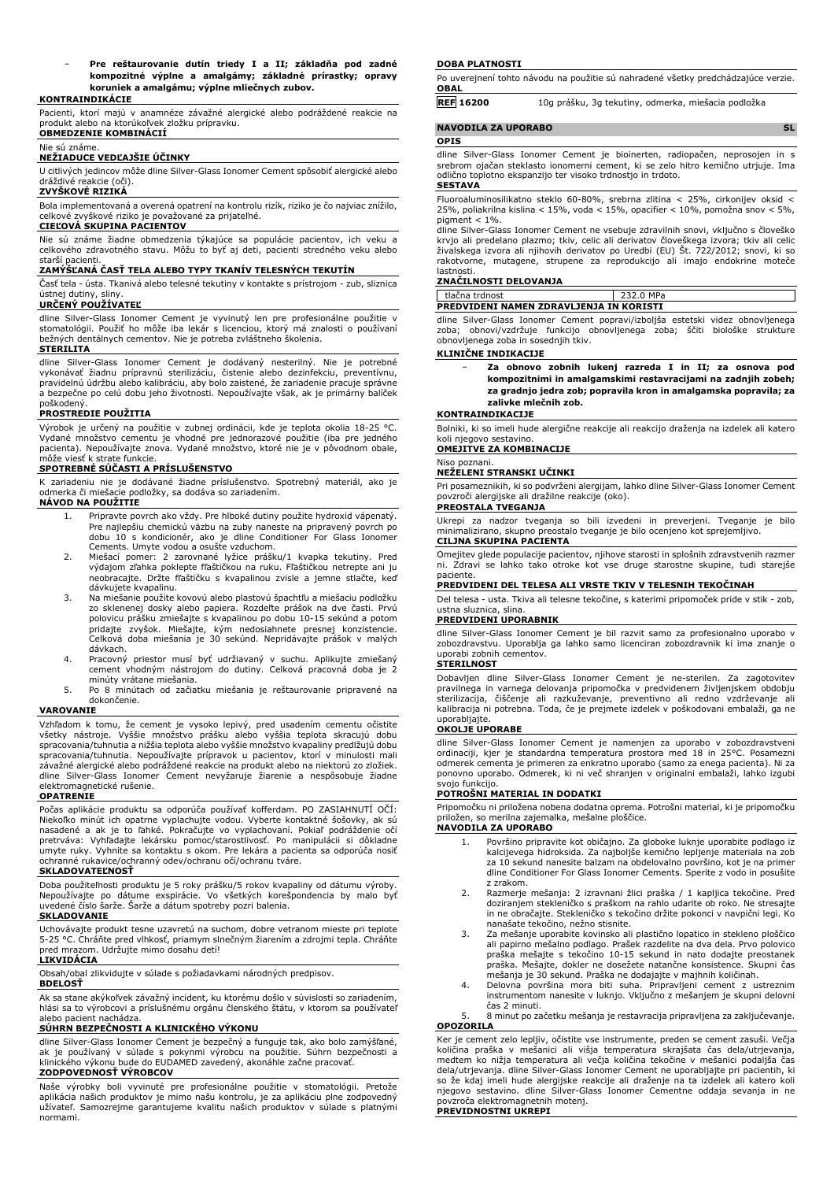- **Pre reštaurovanie dutín triedy I a II; základňa pod zadné kompozitné výplne a amalgámy; základné prírastky; opravy koruniek a amalgámu; výplne mliečnych zubov.**

**KONTRAINDIKÁCIE**

Pacienti, ktorí majú v anamnéze závažné alergické alebo podráždené reakcie na produkt alebo na ktorúkoľvek zložku prípravku.

**OBMEDZENIE KOMBINÁCIÍ**

Nie sú známe.

**NEŽIADUCE VEDĽAJŠIE ÚČINKY**

U citlivých jedincov môže dline Silver-Glass Ionomer Cement spôsobiť alergické alebo dráždivé reakcie (oči).

**ZVYŠKOVÉ RIZIKÁ**

Bola implementovaná a overená opatrení na kontrolu rizík, riziko je čo najviac znížilo, celkové zvyškové riziko je považované za prijateľné.

**CIEĽOVÁ SKUPINA PACIENTOV**

Nie sú známe žiadne obmedzenia týkajúce sa populácie pacientov, ich veku a celkového zdravotného stavu. Môžu to byť aj deti, pacienti stredného veku alebo starší pacienti.

**ZAMÝŠĽANÁ ČASŤ TELA ALEBO TYPY TKANÍV TELESNÝCH TEKUTÍN**

Časť tela - ústa. Tkanivá alebo telesné tekutiny v kontakte s prístrojom - zub, sliznica ústnej dutiny, sliny.

**URČENÝ POUŽÍVATEĽ**

dline Silver-Glass Ionomer Cement je vyvinutý len pre profesionálne použitie v stomatológii. Použiť ho môže iba lekár s licenciou, ktorý má znalosti o používaní bežných dentálnych cementov. Nie je potreba zvláštneho školenia.

**STERILITA**

dline Silver-Glass Ionomer Cement je dodávaný nesterilný. Nie je potrebné vykonávať žiadnu prípravnú sterilizáciu, čistenie alebo dezinfekciu, preventívnu, pravidelnú údržbu alebo kalibráciu, aby bolo zaistené, že zariadenie pracuje správne a bezpečne po celú dobu jeho životnosti. Nepoužívajte však, ak je primárny balíček poškodený.

**PROSTREDIE POUŽITIA**

Výrobok je určený na použitie v zubnej ordinácii, kde je teplota okolia 18-25 °C. Vydané množstvo cementu je vhodné pre jednorazové použitie (iba pre jedného pacienta). Nepoužívajte znova. Vydané množstvo, ktoré nie je v pôvodnom obale, môže viesť k strate funkcie.

**SPOTREBNÉ SÚČASTI A PRÍSLUŠENSTVO**

K zariadeniu nie je dodávané žiadne príslušenstvo. Spotrebný materiál, ako je odmerka či miešacie podložky, sa dodáva so zariadením.

**NÁVOD NA POUŽITIE**

1. Pripravte povrch ako vždy. Pre hlboké dutiny použite hydroxid vápenatý. Pre najlepšiu chemickú väzbu na zuby naneste na pripravený povrch po dobu 10 s kondicionér, ako je dline Conditioner For Glass Ionomer Cements. Umyte vodou a osušte vzduchom.
2. Miešací pomer: 2 zarovnané lyžice prášku/1 kvapka tekutiny. Pred výdajom zľahka poklepte fľaštičkou na ruku. Fľaštičku netrepte ani ju neobracajte. Držte fľaštičku s kvapalinou zvisle a jemne stlačte, keď dávkujete kvapalinu.
3. Na miešanie použite kovovú alebo plastovú špachtľu a miešaciu podložku zo sklenenej dosky alebo papiera. Rozdeľte prášok na dve časti. Prvú polovicu prášku zmiešajte s kvapalinou po dobu 10-15 sekúnd a potom pridajte zvyšok. Miešajte, kým nedosiahnete presnej konzistencie. Celková doba miešania je 30 sekúnd. Nepridávajte prášok v malých dávkach.
4. Pracovný priestor musí byť udržiavaný v suchu. Aplikujte zmiešaný cement vhodným nástrojom do dutiny. Celková pracovná doba je 2 minúty vrátane miešania.
5. Po 8 minútach od začiatku miešania je reštaurovanie pripravené na dokončenie.

**VAROVANIE**

Vzhľadom k tomu, že cement je vysoko lepivý, pred usadením cementu očistite všetky nástroje. Vyššie množstvo prášku alebo vyššia teplota skracujú dobu spracovania/tuhnutia a nižšia teplota alebo vyššie množstvo kvapaliny predlžujú dobu spracovania/tuhnutia. Nepoužívajte prípravok u pacientov, ktorí v minulosti mali závažné alergické alebo podráždené reakcie na produkt alebo na niektorú zo zložiek. dline Silver-Glass Ionomer Cement nevyžaruje žiarenie a nespôsobuje žiadne elektromagnetické rušenie.

**OPATRENIE**

Počas aplikácie produktu sa odporúča používať kofferdam. PO ZASIAHNUTÍ OČÍ: Niekoľko minút ich opatrne vyplachujte vodou. Vyberte kontaktné šošovky, ak sú nasadené a ak je to ľahké. Pokračujte vo vyplachovaní. Pokiaľ podráždenie očí pretrváva: Vyhľadajte lekársku pomoc/starostlivosť. Po manipulácii si dôkladne umyte ruky. Vyhnite sa kontaktu s okom. Pre lekára a pacienta sa odporúča nosiť ochranné rukavice/ochranný odev/ochranu očí/ochranu tváre.

**SKLADOVATEĽNOSŤ**

Doba použiteľnosti produktu je 5 roky prášku/5 rokov kvapaliny od dátumu výroby. Nepoužívajte po dátume exspirácie. Vo všetkých korešpondencia by malo byť uvedené číslo šarže. Šarže a dátum spotreby pozri balenia.

**SKLADOVANIE**

Uchovávajte produkt tesne uzavretú na suchom, dobre vetranom mieste pri teplote 5-25 °C. Chráňte pred vlhkosťou, priamym slnečným žiarením a zdrojmi tepla. Chráňte pred mrazom. Udržujte mimo dosahu detí!

**LIKVIDÁCIA**

Obsah/obal zlikvidujte v súlade s požiadavkami národných predpisov.

**BDELOSŤ**

Ak sa stane akýkoľvek závažný incident, ku ktorému došlo v súvislosti so zariadením, hlási sa to výrobcovi a príslušnému orgánu členského štátu, v ktorom sa používateľ alebo pacient nachádza.

**SÚHRN BEZPEČNOSTI A KLINICKÉHO VÝKONU**

dline Silver-Glass Ionomer Cement je bezpečný a funguje tak, ako bolo zamýšľané, ak je používaný v súlade s pokynmi výrobcu na použitie. Súhrn bezpečnosti a klinického výkonu bude do EUDAMED zavedený, akonáhle začne pracovať.

**ZODPOVEDNOSŤ VÝROBCOV**

Naše výrobky boli vyvinuté pre profesionálne použitie v stomatológii. Pretože aplikácia našich produktov je mimo našu kontrolu, je za aplikáciu plne zodpovedný užívateľ. Samozrejme garantujeme kvalitu našich produktov v súlade s platnými normami.

**DOBA PLATNOSTI**

Po uverejnení tohto návodu na použitie sú nahradené všetky predchádzajúce verzie.

**OBAL**

| REF 16200 | 10g prášku, 3g tekutiny, odmerka, miešacia podložka |
|---|---|

## NAVODILA ZA UPORABO SL

**OPIS**

dline Silver-Glass Ionomer Cement je bioinerten, radiopačen, neprosojen in s srebrom ojačan stekleno ionomerni cement, ki se zelo hitro kemično utrjuje. Ima odlično toplotno ekspanzijo ter visoko trdnostjo in trdoto.

**SESTAVA**

Fluoroaluminosilikatno steklo 60-80%, srebrna zlitina < 25%, cirkonijev oksid < 25%, poliakrilna kislina < 15%, voda < 15%, opacifier < 10%, pomožna snov < 5%, pigment < 1%.

dline Silver-Glass Ionomer Cement ne vsebuje zdravilnih snovi, vključno s človeško krvjo ali predelano plazmo; tkiv, celic ali derivatov človeškega izvora; tkiv ali celic živalskega izvora ali njihovih derivatov po Uredbi (EU) Št. 722/2012; snovi, ki so rakotvorne, mutagene, strupene za reprodukcijo ali imajo endokrine moteče lastnosti.

**ZNAČILNOSTI DELOVANJA**

| tlačna trdnost | 232.0 MPa |
|---|---|

**PREDVIDENI NAMEN ZDRAVLJENJA IN KORISTI**

dline Silver-Glass Ionomer Cement popravi/izboljša estetski videz obnovljenega zoba; obnovi/vzdržuje funkcijo obnovljenega zoba; ščiti biološke strukture obnovljenega zoba in sosednjih tkiv.

**KLINIČNE INDIKACIJE**

- **Za obnovo zobnih lukenj razreda I in II; za osnova pod kompozitnimi in amalgamskimi restavracijami na zadnjih zobeh; za gradnjo jedra zob; popravila kron in amalgamska popravila; za zalivke mlečnih zob.**

**KONTRAINDIKACIJE**

Bolniki, ki so imeli hude alergične reakcije ali reakcijo draženja na izdelek ali katero koli njegovo sestavino.

**OMEJITVE ZA KOMBINACIJE**

Niso poznani.

**NEŽELENI STRANSKI UČINKI**

Pri posameznikih, ki so podvrženi alergijam, lahko dline Silver-Glass Ionomer Cement povzroči alergijske ali dražilne reakcije (oko).

**PREOSTALA TVEGANJA**

Ukrepi za nadzor tveganja so bili izvedeni in preverjeni. Tveganje je bilo minimalizirano, skupno preostalo tveganje je bilo ocenjeno kot sprejemljivo.

**CILJNA SKUPINA PACIENTA**

Omejitev glede populacije pacientov, njihove starosti in splošnih zdravstvenih razmer ni. Zdravi se lahko tako otroke kot vse druge starostne skupine, tudi starejše paciente.

**PREDVIDENI DEL TELESA ALI VRSTE TKIV V TELESNIH TEKOČINAH**

Del telesa - usta. Tkiva ali telesne tekočine, s katerimi pripomoček pride v stik - zob, ustna sluznica, slina.

**PREDVIDENI UPORABNIK**

dline Silver-Glass Ionomer Cement je bil razvit samo za profesionalno uporabo v zobozdravstvu. Uporablja ga lahko samo licenciran zobozdravnik ki ima znanje o uporabi zobnih cementov.

**STERILNOST**

Dobavljen dline Silver-Glass Ionomer Cement je ne-sterilen. Za zagotovitev pravilnega in varnega delovanja pripomočka v predvidenem življenjskem obdobju sterilizacija, čiščenje ali razkuževanje, preventivno ali redno vzdrževanje ali kalibracija ni potrebna. Toda, če je prejmete izdelek v poškodovani embalaži, ga ne uporabljajte.

**OKOLJE UPORABE**

dline Silver-Glass Ionomer Cement je namenjen za uporabo v zobozdravstveni ordinaciji, kjer je standardna temperatura prostora med 18 in 25°C. Posamezni odmerek cementa je primeren za enkratno uporabo (samo za enega pacienta). Ni za ponovno uporabo. Odmerek, ki ni več shranjen v originalni embalaži, lahko izgubi svojo funkcijo.

**POTROŠNI MATERIAL IN DODATKI**

Pripomočku ni priložena nobena dodatna oprema. Potrošni material, ki je pripomočku priložen, so merilna zajemalka, mešalne ploščice.

**NAVODILA ZA UPORABO**

1. Površino pripravite kot običajno. Za globoke luknje uporabite podlago iz kalcijevega hidroksida. Za najboljše kemično lepljenje materiala na zob za 10 sekund nanesite balzam na obdelovalno površino, kot je na primer dline Conditioner For Glass Ionomer Cements. Sperite z vodo in posušite z zrakom.
2. Razmerje mešanja: 2 izravnani žlici praška / 1 kapljica tekočine. Pred doziranjem stekleničko s praškom na rahlo udarite ob roko. Ne stresajte in ne obračajte. Stekleničko s tekočino držite pokonci v navpični legi. Ko nanašate tekočino, nežno stisnite.
3. Za mešanje uporabite kovinsko ali plastično lopatico in stekleno ploščico ali papirno mešalno podlago. Prašek razdelite na dva dela. Prvo polovico praška mešajte s tekočino 10-15 sekund in nato dodajte preostanek praška. Mešajte, dokler ne dosežete natančne konsistence. Skupni čas mešanja je 30 sekund. Praška ne dodajajte v majhnih količinah.
4. Delovna površina mora biti suha. Pripravljeni cement z ustreznim instrumentom nanesite v luknjo. Vključno z mešanjem je skupni delovni čas 2 minuti.
5. 8 minut po začetku mešanja je restavracija pripravljena za zaključevanje.

**OPOZORILA**

Ker je cement zelo lepljiv, očistite vse instrumente, preden se cement zasuši. Večja količina praška v mešanici ali višja temperatura skrajšata čas dela/utrjevanja, medtem ko nižja temperatura ali večja količina tekočine v mešanici podaljša čas dela/utrjevanja. dline Silver-Glass Ionomer Cement ne uporabljajte pri pacientih, ki so že kdaj imeli hude alergijske reakcije ali draženja na ta izdelek ali katero koli njegovo sestavino. dline Silver-Glass Ionomer Cementne oddaja sevanja in ne povzroča elektromagnetnih motenj.

**PREVIDNOSTNI UKREPI**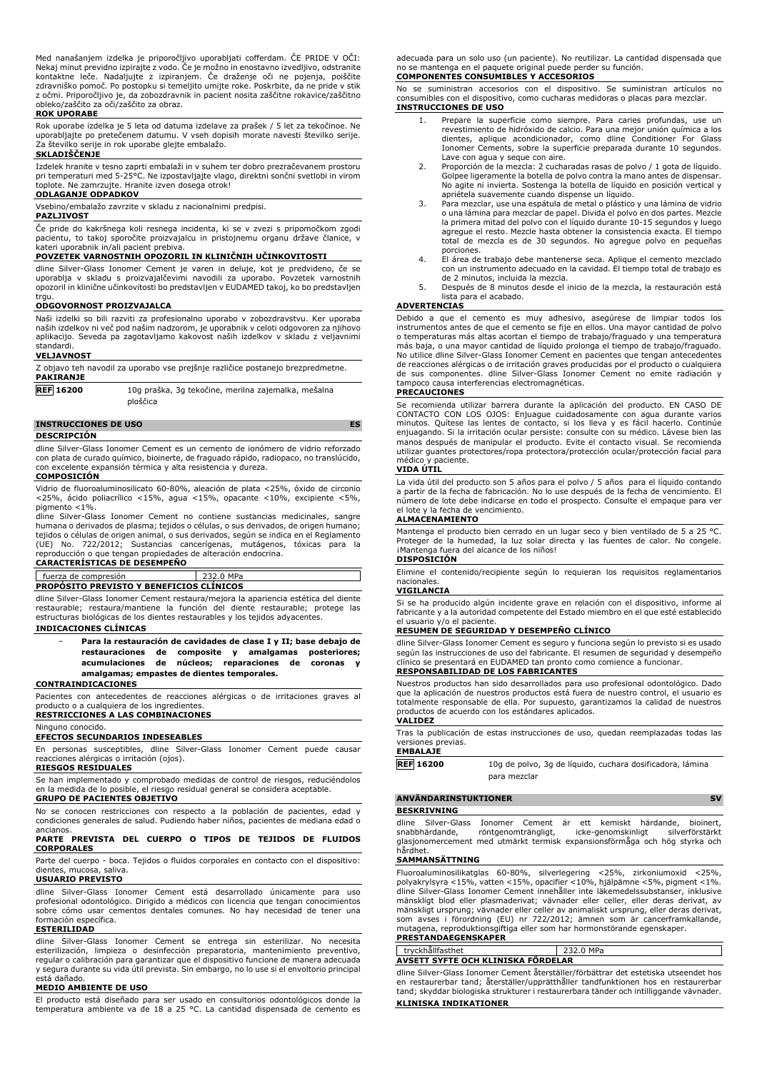Med nanašanjem izdelka je priporočljivo uporabljati cofferdam. ČE PRIDE V OČI: Nekaj minut previdno izpirajte z vodo. Če je možno in enostavno izvedljivo, odstranite kontaktne leče. Nadaljujte z izpiranjem. Če draženje oči ne pojenja, poiščite zdravniško pomoč. Po postopku si temeljito umijte roke. Poskrbite, da ne pride v stik z očmi. Priporočljivo je, da zobozdravnik in pacient nosita zaščitne rokavice/zaščitno obleko/zaščito za oči/zaščito za obraz.

**ROK UPORABE**

Rok uporabe izdelka je 5 leta od datuma izdelave za prašek / 5 let za tekočinoe. Ne uporabljajte po pretečenem datumu. V vseh dopisih morate navesti številko serije. Za številko serije in rok uporabe glejte embalažo.

**SKLADIŠČENJE**

Izdelek hranite v tesno zaprti embalaži in v suhem ter dobro prezračevanem prostoru pri temperaturi med 5-25°C. Ne izpostavljajte vlago, direktni sončni svetlobi in virom toplote. Ne zamrzujte. Hranite izven dosega otrok!

**ODLAGANJE ODPADKOV**

Vsebino/embalažo zavrzite v skladu z nacionalnimi predpisi.

**PAZLJIVOST**

Če pride do kakršnega koli resnega incidenta, ki se v zvezi s pripomočkom zgodi pacientu, to takoj sporočite proizvajalcu in pristojnemu organu države članice, v kateri uporabnik in/ali pacient prebiva.

**POVZETEK VARNOSTNIH OPOZORIL IN KLINIČNIH UČINKOVITOSTI**

dline Silver-Glass Ionomer Cement je varen in deluje, kot je predvideno, če se uporablja v skladu s proizvajalčevimi navodili za uporabo. Povzetek varnostnih opozoril in klinične učinkovitosti bo predstavljen v EUDAMED takoj, ko bo predstavljen trgu.

**ODGOVORNOST PROIZVAJALCA**

Naši izdelki so bili razviti za profesionalno uporabo v zobozdravstvu. Ker uporaba naših izdelkov ni več pod našim nadzorom, je uporabnik v celoti odgovoren za njihovo aplikacijo. Seveda pa zagotavljamo kakovost naših izdelkov v skladu z veljavnimi standardi.

**VELJAVNOST**

Z objavo teh navodil za uporabo vse prejšnje različice postanejo brezpredmetne.

**PAKIRANJE**

| REF 16200 | 10g praška, 3g tekočine, merilna zajemalka, mešalna ploščica |
|---|---|

## INSTRUCCIONES DE USO ES

**DESCRIPCIÓN**

dline Silver-Glass Ionomer Cement es un cemento de ionómero de vidrio reforzado con plata de curado químico, bioinerte, de fraguado rápido, radiopaco, no translúcido, con excelente expansión térmica y alta resistencia y dureza.

**COMPOSICIÓN**

Vidrio de fluoroaluminosilicato 60-80%, aleación de plata <25%, óxido de zirconio <25%, ácido poliacrílico <15%, agua <15%, opacante <10%, excipiente <5%, pigmento <1%.
dline Silver-Glass Ionomer Cement no contiene sustancias medicinales, sangre humana o derivados de plasma; tejidos o células, o sus derivados, de origen humano; tejidos o células de origen animal, o sus derivados, según se indica en el Reglamento (UE) No. 722/2012; Sustancias cancerígenas, mutágenos, tóxicas para la reproducción o que tengan propiedades de alteración endocrina.

**CARACTERÍSTICAS DE DESEMPEÑO**

| fuerza de compresión | 232.0 MPa |
|---|---|

**PROPÓSITO PREVISTO Y BENEFICIOS CLÍNICOS**

dline Silver-Glass Ionomer Cement restaura/mejora la apariencia estética del diente restaurable; restaura/mantiene la función del diente restaurable; protege las estructuras biológicas de los dientes restaurables y los tejidos adyacentes.

**INDICACIONES CLÍNICAS**

- **Para la restauración de cavidades de clase I y II; base debajo de restauraciones de composite y amalgamas posteriores; acumulaciones de núcleos; reparaciones de coronas y amalgamas; empastes de dientes temporales.**

**CONTRAINDICACIONES**

Pacientes con antecedentes de reacciones alérgicas o de irritaciones graves al producto o a cualquiera de los ingredientes.

**RESTRICCIONES A LAS COMBINACIONES**

Ninguno conocido.

**EFECTOS SECUNDARIOS INDESEABLES**

En personas susceptibles, dline Silver-Glass Ionomer Cement puede causar reacciones alérgicas o irritación (ojos).

**RIESGOS RESIDUALES**

Se han implementado y comprobado medidas de control de riesgos, reduciéndolos en la medida de lo posible, el riesgo residual general se considera aceptable.

**GRUPO DE PACIENTES OBJETIVO**

No se conocen restricciones con respecto a la población de pacientes, edad y condiciones generales de salud. Pudiendo haber niños, pacientes de mediana edad o ancianos.

**PARTE PREVISTA DEL CUERPO O TIPOS DE TEJIDOS DE FLUIDOS CORPORALES**

Parte del cuerpo - boca. Tejidos o fluidos corporales en contacto con el dispositivo: dientes, mucosa, saliva.

**USUARIO PREVISTO**

dline Silver-Glass Ionomer Cement está desarrollado únicamente para uso profesional odontológico. Dirigido a médicos con licencia que tengan conocimientos sobre cómo usar cementos dentales comunes. No hay necesidad de tener una formación específica.

**ESTERILIDAD**

dline Silver-Glass Ionomer Cement se entrega sin esterilizar. No necesita esterilización, limpieza o desinfección preparatoria, mantenimiento preventivo, regular o calibración para garantizar que el dispositivo funcione de manera adecuada y segura durante su vida útil prevista. Sin embargo, no lo use si el envoltorio principal está dañado.

**MEDIO AMBIENTE DE USO**

El producto está diseñado para ser usado en consultorios odontológicos donde la temperatura ambiente va de 18 a 25 °C. La cantidad dispensada de cemento es adecuada para un solo uso (un paciente). No reutilizar. La cantidad dispensada que no se mantenga en el paquete original puede perder su función.

**COMPONENTES CONSUMIBLES Y ACCESORIOS**

No se suministran accesorios con el dispositivo. Se suministran artículos no consumibles con el dispositivo, como cucharas medidoras o placas para mezclar.

**INSTRUCCIONES DE USO**

1. Prepare la superficie como siempre. Para caries profundas, use un revestimiento de hidróxido de calcio. Para una mejor unión química a los dientes, aplique acondicionador, como dline Conditioner For Glass Ionomer Cements, sobre la superficie preparada durante 10 segundos. Lave con agua y seque con aire.
2. Proporción de la mezcla: 2 cucharadas rasas de polvo / 1 gota de líquido. Golpee ligeramente la botella de polvo contra la mano antes de dispensar. No agite ni invierta. Sostenga la botella de líquido en posición vertical y apriétela suavemente cuando dispense un líquido.
3. Para mezclar, use una espátula de metal o plástico y una lámina de vidrio o una lámina para mezclar de papel. Divida el polvo en dos partes. Mezcle la primera mitad del polvo con el líquido durante 10-15 segundos y luego agregue el resto. Mezcle hasta obtener la consistencia exacta. El tiempo total de mezcla es de 30 segundos. No agregue polvo en pequeñas porciones.
4. El área de trabajo debe mantenerse seca. Aplique el cemento mezclado con un instrumento adecuado en la cavidad. El tiempo total de trabajo es de 2 minutos, incluida la mezcla.
5. Después de 8 minutos desde el inicio de la mezcla, la restauración está lista para el acabado.

**ADVERTENCIAS**

Debido a que el cemento es muy adhesivo, asegúrese de limpiar todos los instrumentos antes de que el cemento se fije en ellos. Una mayor cantidad de polvo o temperaturas más altas acortan el tiempo de trabajo/fraguado y una temperatura más baja, o una mayor cantidad de líquido prolonga el tiempo de trabajo/fraguado. No utilice dline Silver-Glass Ionomer Cement en pacientes que tengan antecedentes de reacciones alérgicas o de irritación graves producidas por el producto o cualquiera de sus componentes. dline Silver-Glass Ionomer Cement no emite radiación y tampoco causa interferencias electromagnéticas.

**PRECAUCIONES**

Se recomienda utilizar barrera durante la aplicación del producto. EN CASO DE CONTACTO CON LOS OJOS: Enjuague cuidadosamente con agua durante varios minutos. Quítese las lentes de contacto, si los lleva y es fácil hacerlo. Continúe enjuagando. Si la irritación ocular persiste: consulte con su médico. Lávese bien las manos después de manipular el producto. Evite el contacto visual. Se recomienda utilizar guantes protectores/ropa protectora/protección ocular/protección facial para médico y paciente.

**VIDA ÚTIL**

La vida útil del producto son 5 años para el polvo / 5 años para el líquido contando a partir de la fecha de fabricación. No lo use después de la fecha de vencimiento. El número de lote debe indicarse en todo el prospecto. Consulte el empaque para ver el lote y la fecha de vencimiento.

**ALMACENAMIENTO**

Mantenga el producto bien cerrado en un lugar seco y bien ventilado de 5 a 25 °C. Proteger de la humedad, la luz solar directa y las fuentes de calor. No congele. ¡Mantenga fuera del alcance de los niños!

**DISPOSICIÓN**

Elimine el contenido/recipiente según lo requieran los requisitos reglamentarios nacionales.

**VIGILANCIA**

Si se ha producido algún incidente grave en relación con el dispositivo, informe al fabricante y a la autoridad competente del Estado miembro en el que esté establecido el usuario y/o el paciente.

**RESUMEN DE SEGURIDAD Y DESEMPEÑO CLÍNICO**

dline Silver-Glass Ionomer Cement es seguro y funciona según lo previsto si es usado según las instrucciones de uso del fabricante. El resumen de seguridad y desempeño clínico se presentará en EUDAMED tan pronto como comience a funcionar.

**RESPONSABILIDAD DE LOS FABRICANTES**

Nuestros productos han sido desarrollados para uso profesional odontológico. Dado que la aplicación de nuestros productos está fuera de nuestro control, el usuario es totalmente responsable de ella. Por supuesto, garantizamos la calidad de nuestros productos de acuerdo con los estándares aplicados.

**VALIDEZ**

Tras la publicación de estas instrucciones de uso, quedan reemplazadas todas las versiones previas.

**EMBALAJE**

| REF 16200 | 10g de polvo, 3g de líquido, cuchara dosificadora, lámina para mezclar |
|---|---|

## ANVÄNDARINSTUKTIONER SV

**BESKRIVNING**

dline Silver-Glass Ionomer Cement är ett kemiskt härdande, bioinert, snabbhärdande, röntgenomträngligt, icke-genomskinligt silverförstärkt glasjonomercement med utmärkt termisk expansionsförmåga och hög styrka och hårdhet.

**SAMMANSÄTTNING**

Fluoroaluminosilikatglas 60-80%, silverlegering <25%, zirkoniumoxid <25%, polyakrylsyra <15%, vatten <15%, opacifier <10%, hjälpämne <5%, pigment <1%.
dline Silver-Glass Ionomer Cement innehåller inte läkemedelssubstanser, inklusive mänskligt blod eller plasmaderivat; vävnader eller celler, eller deras derivat, av mänskligt ursprung; vävnader eller celler av animaliskt ursprung, eller deras derivat, som avses i förordning (EU) nr 722/2012; ämnen som är cancerframkallande, mutagena, reproduktionsgiftiga eller som har hormonstörande egenskaper.

**PRESTANDAEGENSKAPER**

| tryckhållfasthet | 232.0 MPa |
|---|---|

**AVSETT SYFTE OCH KLINISKA FÖRDELAR**

dline Silver-Glass Ionomer Cement återställer/förbättrar det estetiska utseendet hos en restaurerbar tand; återställer/upprätthåller tandfunktionen hos en restaurerbar tand; skyddar biologiska strukturer i restaurerbara tänder och intilliggande vävnader.

**KLINISKA INDIKATIONER**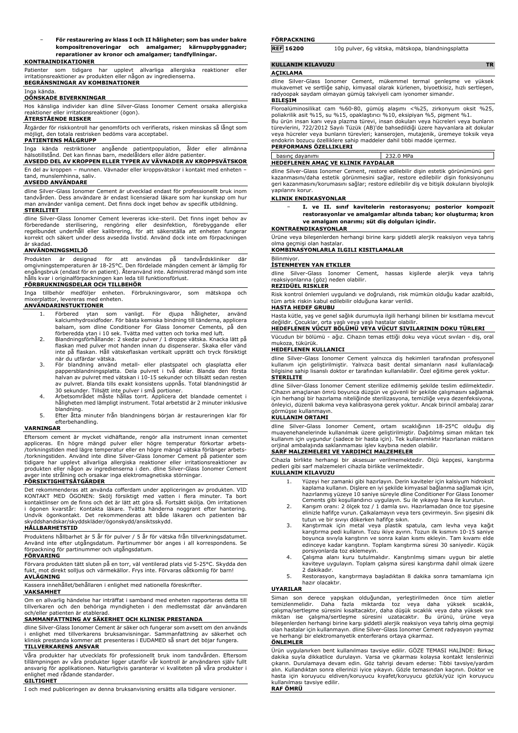– **För restaurering av klass I och II håligheter; som bas under bakre kompositrenoveringar och amalgamer; kärnuppbyggnader; reparationer av kronor och amalgamer; tandfyllningar.**

**KONTRAINDIKATIONER**

Patienter som tidigare har upplevt allvarliga allergiska reaktioner eller irritationsreaktioner av produkten eller någon av ingredienserna.

**BEGRÄNSNINGAR AV KOMBINATIONER**

Inga kända.

**OÖNSKADE BIVERKNINGAR**

Hos känsliga individer kan dline Silver-Glass Ionomer Cement orsaka allergiska reaktioner eller irritationsreaktioner (ögon).

**ÅTERSTÅENDE RISKER**

Åtgärder för riskkontroll har genomförts och verifierats, risken minskas så långt som möjligt, den totala restrisken bedöms vara acceptabel.

**PATIENTENS MÅLGRUPP**

Inga kända restriktioner angående patientpopulation, ålder eller allmänna hälsotillstånd. Det kan finnas barn, medelålders eller äldre patienter.

**AVSEDD DEL AV KROPPEN ELLER TYPER AV VÄVNADER AV KROPPSVÄTSKOR**

En del av kroppen – munnen. Vävnader eller kroppsvätskor i kontakt med enheten – tand, munslemhinna, saliv.

**AVSEDD ANVÄNDARE**

dline Silver-Glass Ionomer Cement är utvecklad endast för professionellt bruk inom tandvården. Dess användare är endast licensierad läkare som har kunskap om hur man använder vanliga cement. Det finns dock inget behov av specifik utbildning.

**STERILITET**

dline Silver-Glass Ionomer Cement levereras icke-steril. Det finns inget behov av förberedande sterilisering, rengöring eller desinfektion, förebyggande eller regelbundet underhåll eller kalibrering, för att säkerställa att enheten fungerar korrekt och säkert under dess avsedda livstid. Använd dock inte om förpackningen är skadad.

**ANVÄNDNINGSMILJÖ**

Produkten är designad för att användas på tandvårdskliniker där omgivningstemperaturen är 18-25°C. Den fördelade mängden cement är lämplig för engångsbruk (endast för en patient). Återanvänd inte. Administrerad mängd som inte hålls kvar i originalförpackningen kan leda till funktionsförlust.

**FÖRBRUKNINGSDELAR OCH TILLBEHÖR**

Inga tillbehör medföljer enheten. Förbrukningsvaror, som mätskopa och mixerplattor, levereras med enheten.

**ANVÄNDARINSTRUKTIONER**

1. Förbered ytan som vanligt. För djupa håligheter, använd kalciumhydroxidfoder. För bästa kemiska bindning till tänderna, applicera balsam, som dline Conditioner For Glass Ionomer Cements, på den förberedda ytan i 10 sek. Tvätta med vatten och torka med luft.
2. Blandningsförhållande: 2 skedar pulver / 1 droppe vätska. Knacka lätt på flaskan med pulver mot handen innan du dispenserar. Skaka eller vänd inte på flaskan. Håll vätskeflaskan vertikalt upprätt och tryck försiktigt när du utfärdar vätska.
3. För blandning använd metall- eller plastspatel och glasplatta eller pappersblandningsplatta. Dela pulvret i två delar. Blanda den första halvan av pulvret med vätskan i 10-15 sekunder och tillsätt sedan resten av pulvret. Blanda tills exakt konsistens uppnås. Total blandningstid är 30 sekunder. Tillsätt inte pulver i små portioner.
4. Arbetsområdet måste hållas torrt. Applicera det blandade cementet i håligheten med lämpligt instrument. Total arbetstid är 2 minuter inklusive blandning.
5. Efter åtta minuter från blandningens början är restaureringen klar för efterbehandling.

**VARNINGAR**

Eftersom cement är mycket vidhäftande, rengör alla instrument innan cementet appliceras. En högre mängd pulver eller högre temperatur förkortar arbets-/torkningstiden med lägre temperatur eller en högre mängd vätska förlänger arbets-/torkningstiden. Använd inte dline Silver-Glass Ionomer Cement på patienter som tidigare har upplevt allvarliga allergiska reaktioner eller irritationsreaktioner av produkten eller någon av ingredienserna i den. dline Silver-Glass Ionomer Cement avger inte strålning och orsakar inga elektromagnetiska störningar.

**FÖRSIKTIGHETSÅTGÄRDER**

Det rekommenderas att använda cofferdam under appliceringen av produkten. VID KONTAKT MED ÖGONEN: Skölj försiktigt med vatten i flera minuter. Ta bort kontaktlinser om de finns och det är lätt att göra så. Fortsätt skölja. Om irritationen i ögonen kvarstår: Kontakta läkare. Tvätta händerna noggrant efter hantering. Undvik ögonkontakt. Det rekommenderas att både läkaren och patienten bär skyddshandskar/skyddskläder/ögonskydd/ansiktsskydd.

**HÅLLBARHETSTID**

Produktens hållbarhet är 5 år för pulver / 5 år för vätska från tillverkningsdatumet. Använd inte efter utgångsdatum. Partinummer bör anges i all korrespondens. Se förpackning för partinummer och utgångsdatum.

**FÖRVARING**

Förvara produkten tätt sluten på en torr, väl ventilerad plats vid 5-25°C. Skydda den fukt, mot direkt solljus och värmekällor. Frys inte. Förvaras oåtkomlig för barn!

**AVLÄGNING**

Kassera innehållet/behållaren i enlighet med nationella föreskrifter.

**VAKSAMHET**

Om en allvarlig händelse har inträffat i samband med enheten rapporteras detta till tillverkaren och den behöriga myndigheten i den medlemsstat där användaren och/eller patienten är etablerad.

**SAMMANFATTNING AV SÄKERHET OCH KLINISK PRESTANDA**

dline Silver-Glass Ionomer Cement är säker och fungerar som avsett om den används i enlighet med tillverkarens bruksanvisningar. Sammanfattning av säkerhet och klinisk prestanda kommer att presenteras i EUDAMED så snart det böjar fungera.

**TILLVERKARENS ANSVAR**

Våra produkter har utvecklats för professionellt bruk inom tandvården. Eftersom tillämpningen av våra produkter ligger utanför vår kontroll är användaren själv fullt ansvarig för applikationen. Naturligtvis garanterar vi kvaliteten på våra produkter i enlighet med rådande standarder.

**GILTIGHET**

I och med publiceringen av denna bruksanvisning ersätts alla tidigare versioner.

**FÖRPACKNING**

| **REF 16200** | 10g pulver, 6g vätska, mätskopa, blandningsplatta |
|---|---|

## KULLANIM KILAVUZU — TR

**AÇIKLAMA**

dline Silver-Glass Ionomer Cement, mükemmel termal genleşme ve yüksek mukavemet ve sertliğe sahip, kimyasal olarak kürlenen, biyoetkisiz, hızlı sertleşen, radyoopak saydam olmayan gümüş takviyeli cam iyonomer simandır.

**BILEŞIM**

Floroalüminosilikat cam %60-80, gümüş alaşımı <%25, zirkonyum oksit %25, poliakrilik asit %15, su %15, opaklaştırıcı %10, eksipiyan %5, pigment %1.

Bu ürün insan kanı veya plazma türevi, insan dokuları veya hücreleri veya bunların türevlerini, 722/2012 Sayılı Tüzük (AB)'de bahsedildiği üzere hayvanlara ait dokular veya hücreler veya bunların türevleri; kanserojen, mutajenik, üremeye toksik veya endokrin bozucu özelliklere sahip maddeler dahil tıbbi madde içermez.

**PERFORMANS ÖZELLIKLERI**

| basınç dayanımı | 232.0 MPa |
|---|---|

**HEDEFLENEN AMAÇ VE KLINIK FAYDALAR**

dline Silver-Glass Ionomer Cement, restore edilebilir dişin estetik görünümünü geri kazanmasını/daha estetik görünmesini sağlar, restore edilebilir dişin fonksiyonunu geri kazanmasını/korumasını sağlar; restore edilebilir diş ve bitişik dokuların biyolojik yapılarını korur.

**KLINIK ENDIKASYONLAR**

– **I. ve II. sınıf kavitelerin restorasyonu; posterior kompozit restorasyonlar ve amalgamlar altında taban; kor oluşturma; kron ve amalgam onarımı; süt diş dolguları içindir.**

**KONTRAENDIKASYONLAR**

Ürüne veya bileşenlerden herhangi birine karşı şiddetli alerjik reaksiyon veya tahriş olma geçmişi olan hastalar.

**KOMBINASYONLARLA ILGILI KISITLAMALAR**

Bilinmiyor.

**İSTENMEYEN YAN ETKILER**

dline Silver-Glass Ionomer Cement, hassas kişilerde alerjik veya tahriş reaksiyonlarına (göz) neden olabilir.

**REZIDÜEL RISKLER**

Risk kontrol önlemleri uygulandı ve doğrulandı, risk mümkün olduğu kadar azaltıldı, tüm artık riskin kabul edilebilir olduğuna karar verildi.

**HASTA HEDEF GRUBU**

Hasta kütle, yaş ve genel sağlık durumuyla ilgili herhangi bilinen bir kısıtlama mevcut değildir. Çocuklar, orta yaşlı veya yaşlı hastalar olabilir.

**HEDEFLENEN VÜCUT BÖLÜMÜ VEYA VÜCUT SIVILARININ DOKU TÜRLERI**

Vücudun bir bölümü - ağız. Cihazın temas ettiği doku veya vücut sıvıları - diş, oral mukoza, tükürük.

**HEDEFLENEN KULLANICI**

dline Silver-Glass Ionomer Cement yalnızca diş hekimleri tarafından profesyonel kullanım için geliştirilmiştir. Yalnızca basit dental simanların nasıl kullanılacağı bilgisine sahip lisanslı doktor er tarafından kullanılabilir. Özel eğitime gerek yoktur.

**STERILITE**

dline Silver-Glass Ionomer Cement sterilize edilmemiş şekilde teslim edilmektedir. Cihazın amaçlanan ömrü boyunca düzgün ve güvenli bir şekilde çalışmasını sağlamak için herhangi bir hazırlama niteliğinde sterilizasyona, temizliğe veya dezenfeksiyona, önleyici, düzenli bakıma veya kalibrasyona gerek yoktur. Ancak birincil ambalaj zarar görmüşse kullanmayın.

**KULLANIM ORTAMI**

dline Silver-Glass Ionomer Cement, ortam sıcaklığının 18-25°C olduğu diş muayenehanelerinde kullanılmak üzere geliştirilmiştir. Dağıtılmış siman miktarı tek kullanım için uygundur (sadece bir hasta için). Tek kullanımlıktır Hazırlanan miktarın orijinal ambalajında saklanmaması işlev kaybına neden olabilir.

**SARF MALZEMELERI VE YARDIMCI MALZEMELER**

Cihazla birlikte herhangi bir aksesuar verilmemektedir. Ölçü kepçesi, karıştırma pedleri gibi sarf malzemeleri cihazla birlikte verilmektedir.

**KULLANIM KILAVUZU**

1. Yüzeyi her zamanki gibi hazırlayın. Derin kaviteler için kalsiyum hidroksit kaplama kullanın. Dişlere en iyi şekilde kimyasal bağlanma sağlamak için, hazırlanmış yüzeye 10 saniye süreyle dline Conditioner For Glass Ionomer Cements gibi koşullandırıcı uygulayın. Su ile yıkayıp hava ile kurutun.
2. Karışım oranı: 2 ölçek toz / 1 damla sıvı. Hazırlamadan önce toz şişesine elinizle hafifçe vurun. Çalkalamayın veya ters çevirmeyin. Sıvı şişesini dik tutun ve bir sıvıyı dökerken hafifçe sıkın.
3. Karıştırmak için metal veya plastik spatula, cam levha veya kağıt karıştırma pedi kullanın. Tozu ikiye ayırın. Tozun ilk kısmını 10-15 saniye boyunca sıvıyla karıştırın ve sonra kalan kısmı ekleyin. Tam kıvamı elde edinceye kadar karıştırın. Toplam karıştırma süresi 30 saniyedir. Küçük porsiyonlarda toz eklemeyin.
4. Çalışma alanı kuru tutulmalıdır. Karıştırılmış simanı uygun bir aletle kaviteye uygulayın. Toplam çalışma süresi karıştırma dahil olmak üzere 2 dakikadır.
5. Restorasyon, karıştırmaya başladıktan 8 dakika sonra tamamlama için hazır olacaktır.

**UYARILAR**

Siman son derece yapışkan olduğundan, yerleştirilmeden önce tüm aletler temizlenmelidir. Daha fazla miktarda toz veya daha yüksek sıcaklık, çalışma/sertleşme süresini kısaltacaktır, daha düşük sıcaklık veya daha yüksek sıvı miktarı ise çalışma/sertleşme süresini uzatacaktır. Bu ürünü, ürüne veya bileşenlerden herhangi birine karşı şiddetli alerjik reaksiyon veya tahriş olma geçmişi olan hastalar için kullanmayın. dline Silver-Glass Ionomer Cement radyasyon yaymaz ve herhangi bir elektromanyetik enterferans ortaya çıkarmaz.

**ÖNLEMLER**

Ürün uygulanırken bent kullanılması tavsiye edilir. GÖZE TEMASI HALİNDE: Birkaç dakika suyla dikkatlice durulayın. Varsa ve çıkarması kolaysa kontakt lenslerinizi çıkarın. Durulamaya devam edin. Göz tahrişi devam ederse: Tıbbi tavsiye/yardım alın. Kullandıktan sonra ellerinizi iyice yıkayın. Gözle temasından kaçının. Doktor ve hasta için koruyucu eldiven/koruyucu kıyafet/koruyucu gözlük/yüz için koruyucu kullanılması tavsiye edilir.

**RAF ÖMRÜ**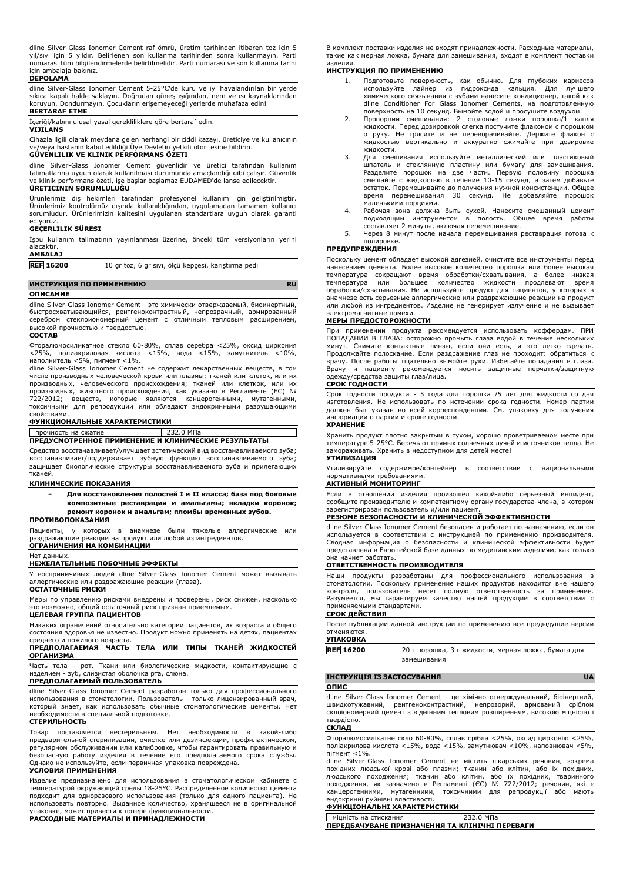dline Silver-Glass Ionomer Cement raf ömrü, üretim tarihinden itibaren toz için 5 yıl/sıvı için 5 yıldır. Belirlenen son kullanma tarihinden sonra kullanmayın. Parti numarası tüm bilgilendirmelerde belirtilmelidir. Parti numarası ve son kullanma tarihi için ambalaja bakınız.

**DEPOLAMA**

dline Silver-Glass Ionomer Cement 5-25°C'de kuru ve iyi havalandırılan bir yerde sıkıca kapalı halde saklayın. Doğrudan güneş ışığından, nem ve ısı kaynaklarından koruyun. Dondurmayın. Çocukların erişemeyeceği yerlerde muhafaza edin!

**BERTARAF ETME**

İçeriği/kabını ulusal yasal gerekliliklere göre bertaraf edin.

**VIJILANS**

Cihazla ilgili olarak meydana gelen herhangi bir ciddi kazayı, üreticiye ve kullanıcının ve/veya hastanın kabul edildiği Üye Devletin yetkili otoritesine bildirin.

**GÜVENLILIK VE KLINIK PERFORMANS ÖZETI**

dline Silver-Glass Ionomer Cement güvenlidir ve üretici tarafından kullanım talimatlarına uygun olarak kullanılması durumunda amaçlandığı gibi çalışır. Güvenlik ve klinik performans özeti, işe başlar başlamaz EUDAMED'de lanse edilecektir.

**ÜRETICININ SORUMLULUĞU**

Ürünlerimiz diş hekimleri tarafından profesyonel kullanım için geliştirilmiştir. Ürünlerimiz kontrolümüz dışında kullanıldığından, uygulamadan tamamen kullanıcı sorumludur. Ürünlerimizin kalitesini uygulanan standartlara uygun olarak garanti ediyoruz.

**GEÇERLILIK SÜRESI**

İşbu kullanım talimatının yayınlanması üzerine, önceki tüm versiyonların yerini alacaktır.

**AMBALAJ**

| REF 16200 | 10 gr toz, 6 gr sıvı, ölçü kepçesi, karıştırma pedi |
|---|---|

## ИНСТРУКЦИЯ ПО ПРИМЕНЕНИЮ — RU

**ОПИСАНИЕ**

dline Silver-Glass Ionomer Cement - это химически отверждаемый, биоинертный, быстросхватывающийся, рентгеноконтрастный, непрозрачный, армированный серебром стеклоиономерный цемент с отличным тепловым расширением, высокой прочностью и твердостью.

**СОСТАВ**

Фторалюмосиликатное стекло 60-80%, сплав серебра <25%, оксид циркония <25%, полиакриловая кислота <15%, вода <15%, замутнитель <10%, наполнитель <5%, пигмент <1%.

dline Silver-Glass Ionomer Cement не содержит лекарственных веществ, в том числе производных человеческой крови или плазмы; тканей или клеток, или их производных, человеческого происхождения; тканей или клеткок, или их производных, животного происхождения, как указано в Регламенте (ЕС) № 722/2012; веществ, которые являются канцерогенными, мутагенными, токсичными для репродукции или обладают эндокринными разрушающими свойствами.

**ФУНКЦИОНАЛЬНЫЕ ХАРАКТЕРИСТИКИ**

| прочность на сжатие | 232.0 МПа |
|---|---|

**ПРЕДУСМОТРЕННОЕ ПРИМЕНЕНИЕ И КЛИНИЧЕСКИЕ РЕЗУЛЬТАТЫ**

Средство восстанавливает/улучшает эстетический вид восстанавливаемого зуба; восстанавливает/поддерживает зубную функцию восстанавливаемого зуба; защищает биологические структуры восстанавливаемого зуба и прилегающих тканей.

**КЛИНИЧЕСКИЕ ПОКАЗАНИЯ**

- **Для восстановления полостей I и II класса; база под боковые композитные реставрации и амальгамы; вкладки коронок; ремонт коронок и амальгам; пломбы временных зубов.**

**ПРОТИВОПОКАЗАНИЯ**

Пациенты, у которых в анамнезе были тяжелые аллергические или раздражающие реакции на продукт или любой из ингредиентов.

**ОГРАНИЧЕНИЯ НА КОМБИНАЦИИ**

Нет данных.

**НЕЖЕЛАТЕЛЬНЫЕ ПОБОЧНЫЕ ЭФФЕКТЫ**

У восприимчивых людей dline Silver-Glass Ionomer Cement может вызывать аллергические или раздражающие реакции (глаза).

**ОСТАТОЧНЫЕ РИСКИ**

Меры по управлению рисками внедрены и проверены, риск снижен, насколько это возможно, общий остаточный риск признан приемлемым.

**ЦЕЛЕВАЯ ГРУППА ПАЦИЕНТОВ**

Никаких ограничений относительно категории пациентов, их возраста и общего состояния здоровья не известно. Продукт можно применять на детях, пациентах среднего и пожилого возраста.

**ПРЕДПОЛАГАЕМАЯ ЧАСТЬ ТЕЛА ИЛИ ТИПЫ ТКАНЕЙ ЖИДКОСТЕЙ ОРГАНИЗМА**

Часть тела - рот. Ткани или биологические жидкости, контактирующие с изделием - зуб, слизистая оболочка рта, слюна.

**ПРЕДПОЛАГАЕМЫЙ ПОЛЬЗОВАТЕЛЬ**

dline Silver-Glass Ionomer Cement разработан только для профессионального использования в стоматологии. Пользователь - только лицензированный врач, который знает, как использовать обычные стоматологические цементы. Нет необходимости в специальной подготовке.

**СТЕРИЛЬНОСТЬ**

Товар поставляется нестерильным. Нет необходимости в какой-либо предварительной стерилизации, очистке или дезинфекции, профилактическом, регулярном обслуживании или калибровке, чтобы гарантировать правильную и безопасную работу изделия в течение его предполагаемого срока службы. Однако не используйте, если первичная упаковка повреждена.

**УСЛОВИЯ ПРИМЕНЕНИЯ**

Изделие предназначено для использования в стоматологическом кабинете с температурой окружающей среды 18-25°C. Распределенное количество цемента подходит для одноразового использования (только для одного пациента). Не использовать повторно. Выданное количество, хранящееся не в оригинальной упаковке, может привести к потере функциональности.

**РАСХОДНЫЕ МАТЕРИАЛЫ И ПРИНАДЛЕЖНОСТИ**

В комплект поставки изделия не входят принадлежности. Расходные материалы, такие как мерная ложка, бумага для замешивания, входят в комплект поставки изделия.

**ИНСТРУКЦИЯ ПО ПРИМЕНЕНИЮ**

1. Подготовьте поверхность, как обычно. Для глубоких кариесов используйте лайнер из гидроксида кальция. Для лучшего химического связывания с зубами нанесите кондиционер, такой как dline Conditioner For Glass Ionomer Cements, на подготовленную поверхность на 10 секунд. Вымойте водой и просушите воздухом.
2. Пропорции смешивания: 2 столовые ложки порошка/1 капля жидкости. Перед дозировкой слегка постучите флаконом с порошком о руку. Не трясите и не переворачивайте. Держите флакон с жидкостью вертикально и аккуратно сжимайте при дозировке жидкости.
3. Для смешивания используйте металлический или пластиковый шпатель и стеклянную пластину или бумагу для замешивания. Разделите порошок на две части. Первую половину порошка смешайте с жидкостью в течение 10-15 секунд, а затем добавьте остаток. Перемешивайте до получения нужной консистенции. Общее время перемешивания 30 секунд. Не добавляйте порошок маленькими порциями.
4. Рабочая зона должна быть сухой. Нанесите смешанный цемент подходящим инструментом в полость. Общее время работы составляет 2 минуты, включая перемешивание.
5. Через 8 минут после начала перемешивания реставрация готова к полировке.

**ПРЕДУПРЕЖДЕНИЯ**

Поскольку цемент обладает высокой адгезией, очистите все инструменты перед нанесением цемента. Более высокое количество порошка или более высокая температура сокращают время обработки/схватывания, а более низкая температура или большее количество жидкости продлевают время обработки/схватывания. Не используйте продукт для пациентов, у которых в анамнезе есть серьезные аллергические или раздражающие реакции на продукт или любой из ингредиентов. Изделие не генерирует излучение и не вызывает электромагнитные помехи.

**МЕРЫ ПРЕДОСТОРОЖНОСТИ**

При применении продукта рекомендуется использовать коффердам. ПРИ ПОПАДАНИИ В ГЛАЗА: осторожно промыть глаза водой в течение нескольких минут. Снимите контактные линзы, если они есть, и это легко сделать. Продолжайте полоскание. Если раздражение глаз не проходит: обратиться к врачу. После работы тщательно вымойте руки. Избегайте попадания в глаза. Врачу и пациенту рекомендуется носить защитные перчатки/защитную одежду/средства защиты глаз/лица.

**СРОК ГОДНОСТИ**

Срок годности продукта - 5 года для порошка /5 лет для жидкости со дня изготовления. Не использовать по истечении срока годности. Номер партии должен быт указан во всей корреспонденции. См. упаковку для получения информации о партии и сроке годности.

**ХРАНЕНИЕ**

Хранить продукт плотно закрытым в сухом, хорошо проветриваемом месте при температуре 5-25°C. Беречь от прямых солнечных лучей и источников тепла. Не замораживать. Хранить в недоступном для детей месте!

**УТИЛИЗАЦИЯ**

Утилизируйте содержимое/контейнер в соответствии с национальными нормативными требованиями.

**АКТИВНЫЙ МОНИТОРИНГ**

Если в отношении изделия произошел какой-либо серьезный инцидент, сообщите производителю и компетентному органу государства-члена, в котором зарегистрирован пользователь и/или пациент.

**РЕЗЮМЕ БЕЗОПАСНОСТИ И КЛИНИЧЕСКОЙ ЭФФЕКТИВНОСТИ**

dline Silver-Glass Ionomer Cement безопасен и работает по назначению, если он используется в соответствии с инструкцией по применению производителя. Сводная информация о безопасности и клинической эффективности будет представлена в Европейской базе данных по медицинским изделиям, как только она начнет работать.

**ОТВЕТСТВЕННОСТЬ ПРОИЗВОДИТЕЛЯ**

Наши продукты разработаны для профессионального использования в стоматологии. Поскольку применение наших продуктов находится вне нашего контроля, пользователь несет полную ответственность за применение. Разумеется, мы гарантируем качество нашей продукции в соответствии с применяемыми стандартами.

**СРОК ДЕЙСТВИЯ**

После публикации данной инструкции по применению все предыдущие версии отменяются.

**УПАКОВКА**

| REF 16200 | 20 г порошка, 3 г жидкости, мерная ложка, бумага для замешивания |
|---|---|

## ІНСТРУКЦІЯ ІЗ ЗАСТОСУВАННЯ — UA

**ОПИС**

dline Silver-Glass Ionomer Cement - це хімічно отверждувальний, біоінертний, швидкотужавний, рентгеноконтрастний, непрозорий, армований сріблом склоіономерний цемент з відмінним тепловим розширенням, високою міцністю і твердістю.

**СКЛАД**

Фторалюмосилікатне скло 60-80%, сплав срібла <25%, оксид цирконію <25%, поліакрилова кислота <15%, вода <15%, замутнювач <10%, наповнювач <5%, пігмент <1%.

dline Silver-Glass Ionomer Cement не містить лікарських речовин, зокрема похідних людської крові або плазми; тканин або клітин, або їх похідних, людського походження; тканин або клітин, або їх похідних, тваринного походження, як зазначено в Регламенті (ЄС) № 722/2012; речовин, які є канцерогенними, мутагенними, токсичними для репродукції або мають ендокринні руйнівні властивості.

**ФУНКЦІОНАЛЬНІ ХАРАКТЕРИСТИКИ**

| міцність на стискання | 232.0 МПа |
|---|---|

**ПЕРЕДБАЧУВАНЕ ПРИЗНАЧЕННЯ ТА КЛІНІЧНІ ПЕРЕВАГИ**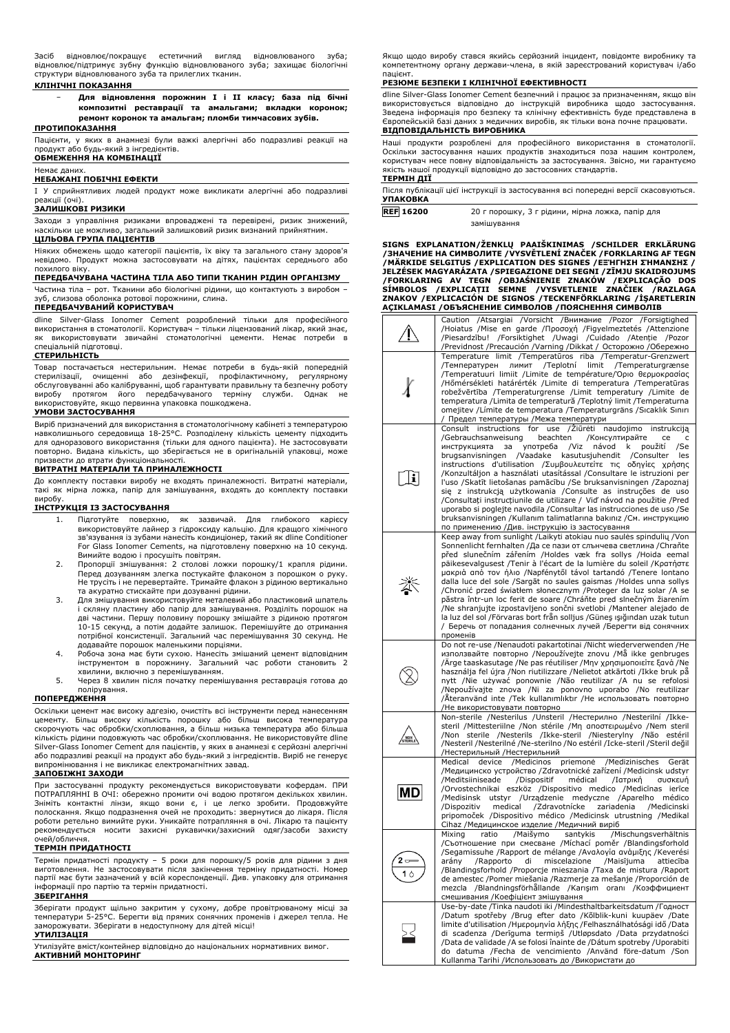Засіб відновлює/покращує естетичний вигляд відновлюваного зуба; відновлює/підтримує зубну функцію відновлюваного зуба; захищає біологічні структури відновлюваного зуба та прилеглих тканин.

**КЛІНІЧНІ ПОКАЗАННЯ**

- **Для відновлення порожнин I і II класу; база під бічні композитні реставрації та амальгами; вкладки коронок; ремонт коронок та амальгам; пломби тимчасових зубів.**

**ПРОТИПОКАЗАННЯ**

Пацієнти, у яких в анамнезі були важкі алергічні або подразливі реакції на продукт або будь-який з інгредієнтів.

**ОБМЕЖЕННЯ НА КОМБІНАЦІЇ**

Немає даних.

**НЕБАЖАНІ ПОБІЧНІ ЕФЕКТИ**

I У сприйнятливих людей продукт може викликати алергічні або подразливі реакції (очі).

**ЗАЛИШКОВІ РИЗИКИ**

Заходи з управління ризиками впроваджені та перевірені, ризик знижений, наскільки це можливо, загальний залишковий ризик визнаний прийнятним.

**ЦІЛЬОВА ГРУПА ПАЦІЄНТІВ**

Ніяких обмежень щодо категорії пацієнтів, їх віку та загального стану здоров'я невідомо. Продукт можна застосовувати на дітях, пацієнтах середнього або похилого віку.

**ПЕРЕДБАЧУВАНА ЧАСТИНА ТІЛА АБО ТИПИ ТКАНИН РІДИН ОРГАНІЗМУ**

Частина тіла – рот. Тканини або біологічні рідини, що контактують з виробом – зуб, слизова оболонка ротової порожнини, слина.

**ПЕРЕДБАЧУВАНИЙ КОРИСТУВАЧ**

dline Silver-Glass Ionomer Cement розроблений тільки для професійного використання в стоматології. Користувач – тільки ліцензований лікар, який знає, як використовувати звичайні стоматологічні цементи. Немає потреби в спеціальній підготовці.

**СТЕРИЛЬНІСТЬ**

Товар постачається нестерильним. Немає потреби в будь-якій попередній стерилізації, очищенні або дезінфекції, профілактичному, регулярному обслуговуванні або калібруванні, щоб гарантувати правильну та безпечну роботу виробу протягом його передбачуваного терміну служби. Однак не використовуйте, якщо первинна упаковка пошкоджена.

**УМОВИ ЗАСТОСУВАННЯ**

Виріб призначений для використання в стоматологічному кабінеті з температурою навколишнього середовища 18-25°C. Розподілену кількість цементу підходить для одноразового використання (тільки для одного пацієнта). Не застосовувати повторно. Видана кількість, що зберігається не в оригінальній упаковці, може призвести до втрати функціональності.

**ВИТРАТНІ МАТЕРІАЛИ ТА ПРИНАЛЕЖНОСТІ**

До комплекту поставки виробу не входять приналежності. Витратні матеріали, такі як мірна ложка, папір для замішування, входять до комплекту поставки виробу.

**ІНСТРУКЦІЯ ІЗ ЗАСТОСУВАННЯ**

1. Підготуйте поверхню, як зазвичай. Для глибокого карієсу використовуйте лайнер з гідроксиду кальцію. Для кращого хімічного зв'язування із зубами нанесіть кондиціонер, такий як dline Conditioner For Glass Ionomer Cements, на підготовлену поверхню на 10 секунд. Вимийте водою і просушіть повітрям.
2. Пропорції змішування: 2 столові ложки порошку/1 крапля рідини. Перед дозуванням злегка постукайте флаконом з порошком о руку. Не трусіть і не перевертайте. Тримайте флакон з рідиною вертикально та акуратно стискайте при дозуванні рідини.
3. Для змішування використовуйте металевий або пластиковий шпатель і скляну пластину або папір для замішування. Розділіть порошок на дві частини. Першу половину порошку змішайте з рідиною протягом 10-15 секунд, а потім додайте залишок. Перемішуйте до отримання потрібної консистенції. Загальний час перемішування 30 секунд. Не додавайте порошок маленькими порціями.
4. Робоча зона має бути сухою. Нанесіть змішаний цемент відповідним інструментом в порожнину. Загальний час роботи становить 2 хвилини, включно з перемішуванням.
5. Через 8 хвилин після початку перемішування реставрація готова до полірування.

**ПОПЕРЕДЖЕННЯ**

Оскільки цемент має високу адгезію, очистіть всі інструменти перед нанесенням цементу. Більш висока кількість порошку або більш висока температура скорочують час обробки/схоплювання, а більш низька температура або більша кількість рідини подовжують час обробки/схоплювання. Не використовуйте dline Silver-Glass Ionomer Cement для пацієнтів, у яких в анамнезі є серйозні алергічні або подразливі реакції на продукт або будь-який з інгредієнтів. Виріб не генерує випромінювання і не викликає електромагнітних завад.

**ЗАПОБІЖНІ ЗАХОДИ**

При застосуванні продукту рекомендується використовувати кофердам. ПРИ ПОТРАПЛЯННІ В ОЧІ: обережно промийте очі водою протягом декількох хвилин. Зніміть контактні лінзи, якщо вони є, і це легко зробити. Продовжуйте полоскання. Якщо подразнення очей не проходить: звернутися до лікаря. Після роботи ретельно вимийте руки. Уникайте потрапляння в очі. Лікарю та пацієнту рекомендується носити захисні рукавички/захисний одяг/засоби захисту очей/обличчя.

**ТЕРМІН ПРИДАТНОСТІ**

Термін придатності продукту – 5 роки для порошку/5 років для рідини з дня виготовлення. Не застосовувати після закінчення терміну придатності. Номер партії має бути зазначений у всій кореспонденції. Див. упаковку для отримання інформації про партію та термін придатності.

**ЗБЕРІГАННЯ**

Зберігати продукт щільно закритим у сухому, добре провітрюваному місці за температури 5-25°C. Берегти від прямих сонячних променів і джерел тепла. Не заморожувати. Зберігати в недоступному для дітей місці!

**УТИЛІЗАЦІЯ**

Утилізуйте вміст/контейнер відповідно до національних нормативних вимог.

**АКТИВНИЙ МОНІТОРИНГ**

Якщо щодо виробу стався якийсь серйозний інцидент, повідомте виробнику та компетентному органу держави-члена, в якій зареєстрований користувач і/або пацієнт.

**РЕЗЮМЕ БЕЗПЕКИ І КЛІНІЧНОЇ ЕФЕКТИВНОСТІ**

dline Silver-Glass Ionomer Cement безпечний і працює за призначенням, якщо він використовується відповідно до інструкцій виробника щодо застосування. Зведена інформація про безпеку та клінічну ефективність буде представлена в Європейській базі даних з медичних виробів, як тільки вона почне працювати.

**ВІДПОВІДАЛЬНІСТЬ ВИРОБНИКА**

Наші продукти розроблені для професійного використання в стоматології. Оскільки застосування наших продуктів знаходиться поза нашим контролем, користувач несе повну відповідальність за застосування. Звісно, ми гарантуємо якість нашої продукції відповідно до застосовних стандартів.

**ТЕРМІН ДІЇ**

Після публікації цієї інструкції із застосування всі попередні версії скасовуються.

**УПАКОВКА**

| REF 16200 | 20 г порошку, 3 г рідини, мірна ложка, папір для замішування |
|---|---|

**SIGNS EXPLANATION /ŽENKLŲ PAAIŠKINIMAS /SCHILDER ERKLÄRUNG /ЗНАЧЕНИЕ НА СИМВОЛИТЕ /VYSVĚTLENÍ ZNAČEK /FORKLARING AF TEGN /MÄRKIDE SELGITUS /EXPLICATION DES SIGNES /ΕΞΗΓΗΣΗ ΣΗΜΑΝΣΗΣ / JELZÉSEK MAGYARÁZATA /SPIEGAZIONE DEI SEGNI /ZĪMJU SKAIDROJUMS /FORKLARING AV TEGN /OBJAŚNIENIE ZNAKÓW /EXPLICAÇÃO DOS SÍMBOLOS /EXPLICAȚII SEMNE /VYSVETLENIE ZNAČIEK /RAZLAGA ZNAKOV /EXPLICACIÓN DE SIGNOS /TECKENFÖRKLARING /İŞARETLERIN AÇIKLAMASI /ОБЪЯСНЕНИЕ СИМВОЛОВ /ПОЯСНЕННЯ СИМВОЛІВ**

| | |
|---|---|
| ⚠ | Caution /Atsargiai /Vorsicht /Внимание /Pozor /Forsigtighed /Hoiatus /Mise en garde /Προσοχή /Figyelmeztetés /Attenzione /Piesardzību! /Forsiktighet /Uwagi /Cuidado /Atenție /Pozor /Previdnost /Precaución /Varning /Dikkat / Осторожно /Обережно |
| 🌡 | Temperature limit /Temperatūros riba /Temperatur-Grenzwert /Температурен лимит /Teplotní limit /Temperaturgrænse /Temperatuuri limiit /Limite de température/Όριο θερμοκρασίας /Hőmérsékleti határérték /Limite di temperatura /Temperatūras robežvērtība /Temperaturgrense /Limit temperatury /Limite de temperatura /Limita de temperatură /Teplotný limit /Temperaturna omejitev /Límite de temperatura /Temperaturgräns /Sıcaklık Sınırı / Предел температуры /Межа температури |
| 📖 | Consult instructions for use /Žiūrėti naudojimo instrukciją /Gebrauchsanweisung beachten /Консултирайте се с инструкцията за употреба /Viz návod k použití /Se brugsanvisningen /Vaadake kasutusjuhendit /Consulter les instructions d'utilisation /Συμβουλευτείτε τις οδηγίες χρήσης /Konzultáljon a használati utasítással /Consultare le istruzioni per l'uso /Skatīt lietošanas pamācību /Se bruksanvisningen /Zapoznaj się z instrukcją użytkowania /Consulte as instruções de uso /Consultați instrucțiunile de utilizare / Viď návod na použitie /Pred uporabo si poglejte navodila /Consultar las instrucciones de uso /Se bruksanvisningen /Kullanım talimatlarına bakınız /См. инструкцию по применению /Див. інструкцію із застосування |
| ☀ | Keep away from sunlight /Laikyti atokiau nuo saulės spindulių /Von Sonnenlicht fernhalten /Да се пази от слънчева светлина /Chraňte před slunečním zářením /Holdes væk fra sollys /Hoida eemal päikesevalgusest /Tenir à l'écart de la lumière du soleil /Κρατήστε μακριά από τον ήλιο /Napfénytől távol tartandó /Tenere lontano dalla luce del sole /Sargāt no saules gaismas /Holdes unna sollys /Chronić przed światłem słonecznym /Proteger da luz solar /A se păstra într-un loc ferit de soare /Chráňte pred slnečným žiarením /Ne shranjujte izpostavljeno sončni svetlobi /Mantener alejado de la luz del sol /Förvaras bort från solljus /Güneş ışığından uzak tutun / Беречь от попадания солнечных лучей /Берегти від сонячних променів |
| ⊗ | Do not re-use /Nenaudoti pakartotinai /Nicht wiederverwenden /Не използвайте повторно /Nepoužívejte znovu /Må ikke genbruges /Ärge taaskasutage /Ne pas réutiliser /Μην χρησιμοποιείτε ξανά /Ne használja fel újra /Non riutilizzare /Nelietot atkārtoti /Ikke bruk på nytt /Nie używać ponownie /Não reutilizar /A nu se refolosi /Nepoužívajte znova /Ni za ponovno uporabo /No reutilizar /Återanvänd inte /Tek kullanımlıktır /Не использовать повторно /Не використовувати повторно |
| NON STERILE | Non-sterile /Nesterilus /Unsteril /Нестерилно /Nesterilní /Ikke-steril /Mittesteriilne /Non stérile /Μη αποστειρωμένο /Nem steril /Non sterile /Nesterils /Ikke-steril /Niesterylny /Não estéril /Nesteril /Nesterilné /Ne-sterilno /No estéril /Icke-steril /Steril değil /Нестерильный /Нестерильний |
| MD | Medical device /Medicinos priemonė /Medizinisches Gerät /Медицинско устройство /Zdravotnické zařízení /Medicinsk udstyr /Meditsiiniseade /Dispositif médical /Ιατρική συσκευή /Orvostechnikai eszköz /Dispositivo medico /Medicīnas ierīce /Medisinsk utstyr /Urządzenie medyczne /Aparelho médico /Dispozitiv medical /Zdravotnícke zariadenia /Medicinski pripomoček /Dispositivo médico /Medicinsk utrustning /Medikal Cihaz /Медицинское изделие /Медичний виріб |
| 2 / 1 | Mixing ratio /Maišymo santykis /Mischungsverhältnis /Съотношение при смесване /Míchací poměr /Blandingsforhold /Segamissuhe /Rapport de mélange /Αναλογία ανάμιξης /Keverési arány /Rapporto di miscelazione /Maisījuma attiecība /Blandingsforhold /Proporcje mieszania /Taxa de mistura /Raport de amestec /Pomer miešania /Razmerje za mešanje /Proporción de mezcla /Blandningsförhållande /Karışım oranı /Коэффициент смешивания /Коефіцієнт змішування |
| ⌛ | Use-by-date /Tinka naudoti iki /Mindesthaltbarkeitsdatum /Годност /Datum spotřeby /Brug efter dato /Kõlblik-kuni kuupäev /Date limite d'utilisation /Ημερομηνία λήξης /Felhasználhatósági idő /Data di scadenza /Derīguma termiņš /Utløpsdato /Data przydatności /Data de validade /A se folosi înainte de /Dátum spotreby /Uporabiti do datuma /Fecha de vencimiento /Använd före-datum /Son Kullanma Tarihi /Использовать до /Використати до |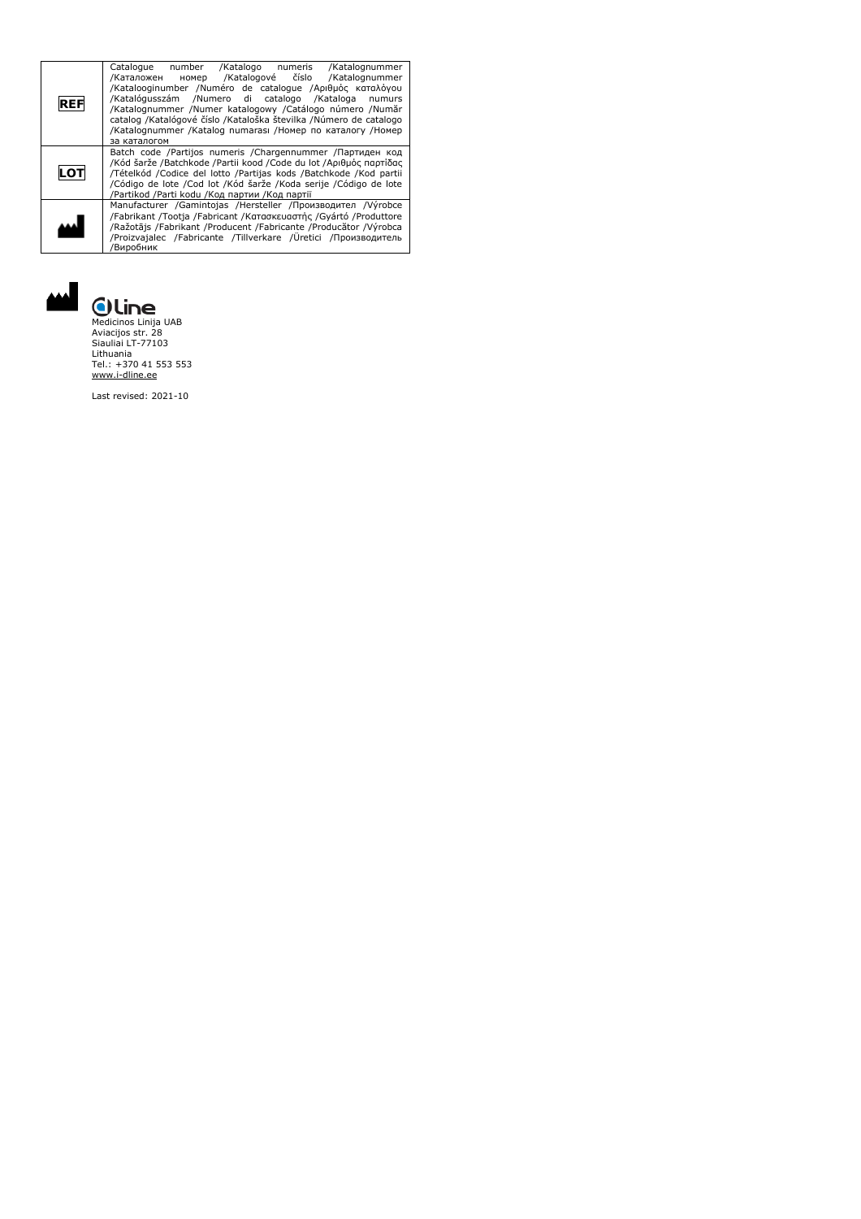| | |
|---|---|
| REF | Catalogue number /Katalogo numeris /Katalognummer /Каталожен номер /Katalogové číslo /Katalognummer /Katalooginumber /Numéro de catalogue /Αριθμός καταλόγου /Katalógusszám /Numero di catalogo /Kataloga numurs /Katalognummer /Numer katalogowy /Catálogo número /Număr catalog /Katalógové číslo /Kataloška številka /Número de catalogo /Katalognummer /Katalog numarası /Номер по каталогу /Номер за каталогом |
| LOT | Batch code /Partijos numeris /Chargennummer /Партиден код /Kód šarže /Batchkode /Partii kood /Code du lot /Αριθμός παρτίδας /Tételkód /Codice del lotto /Partijas kods /Batchkode /Kod partii /Código de lote /Cod lot /Kód šarže /Koda serije /Código de lote /Partikod /Parti kodu /Код партии /Код партії |
| Manufacturer | Manufacturer /Gamintojas /Hersteller /Производител /Výrobce /Fabrikant /Tootja /Fabricant /Κατασκευαστής /Gyártó /Produttore /Ražotājs /Fabrikant /Producent /Fabricante /Producător /Výrobca /Proizvajalec /Fabricante /Tillverkare /Üretici /Производитель /Виробник |

iLine

Medicinos Linija UAB
Aviacijos str. 28
Siauliai LT-77103
Lithuania
Tel.: +370 41 553 553
www.i-dline.ee

Last revised: 2021-10